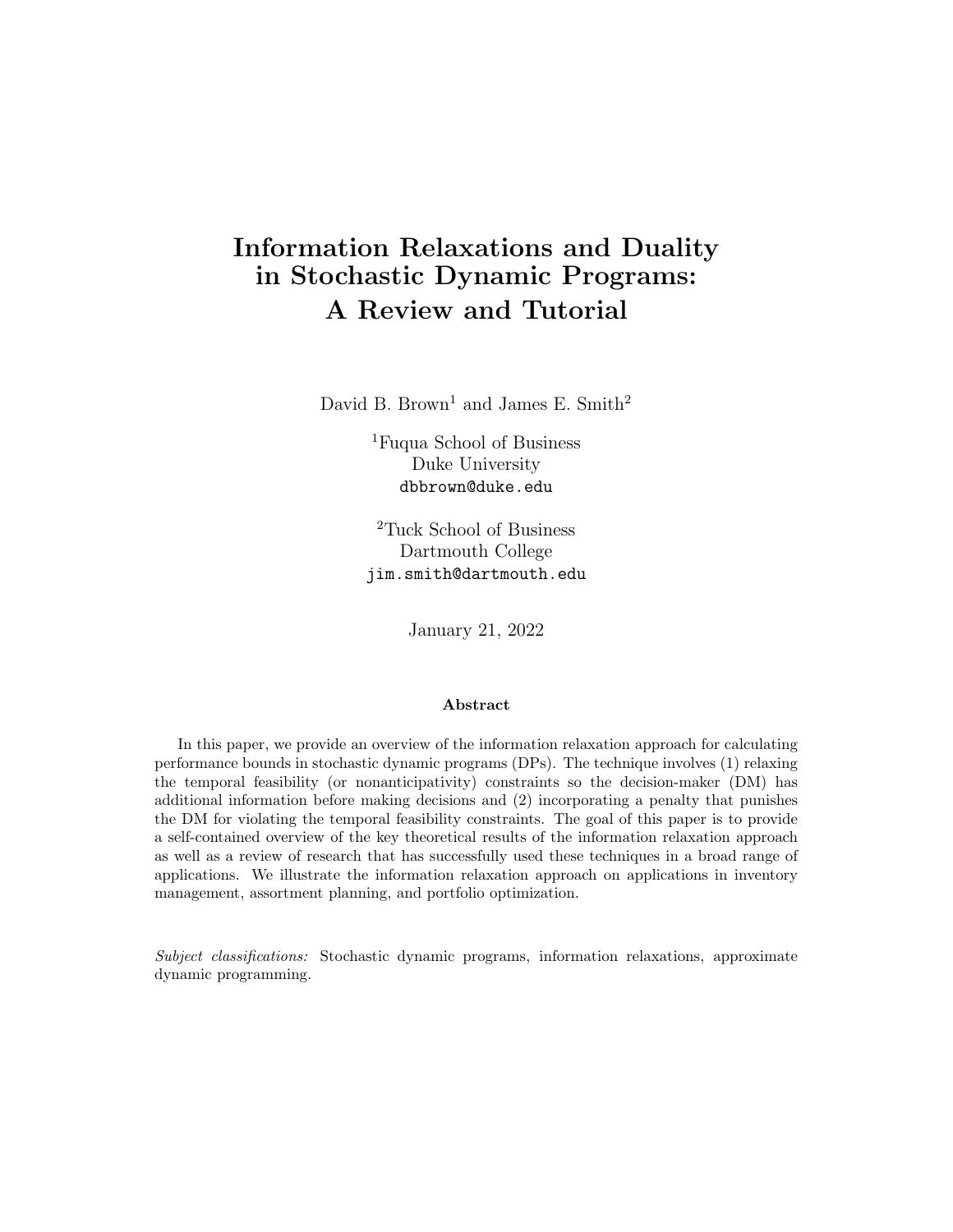# Information Relaxations and Duality in Stochastic Dynamic Programs: A Review and Tutorial

David B. Brown[1] and James E. Smith[2]

[1]Fuqua School of Business
Duke University
dbbrown@duke.edu

[2]Tuck School of Business
Dartmouth College
jim.smith@dartmouth.edu

January 21, 2022

**Abstract**

In this paper, we provide an overview of the information relaxation approach for calculating performance bounds in stochastic dynamic programs (DPs). The technique involves (1) relaxing the temporal feasibility (or nonanticipativity) constraints so the decision-maker (DM) has additional information before making decisions and (2) incorporating a penalty that punishes the DM for violating the temporal feasibility constraints. The goal of this paper is to provide a self-contained overview of the key theoretical results of the information relaxation approach as well as a review of research that has successfully used these techniques in a broad range of applications. We illustrate the information relaxation approach on applications in inventory management, assortment planning, and portfolio optimization.

*Subject classifications:* Stochastic dynamic programs, information relaxations, approximate dynamic programming.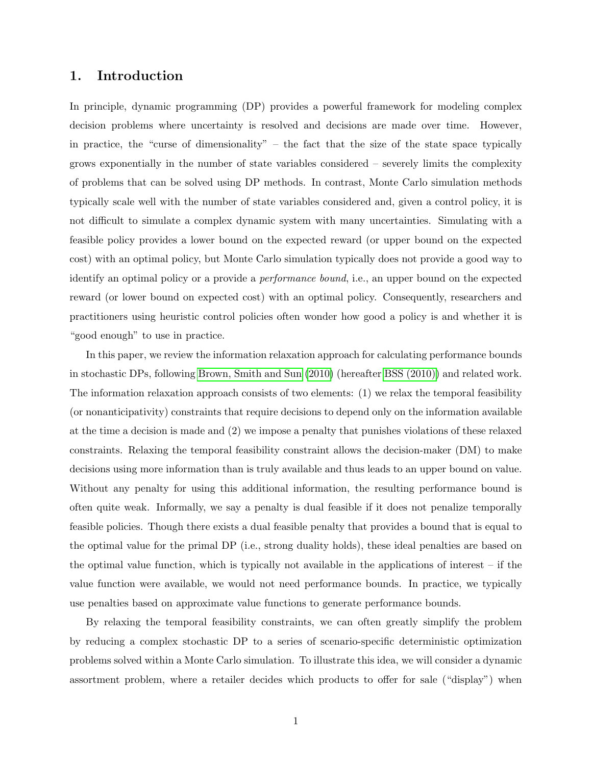## 1. Introduction

In principle, dynamic programming (DP) provides a powerful framework for modeling complex decision problems where uncertainty is resolved and decisions are made over time. However, in practice, the "curse of dimensionality" – the fact that the size of the state space typically grows exponentially in the number of state variables considered – severely limits the complexity of problems that can be solved using DP methods. In contrast, Monte Carlo simulation methods typically scale well with the number of state variables considered and, given a control policy, it is not difficult to simulate a complex dynamic system with many uncertainties. Simulating with a feasible policy provides a lower bound on the expected reward (or upper bound on the expected cost) with an optimal policy, but Monte Carlo simulation typically does not provide a good way to identify an optimal policy or a provide a *performance bound*, i.e., an upper bound on the expected reward (or lower bound on expected cost) with an optimal policy. Consequently, researchers and practitioners using heuristic control policies often wonder how good a policy is and whether it is "good enough" to use in practice.

In this paper, we review the information relaxation approach for calculating performance bounds in stochastic DPs, following Brown, Smith and Sun (2010) (hereafter BSS (2010)) and related work. The information relaxation approach consists of two elements: (1) we relax the temporal feasibility (or nonanticipativity) constraints that require decisions to depend only on the information available at the time a decision is made and (2) we impose a penalty that punishes violations of these relaxed constraints. Relaxing the temporal feasibility constraint allows the decision-maker (DM) to make decisions using more information than is truly available and thus leads to an upper bound on value. Without any penalty for using this additional information, the resulting performance bound is often quite weak. Informally, we say a penalty is dual feasible if it does not penalize temporally feasible policies. Though there exists a dual feasible penalty that provides a bound that is equal to the optimal value for the primal DP (i.e., strong duality holds), these ideal penalties are based on the optimal value function, which is typically not available in the applications of interest – if the value function were available, we would not need performance bounds. In practice, we typically use penalties based on approximate value functions to generate performance bounds.

By relaxing the temporal feasibility constraints, we can often greatly simplify the problem by reducing a complex stochastic DP to a series of scenario-specific deterministic optimization problems solved within a Monte Carlo simulation. To illustrate this idea, we will consider a dynamic assortment problem, where a retailer decides which products to offer for sale ("display") when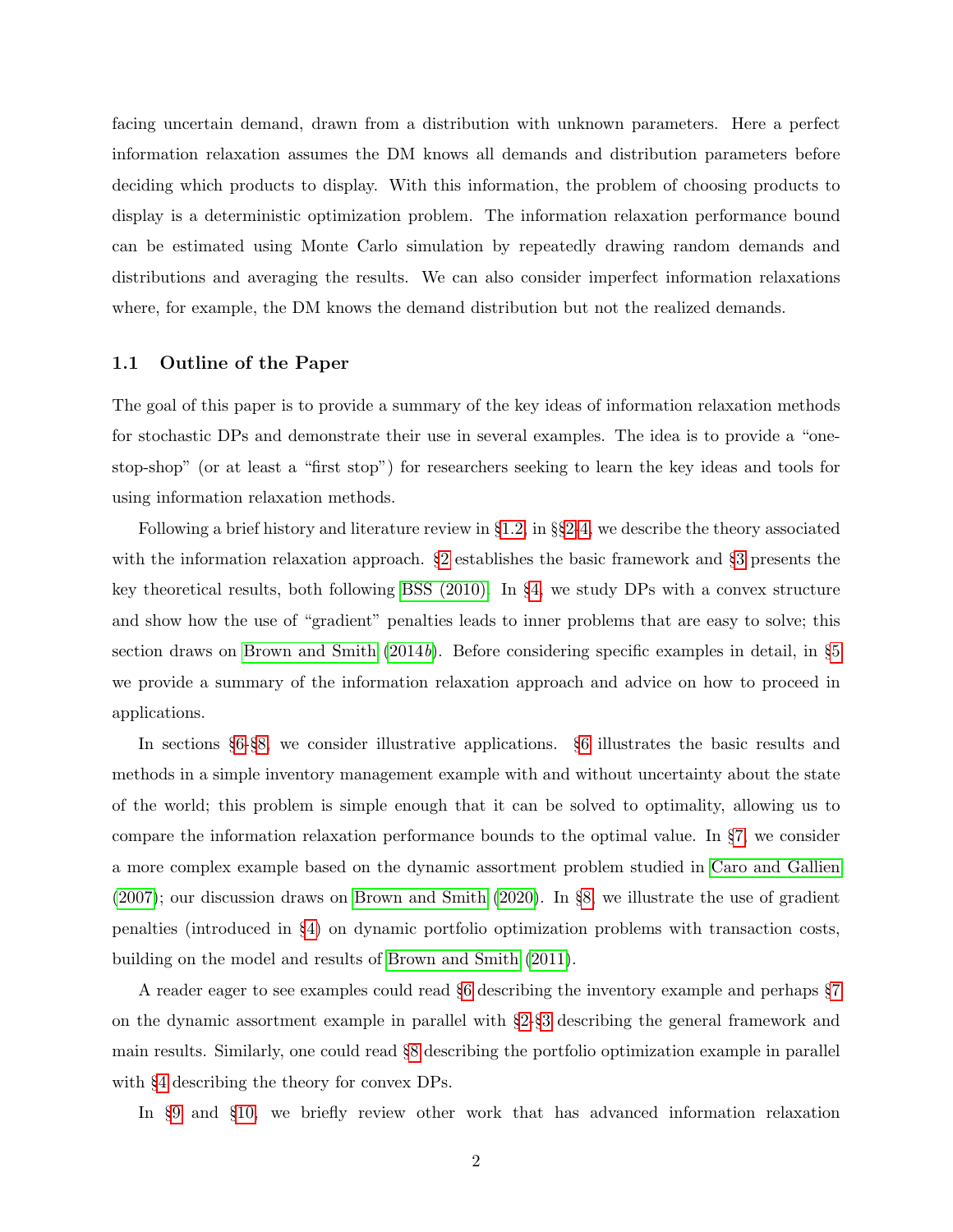facing uncertain demand, drawn from a distribution with unknown parameters. Here a perfect information relaxation assumes the DM knows all demands and distribution parameters before deciding which products to display. With this information, the problem of choosing products to display is a deterministic optimization problem. The information relaxation performance bound can be estimated using Monte Carlo simulation by repeatedly drawing random demands and distributions and averaging the results. We can also consider imperfect information relaxations where, for example, the DM knows the demand distribution but not the realized demands.

### 1.1 Outline of the Paper

The goal of this paper is to provide a summary of the key ideas of information relaxation methods for stochastic DPs and demonstrate their use in several examples. The idea is to provide a "one-stop-shop" (or at least a "first stop") for researchers seeking to learn the key ideas and tools for using information relaxation methods.

Following a brief history and literature review in §1.2, in §§2-4, we describe the theory associated with the information relaxation approach. §2 establishes the basic framework and §3 presents the key theoretical results, both following BSS (2010). In §4, we study DPs with a convex structure and show how the use of "gradient" penalties leads to inner problems that are easy to solve; this section draws on Brown and Smith (2014*b*). Before considering specific examples in detail, in §5 we provide a summary of the information relaxation approach and advice on how to proceed in applications.

In sections §6-§8, we consider illustrative applications. §6 illustrates the basic results and methods in a simple inventory management example with and without uncertainty about the state of the world; this problem is simple enough that it can be solved to optimality, allowing us to compare the information relaxation performance bounds to the optimal value. In §7, we consider a more complex example based on the dynamic assortment problem studied in Caro and Gallien (2007); our discussion draws on Brown and Smith (2020). In §8, we illustrate the use of gradient penalties (introduced in §4) on dynamic portfolio optimization problems with transaction costs, building on the model and results of Brown and Smith (2011).

A reader eager to see examples could read §6 describing the inventory example and perhaps §7 on the dynamic assortment example in parallel with §2-§3 describing the general framework and main results. Similarly, one could read §8 describing the portfolio optimization example in parallel with §4 describing the theory for convex DPs.

In §9 and §10, we briefly review other work that has advanced information relaxation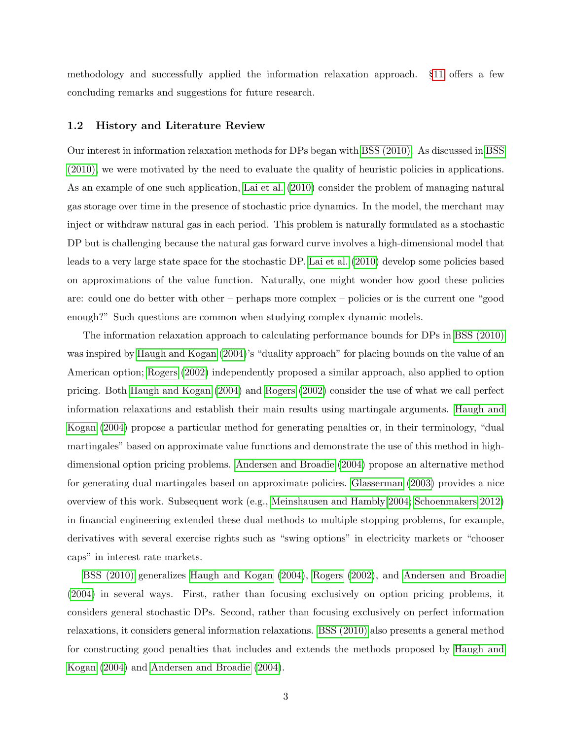methodology and successfully applied the information relaxation approach. §11 offers a few concluding remarks and suggestions for future research.

### 1.2 History and Literature Review

Our interest in information relaxation methods for DPs began with BSS (2010). As discussed in BSS (2010), we were motivated by the need to evaluate the quality of heuristic policies in applications. As an example of one such application, Lai et al. (2010) consider the problem of managing natural gas storage over time in the presence of stochastic price dynamics. In the model, the merchant may inject or withdraw natural gas in each period. This problem is naturally formulated as a stochastic DP but is challenging because the natural gas forward curve involves a high-dimensional model that leads to a very large state space for the stochastic DP. Lai et al. (2010) develop some policies based on approximations of the value function. Naturally, one might wonder how good these policies are: could one do better with other – perhaps more complex – policies or is the current one "good enough?" Such questions are common when studying complex dynamic models.

The information relaxation approach to calculating performance bounds for DPs in BSS (2010) was inspired by Haugh and Kogan (2004)'s "duality approach" for placing bounds on the value of an American option; Rogers (2002) independently proposed a similar approach, also applied to option pricing. Both Haugh and Kogan (2004) and Rogers (2002) consider the use of what we call perfect information relaxations and establish their main results using martingale arguments. Haugh and Kogan (2004) propose a particular method for generating penalties or, in their terminology, "dual martingales" based on approximate value functions and demonstrate the use of this method in high-dimensional option pricing problems. Andersen and Broadie (2004) propose an alternative method for generating dual martingales based on approximate policies. Glasserman (2003) provides a nice overview of this work. Subsequent work (e.g., Meinshausen and Hambly 2004; Schoenmakers 2012) in financial engineering extended these dual methods to multiple stopping problems, for example, derivatives with several exercise rights such as "swing options" in electricity markets or "chooser caps" in interest rate markets.

BSS (2010) generalizes Haugh and Kogan (2004), Rogers (2002), and Andersen and Broadie (2004) in several ways. First, rather than focusing exclusively on option pricing problems, it considers general stochastic DPs. Second, rather than focusing exclusively on perfect information relaxations, it considers general information relaxations. BSS (2010) also presents a general method for constructing good penalties that includes and extends the methods proposed by Haugh and Kogan (2004) and Andersen and Broadie (2004).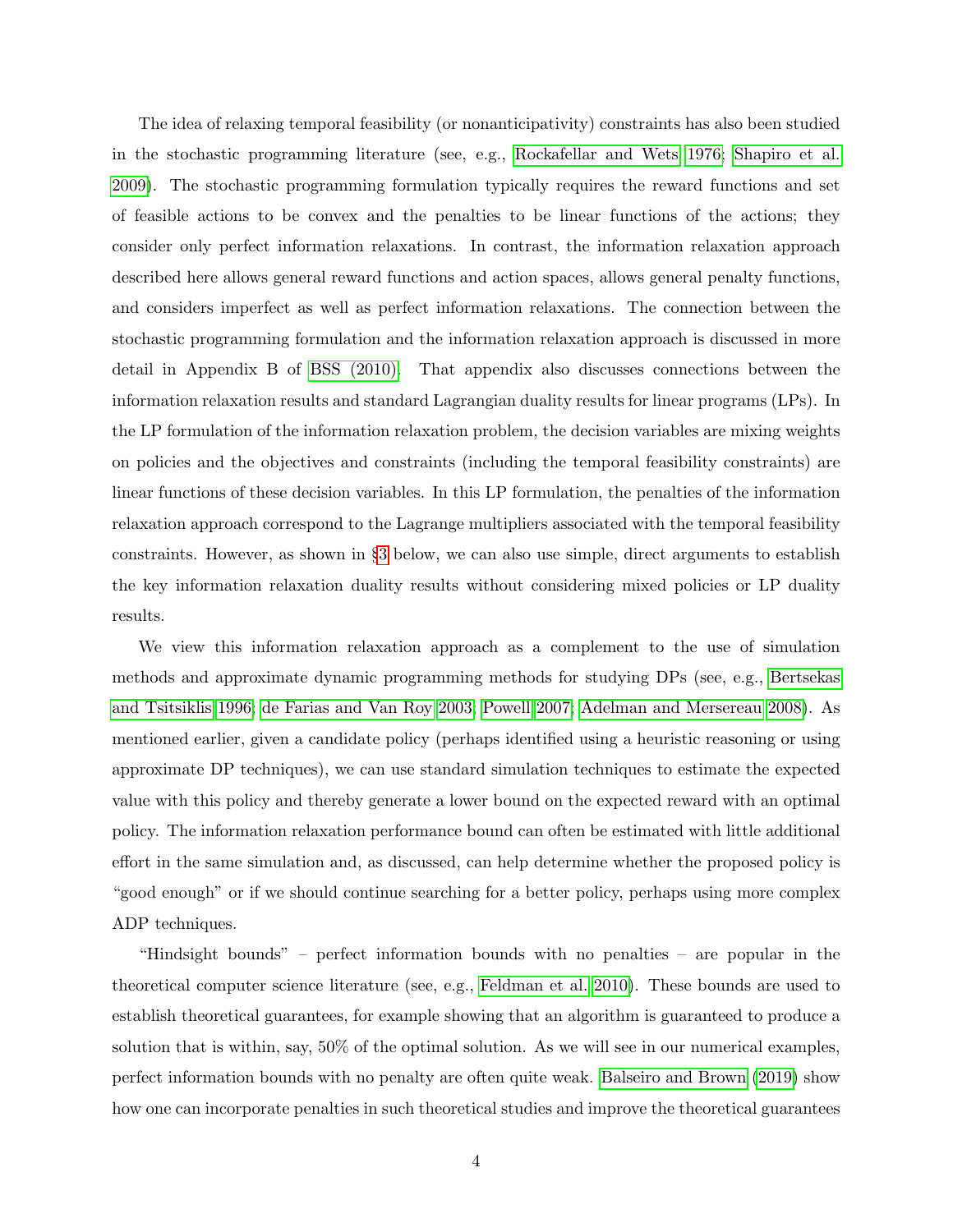The idea of relaxing temporal feasibility (or nonanticipativity) constraints has also been studied in the stochastic programming literature (see, e.g., Rockafellar and Wets 1976; Shapiro et al. 2009). The stochastic programming formulation typically requires the reward functions and set of feasible actions to be convex and the penalties to be linear functions of the actions; they consider only perfect information relaxations. In contrast, the information relaxation approach described here allows general reward functions and action spaces, allows general penalty functions, and considers imperfect as well as perfect information relaxations. The connection between the stochastic programming formulation and the information relaxation approach is discussed in more detail in Appendix B of BSS (2010). That appendix also discusses connections between the information relaxation results and standard Lagrangian duality results for linear programs (LPs). In the LP formulation of the information relaxation problem, the decision variables are mixing weights on policies and the objectives and constraints (including the temporal feasibility constraints) are linear functions of these decision variables. In this LP formulation, the penalties of the information relaxation approach correspond to the Lagrange multipliers associated with the temporal feasibility constraints. However, as shown in §3 below, we can also use simple, direct arguments to establish the key information relaxation duality results without considering mixed policies or LP duality results.

We view this information relaxation approach as a complement to the use of simulation methods and approximate dynamic programming methods for studying DPs (see, e.g., Bertsekas and Tsitsiklis 1996; de Farias and Van Roy 2003; Powell 2007; Adelman and Mersereau 2008). As mentioned earlier, given a candidate policy (perhaps identified using a heuristic reasoning or using approximate DP techniques), we can use standard simulation techniques to estimate the expected value with this policy and thereby generate a lower bound on the expected reward with an optimal policy. The information relaxation performance bound can often be estimated with little additional effort in the same simulation and, as discussed, can help determine whether the proposed policy is "good enough" or if we should continue searching for a better policy, perhaps using more complex ADP techniques.

"Hindsight bounds" – perfect information bounds with no penalties – are popular in the theoretical computer science literature (see, e.g., Feldman et al. 2010). These bounds are used to establish theoretical guarantees, for example showing that an algorithm is guaranteed to produce a solution that is within, say, 50% of the optimal solution. As we will see in our numerical examples, perfect information bounds with no penalty are often quite weak. Balseiro and Brown (2019) show how one can incorporate penalties in such theoretical studies and improve the theoretical guarantees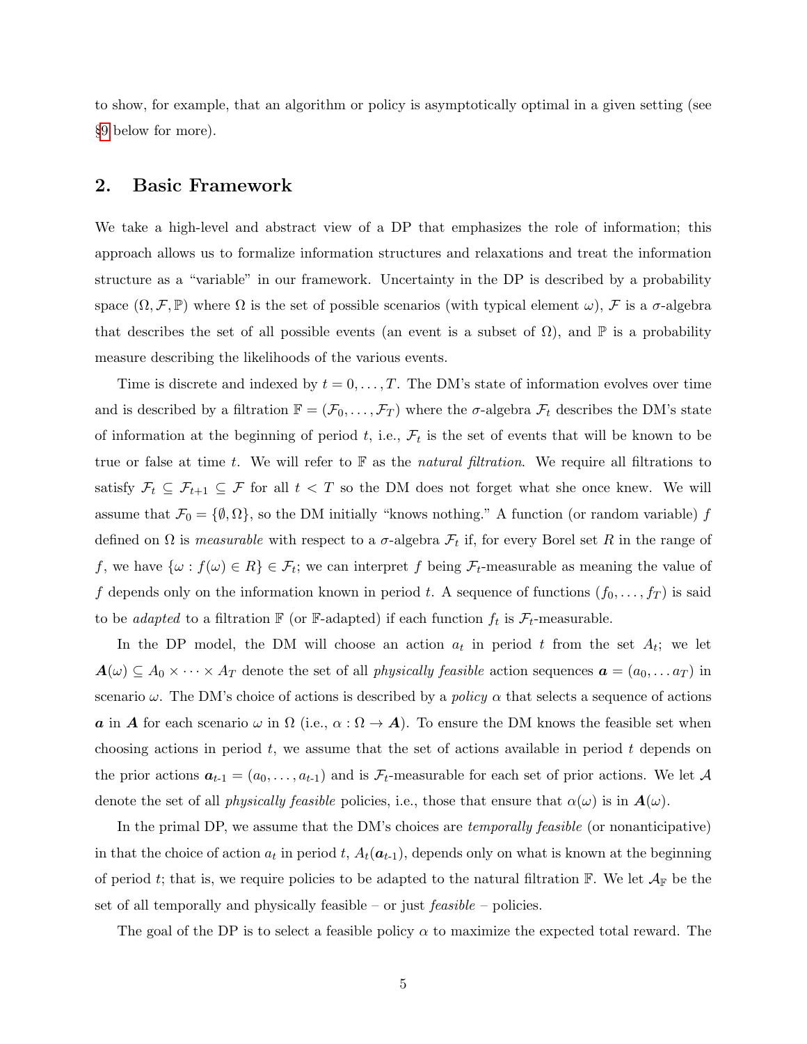to show, for example, that an algorithm or policy is asymptotically optimal in a given setting (see §9 below for more).

## 2. Basic Framework

We take a high-level and abstract view of a DP that emphasizes the role of information; this approach allows us to formalize information structures and relaxations and treat the information structure as a "variable" in our framework. Uncertainty in the DP is described by a probability space $(\Omega, \mathcal{F}, \mathbb{P})$ where $\Omega$ is the set of possible scenarios (with typical element $\omega$), $\mathcal{F}$ is a $\sigma$-algebra that describes the set of all possible events (an event is a subset of $\Omega$), and $\mathbb{P}$ is a probability measure describing the likelihoods of the various events.

Time is discrete and indexed by $t = 0, \ldots, T$. The DM's state of information evolves over time and is described by a filtration $\mathbb{F} = (\mathcal{F}_0, \ldots, \mathcal{F}_T)$ where the $\sigma$-algebra $\mathcal{F}_t$ describes the DM's state of information at the beginning of period $t$, i.e., $\mathcal{F}_t$ is the set of events that will be known to be true or false at time $t$. We will refer to $\mathbb{F}$ as the *natural filtration*. We require all filtrations to satisfy $\mathcal{F}_t \subseteq \mathcal{F}_{t+1} \subseteq \mathcal{F}$ for all $t < T$ so the DM does not forget what she once knew. We will assume that $\mathcal{F}_0 = \{\emptyset, \Omega\}$, so the DM initially "knows nothing." A function (or random variable) $f$ defined on $\Omega$ is *measurable* with respect to a $\sigma$-algebra $\mathcal{F}_t$ if, for every Borel set $R$ in the range of $f$, we have $\{\omega : f(\omega) \in R\} \in \mathcal{F}_t$; we can interpret $f$ being $\mathcal{F}_t$-measurable as meaning the value of $f$ depends only on the information known in period $t$. A sequence of functions $(f_0, \ldots, f_T)$ is said to be *adapted* to a filtration $\mathbb{F}$ (or $\mathbb{F}$-adapted) if each function $f_t$ is $\mathcal{F}_t$-measurable.

In the DP model, the DM will choose an action $a_t$ in period $t$ from the set $A_t$; we let $\boldsymbol{A}(\omega) \subseteq A_0 \times \cdots \times A_T$ denote the set of all *physically feasible* action sequences $\boldsymbol{a} = (a_0, \ldots a_T)$ in scenario $\omega$. The DM's choice of actions is described by a *policy* $\alpha$ that selects a sequence of actions $\boldsymbol{a}$ in $\boldsymbol{A}$ for each scenario $\omega$ in $\Omega$ (i.e., $\alpha : \Omega \to \boldsymbol{A}$). To ensure the DM knows the feasible set when choosing actions in period $t$, we assume that the set of actions available in period $t$ depends on the prior actions $\boldsymbol{a}_{t\text{-}1} = (a_0, \ldots, a_{t\text{-}1})$ and is $\mathcal{F}_t$-measurable for each set of prior actions. We let $\mathcal{A}$ denote the set of all *physically feasible* policies, i.e., those that ensure that $\alpha(\omega)$ is in $\boldsymbol{A}(\omega)$.

In the primal DP, we assume that the DM's choices are *temporally feasible* (or nonanticipative) in that the choice of action $a_t$ in period $t$, $A_t(\boldsymbol{a}_{t\text{-}1})$, depends only on what is known at the beginning of period $t$; that is, we require policies to be adapted to the natural filtration $\mathbb{F}$. We let $\mathcal{A}_{\mathbb{F}}$ be the set of all temporally and physically feasible – or just *feasible* – policies.

The goal of the DP is to select a feasible policy $\alpha$ to maximize the expected total reward. The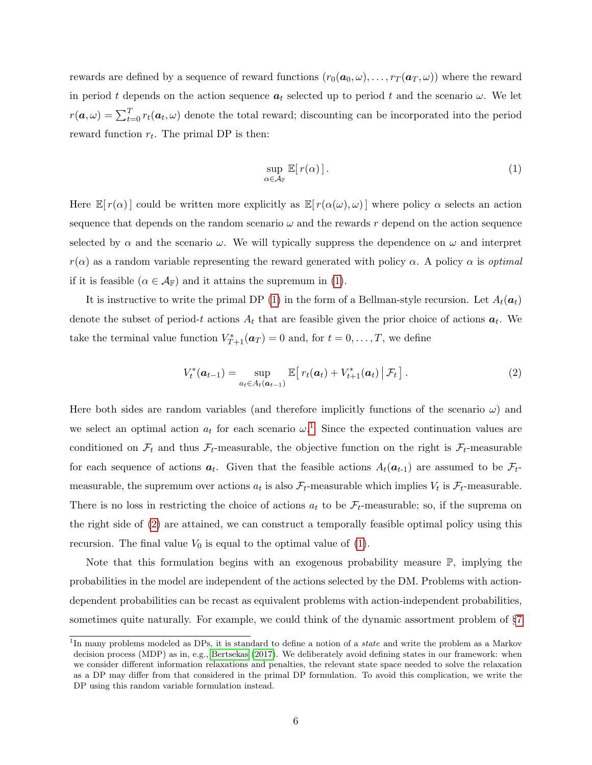rewards are defined by a sequence of reward functions $(r_0(\boldsymbol{a}_0, \omega), \ldots, r_T(\boldsymbol{a}_T, \omega))$ where the reward in period $t$ depends on the action sequence $\boldsymbol{a}_t$ selected up to period $t$ and the scenario $\omega$. We let $r(\boldsymbol{a}, \omega) = \sum_{t=0}^{T} r_t(\boldsymbol{a}_t, \omega)$ denote the total reward; discounting can be incorporated into the period reward function $r_t$. The primal DP is then:

$$\sup_{\alpha \in \mathcal{A}_{\mathbb{F}}} \mathbb{E}[\, r(\alpha)\,]\,. \tag{1}$$

Here $\mathbb{E}[\, r(\alpha)\,]$ could be written more explicitly as $\mathbb{E}[\, r(\alpha(\omega), \omega)\,]$ where policy $\alpha$ selects an action sequence that depends on the random scenario $\omega$ and the rewards $r$ depend on the action sequence selected by $\alpha$ and the scenario $\omega$. We will typically suppress the dependence on $\omega$ and interpret $r(\alpha)$ as a random variable representing the reward generated with policy $\alpha$. A policy $\alpha$ is *optimal* if it is feasible ($\alpha \in \mathcal{A}_{\mathbb{F}}$) and it attains the supremum in (1).

It is instructive to write the primal DP (1) in the form of a Bellman-style recursion. Let $A_t(\boldsymbol{a}_t)$ denote the subset of period-$t$ actions $A_t$ that are feasible given the prior choice of actions $\boldsymbol{a}_t$. We take the terminal value function $V^*_{T+1}(\boldsymbol{a}_T) = 0$ and, for $t = 0, \ldots, T$, we define

$$V^*_t(\boldsymbol{a}_{t-1}) = \sup_{a_t \in A_t(\boldsymbol{a}_{t-1})} \mathbb{E}\big[\, r_t(\boldsymbol{a}_t) + V^*_{t+1}(\boldsymbol{a}_t) \,\big|\, \mathcal{F}_t \,\big]\,. \tag{2}$$

Here both sides are random variables (and therefore implicitly functions of the scenario $\omega$) and we select an optimal action $a_t$ for each scenario $\omega$.[1] Since the expected continuation values are conditioned on $\mathcal{F}_t$ and thus $\mathcal{F}_t$-measurable, the objective function on the right is $\mathcal{F}_t$-measurable for each sequence of actions $\boldsymbol{a}_t$. Given that the feasible actions $A_t(\boldsymbol{a}_{t\text{-}1})$ are assumed to be $\mathcal{F}_t$-measurable, the supremum over actions $a_t$ is also $\mathcal{F}_t$-measurable which implies $V_t$ is $\mathcal{F}_t$-measurable. There is no loss in restricting the choice of actions $a_t$ to be $\mathcal{F}_t$-measurable; so, if the suprema on the right side of (2) are attained, we can construct a temporally feasible optimal policy using this recursion. The final value $V_0$ is equal to the optimal value of (1).

Note that this formulation begins with an exogenous probability measure $\mathbb{P}$, implying the probabilities in the model are independent of the actions selected by the DM. Problems with action-dependent probabilities can be recast as equivalent problems with action-independent probabilities, sometimes quite naturally. For example, we could think of the dynamic assortment problem of §7

[1] In many problems modeled as DPs, it is standard to define a notion of a *state* and write the problem as a Markov decision process (MDP) as in, e.g., Bertsekas (2017). We deliberately avoid defining states in our framework: when we consider different information relaxations and penalties, the relevant state space needed to solve the relaxation as a DP may differ from that considered in the primal DP formulation. To avoid this complication, we write the DP using this random variable formulation instead.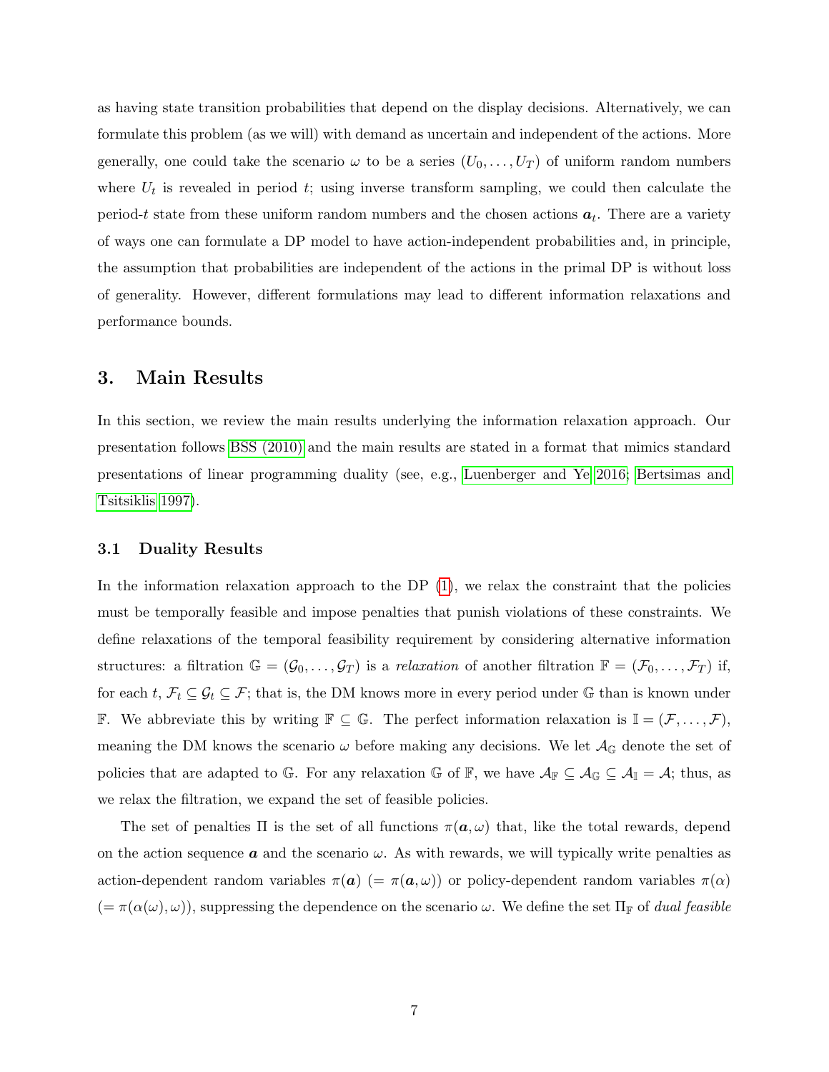as having state transition probabilities that depend on the display decisions. Alternatively, we can formulate this problem (as we will) with demand as uncertain and independent of the actions. More generally, one could take the scenario $\omega$ to be a series $(U_0, \ldots, U_T)$ of uniform random numbers where $U_t$ is revealed in period $t$; using inverse transform sampling, we could then calculate the period-$t$ state from these uniform random numbers and the chosen actions $\boldsymbol{a}_t$. There are a variety of ways one can formulate a DP model to have action-independent probabilities and, in principle, the assumption that probabilities are independent of the actions in the primal DP is without loss of generality. However, different formulations may lead to different information relaxations and performance bounds.

## 3. Main Results

In this section, we review the main results underlying the information relaxation approach. Our presentation follows BSS (2010) and the main results are stated in a format that mimics standard presentations of linear programming duality (see, e.g., Luenberger and Ye 2016; Bertsimas and Tsitsiklis 1997).

### 3.1 Duality Results

In the information relaxation approach to the DP (1), we relax the constraint that the policies must be temporally feasible and impose penalties that punish violations of these constraints. We define relaxations of the temporal feasibility requirement by considering alternative information structures: a filtration $\mathbb{G} = (\mathcal{G}_0, \ldots, \mathcal{G}_T)$ is a *relaxation* of another filtration $\mathbb{F} = (\mathcal{F}_0, \ldots, \mathcal{F}_T)$ if, for each $t$, $\mathcal{F}_t \subseteq \mathcal{G}_t \subseteq \mathcal{F}$; that is, the DM knows more in every period under $\mathbb{G}$ than is known under $\mathbb{F}$. We abbreviate this by writing $\mathbb{F} \subseteq \mathbb{G}$. The perfect information relaxation is $\mathbb{I} = (\mathcal{F}, \ldots, \mathcal{F})$, meaning the DM knows the scenario $\omega$ before making any decisions. We let $\mathcal{A}_{\mathbb{G}}$ denote the set of policies that are adapted to $\mathbb{G}$. For any relaxation $\mathbb{G}$ of $\mathbb{F}$, we have $\mathcal{A}_{\mathbb{F}} \subseteq \mathcal{A}_{\mathbb{G}} \subseteq \mathcal{A}_{\mathbb{I}} = \mathcal{A}$; thus, as we relax the filtration, we expand the set of feasible policies.

The set of penalties $\Pi$ is the set of all functions $\pi(\boldsymbol{a}, \omega)$ that, like the total rewards, depend on the action sequence $\boldsymbol{a}$ and the scenario $\omega$. As with rewards, we will typically write penalties as action-dependent random variables $\pi(\boldsymbol{a})$ $(= \pi(\boldsymbol{a}, \omega))$ or policy-dependent random variables $\pi(\alpha)$ $(= \pi(\alpha(\omega), \omega))$, suppressing the dependence on the scenario $\omega$. We define the set $\Pi_{\mathbb{F}}$ of *dual feasible*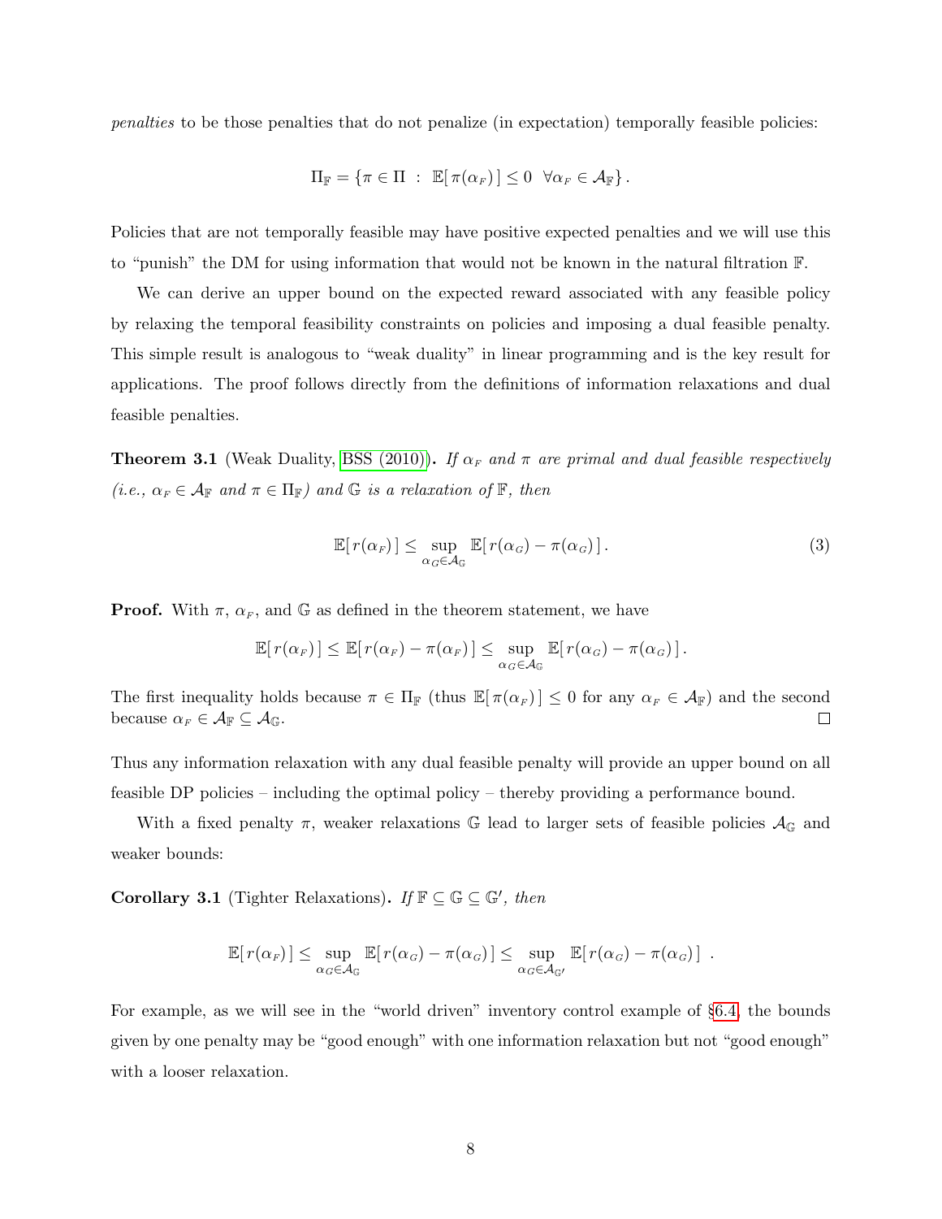*penalties* to be those penalties that do not penalize (in expectation) temporally feasible policies:

$$\Pi_{\mathbb{F}} = \{\pi \in \Pi \;:\; \mathbb{E}[\,\pi(\alpha_F)\,] \leq 0 \;\; \forall \alpha_F \in \mathcal{A}_{\mathbb{F}}\}\,.$$

Policies that are not temporally feasible may have positive expected penalties and we will use this to "punish" the DM for using information that would not be known in the natural filtration $\mathbb{F}$.

We can derive an upper bound on the expected reward associated with any feasible policy by relaxing the temporal feasibility constraints on policies and imposing a dual feasible penalty. This simple result is analogous to "weak duality" in linear programming and is the key result for applications. The proof follows directly from the definitions of information relaxations and dual feasible penalties.

**Theorem 3.1** (Weak Duality, BSS (2010))**.** *If $\alpha_F$ and $\pi$ are primal and dual feasible respectively (i.e., $\alpha_F \in \mathcal{A}_{\mathbb{F}}$ and $\pi \in \Pi_{\mathbb{F}}$) and $\mathbb{G}$ is a relaxation of $\mathbb{F}$, then*

$$\mathbb{E}[\,r(\alpha_F)\,] \leq \sup_{\alpha_G \in \mathcal{A}_{\mathbb{G}}} \mathbb{E}[\,r(\alpha_G) - \pi(\alpha_G)\,]\,. \tag{3}$$

**Proof.** With $\pi$, $\alpha_F$, and $\mathbb{G}$ as defined in the theorem statement, we have

$$\mathbb{E}[\,r(\alpha_F)\,] \leq \mathbb{E}[\,r(\alpha_F) - \pi(\alpha_F)\,] \leq \sup_{\alpha_G \in \mathcal{A}_{\mathbb{G}}} \mathbb{E}[\,r(\alpha_G) - \pi(\alpha_G)\,]\,.$$

The first inequality holds because $\pi \in \Pi_{\mathbb{F}}$ (thus $\mathbb{E}[\,\pi(\alpha_F)\,] \leq 0$ for any $\alpha_F \in \mathcal{A}_{\mathbb{F}}$) and the second because $\alpha_F \in \mathcal{A}_{\mathbb{F}} \subseteq \mathcal{A}_{\mathbb{G}}$. □

Thus any information relaxation with any dual feasible penalty will provide an upper bound on all feasible DP policies – including the optimal policy – thereby providing a performance bound.

With a fixed penalty $\pi$, weaker relaxations $\mathbb{G}$ lead to larger sets of feasible policies $\mathcal{A}_{\mathbb{G}}$ and weaker bounds:

**Corollary 3.1** (Tighter Relaxations)**.** *If $\mathbb{F} \subseteq \mathbb{G} \subseteq \mathbb{G}'$, then*

$$\mathbb{E}[\,r(\alpha_F)\,] \leq \sup_{\alpha_G \in \mathcal{A}_{\mathbb{G}}} \mathbb{E}[\,r(\alpha_G) - \pi(\alpha_G)\,] \leq \sup_{\alpha_G \in \mathcal{A}_{\mathbb{G}'}} \mathbb{E}[\,r(\alpha_G) - \pi(\alpha_G)\,]\;\;.$$

For example, as we will see in the "world driven" inventory control example of §6.4, the bounds given by one penalty may be "good enough" with one information relaxation but not "good enough" with a looser relaxation.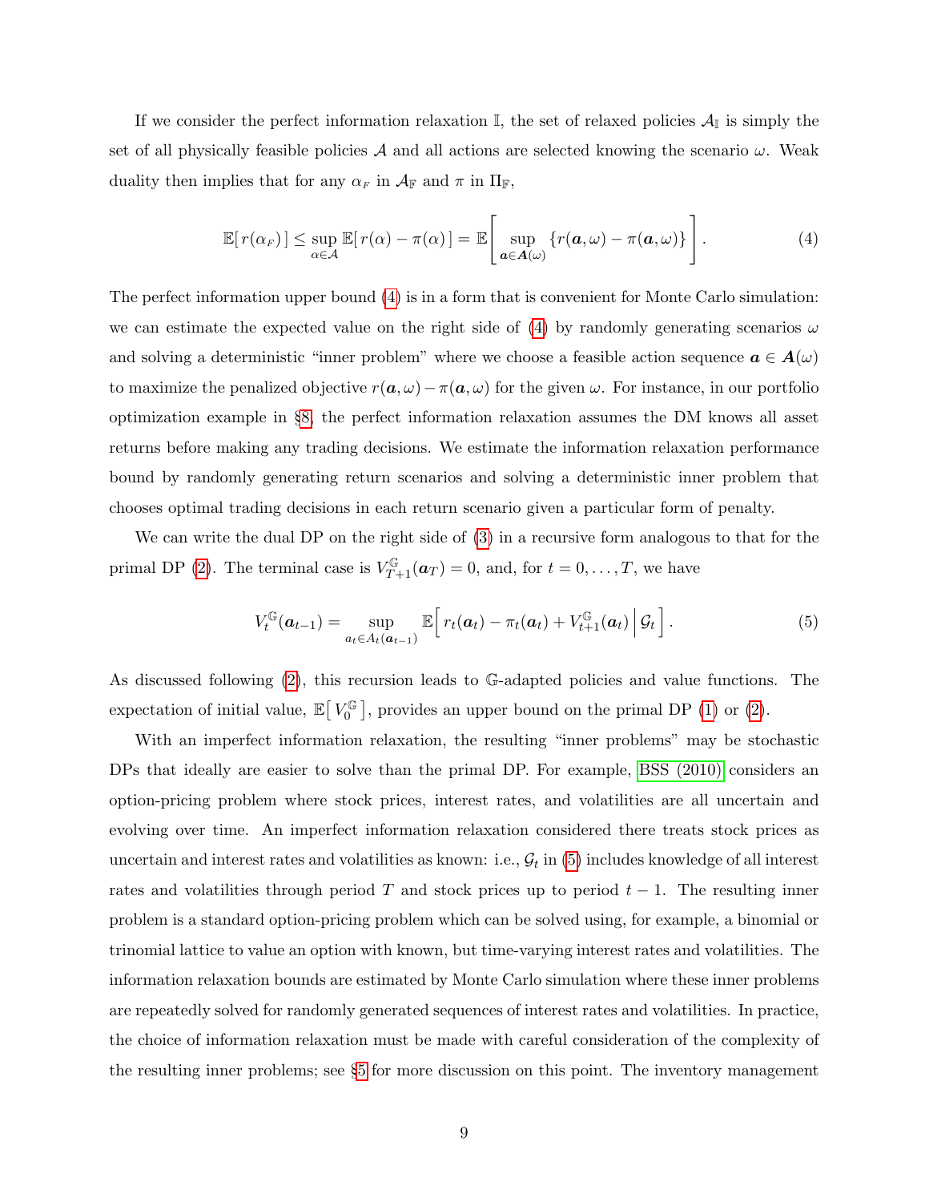If we consider the perfect information relaxation $\mathbb{I}$, the set of relaxed policies $\mathcal{A}_{\mathbb{I}}$ is simply the set of all physically feasible policies $\mathcal{A}$ and all actions are selected knowing the scenario $\omega$. Weak duality then implies that for any $\alpha_F$ in $\mathcal{A}_{\mathbb{F}}$ and $\pi$ in $\Pi_{\mathbb{F}}$,

$$\mathbb{E}[\, r(\alpha_F)\,] \leq \sup_{\alpha \in \mathcal{A}} \mathbb{E}[\, r(\alpha) - \pi(\alpha)\,] = \mathbb{E}\left[ \sup_{\boldsymbol{a} \in \boldsymbol{A}(\omega)} \{ r(\boldsymbol{a}, \omega) - \pi(\boldsymbol{a}, \omega) \} \right]. \tag{4}$$

The perfect information upper bound (4) is in a form that is convenient for Monte Carlo simulation: we can estimate the expected value on the right side of (4) by randomly generating scenarios $\omega$ and solving a deterministic "inner problem" where we choose a feasible action sequence $\boldsymbol{a} \in \boldsymbol{A}(\omega)$ to maximize the penalized objective $r(\boldsymbol{a}, \omega) - \pi(\boldsymbol{a}, \omega)$ for the given $\omega$. For instance, in our portfolio optimization example in §8, the perfect information relaxation assumes the DM knows all asset returns before making any trading decisions. We estimate the information relaxation performance bound by randomly generating return scenarios and solving a deterministic inner problem that chooses optimal trading decisions in each return scenario given a particular form of penalty.

We can write the dual DP on the right side of (3) in a recursive form analogous to that for the primal DP (2). The terminal case is $V_{T+1}^{\mathbb{G}}(\boldsymbol{a}_T) = 0$, and, for $t = 0, \ldots, T$, we have

$$V_t^{\mathbb{G}}(\boldsymbol{a}_{t-1}) = \sup_{a_t \in A_t(\boldsymbol{a}_{t-1})} \mathbb{E}\Big[\, r_t(\boldsymbol{a}_t) - \pi_t(\boldsymbol{a}_t) + V_{t+1}^{\mathbb{G}}(\boldsymbol{a}_t) \,\Big|\, \mathcal{G}_t \Big]. \tag{5}$$

As discussed following (2), this recursion leads to $\mathbb{G}$-adapted policies and value functions. The expectation of initial value, $\mathbb{E}\big[\, V_0^{\mathbb{G}} \big]$, provides an upper bound on the primal DP (1) or (2).

With an imperfect information relaxation, the resulting "inner problems" may be stochastic DPs that ideally are easier to solve than the primal DP. For example, BSS (2010) considers an option-pricing problem where stock prices, interest rates, and volatilities are all uncertain and evolving over time. An imperfect information relaxation considered there treats stock prices as uncertain and interest rates and volatilities as known: i.e., $\mathcal{G}_t$ in (5) includes knowledge of all interest rates and volatilities through period $T$ and stock prices up to period $t-1$. The resulting inner problem is a standard option-pricing problem which can be solved using, for example, a binomial or trinomial lattice to value an option with known, but time-varying interest rates and volatilities. The information relaxation bounds are estimated by Monte Carlo simulation where these inner problems are repeatedly solved for randomly generated sequences of interest rates and volatilities. In practice, the choice of information relaxation must be made with careful consideration of the complexity of the resulting inner problems; see §5 for more discussion on this point. The inventory management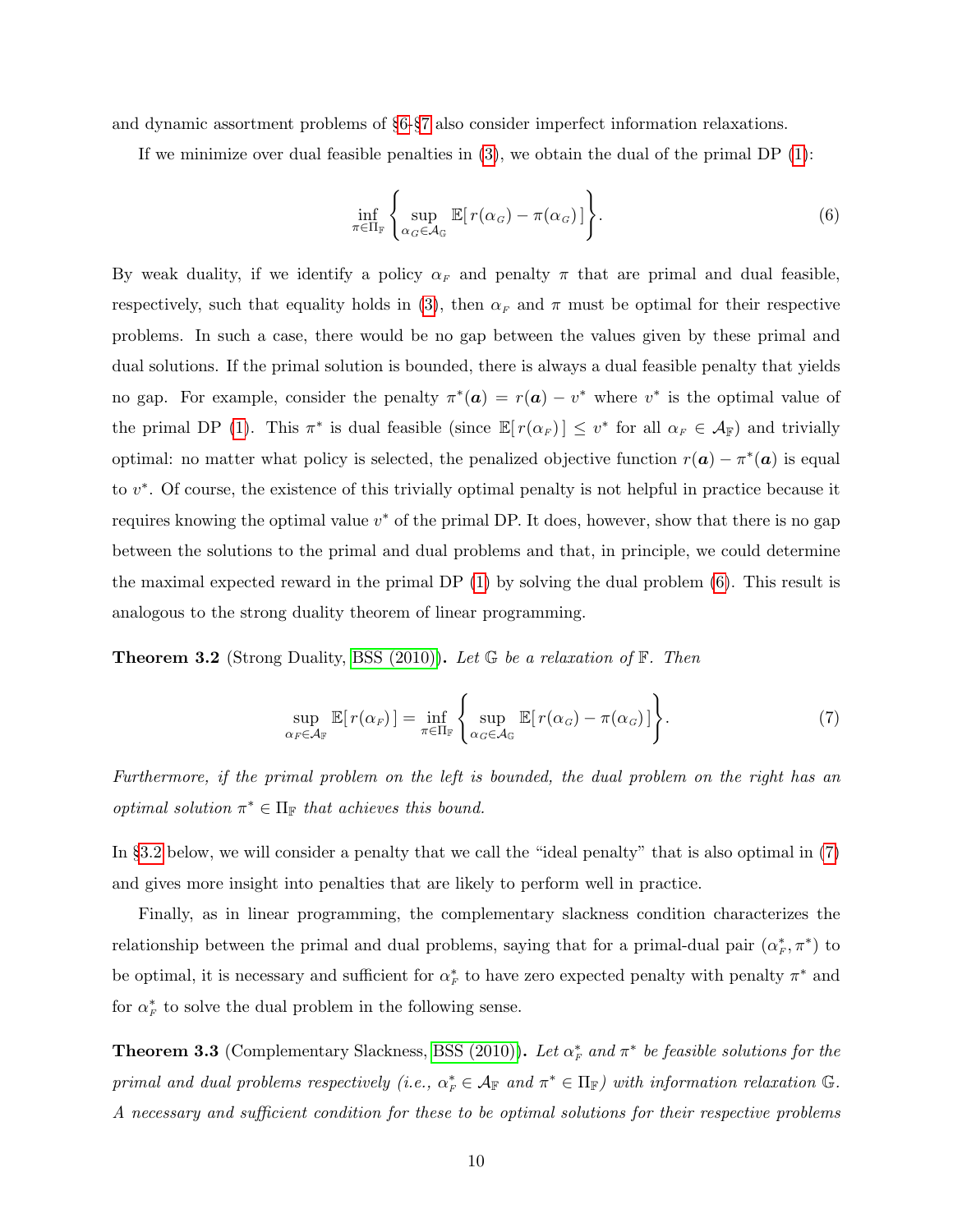and dynamic assortment problems of §6-§7 also consider imperfect information relaxations.

If we minimize over dual feasible penalties in (3), we obtain the dual of the primal DP (1):

$$\inf_{\pi \in \Pi_{\mathbb{F}}} \left\{ \sup_{\alpha_G \in \mathcal{A}_{\mathbb{G}}} \mathbb{E}[\, r(\alpha_G) - \pi(\alpha_G)\,] \right\}. \tag{6}$$

By weak duality, if we identify a policy $\alpha_F$ and penalty $\pi$ that are primal and dual feasible, respectively, such that equality holds in (3), then $\alpha_F$ and $\pi$ must be optimal for their respective problems. In such a case, there would be no gap between the values given by these primal and dual solutions. If the primal solution is bounded, there is always a dual feasible penalty that yields no gap. For example, consider the penalty $\pi^*(\boldsymbol{a}) = r(\boldsymbol{a}) - v^*$ where $v^*$ is the optimal value of the primal DP (1). This $\pi^*$ is dual feasible (since $\mathbb{E}[\, r(\alpha_F)\,] \leq v^*$ for all $\alpha_F \in \mathcal{A}_{\mathbb{F}}$) and trivially optimal: no matter what policy is selected, the penalized objective function $r(\boldsymbol{a}) - \pi^*(\boldsymbol{a})$ is equal to $v^*$. Of course, the existence of this trivially optimal penalty is not helpful in practice because it requires knowing the optimal value $v^*$ of the primal DP. It does, however, show that there is no gap between the solutions to the primal and dual problems and that, in principle, we could determine the maximal expected reward in the primal DP (1) by solving the dual problem (6). This result is analogous to the strong duality theorem of linear programming.

**Theorem 3.2** (Strong Duality, BSS (2010))**.** *Let $\mathbb{G}$ be a relaxation of $\mathbb{F}$. Then*

$$\sup_{\alpha_F \in \mathcal{A}_{\mathbb{F}}} \mathbb{E}[\, r(\alpha_F)\,] = \inf_{\pi \in \Pi_{\mathbb{F}}} \left\{ \sup_{\alpha_G \in \mathcal{A}_{\mathbb{G}}} \mathbb{E}[\, r(\alpha_G) - \pi(\alpha_G)\,] \right\}. \tag{7}$$

*Furthermore, if the primal problem on the left is bounded, the dual problem on the right has an optimal solution $\pi^* \in \Pi_{\mathbb{F}}$ that achieves this bound.*

In §3.2 below, we will consider a penalty that we call the "ideal penalty" that is also optimal in (7) and gives more insight into penalties that are likely to perform well in practice.

Finally, as in linear programming, the complementary slackness condition characterizes the relationship between the primal and dual problems, saying that for a primal-dual pair $(\alpha_F^*, \pi^*)$ to be optimal, it is necessary and sufficient for $\alpha_F^*$ to have zero expected penalty with penalty $\pi^*$ and for $\alpha_F^*$ to solve the dual problem in the following sense.

**Theorem 3.3** (Complementary Slackness, BSS (2010))**.** *Let $\alpha_F^*$ and $\pi^*$ be feasible solutions for the primal and dual problems respectively (i.e., $\alpha_F^* \in \mathcal{A}_{\mathbb{F}}$ and $\pi^* \in \Pi_{\mathbb{F}}$) with information relaxation $\mathbb{G}$. A necessary and sufficient condition for these to be optimal solutions for their respective problems*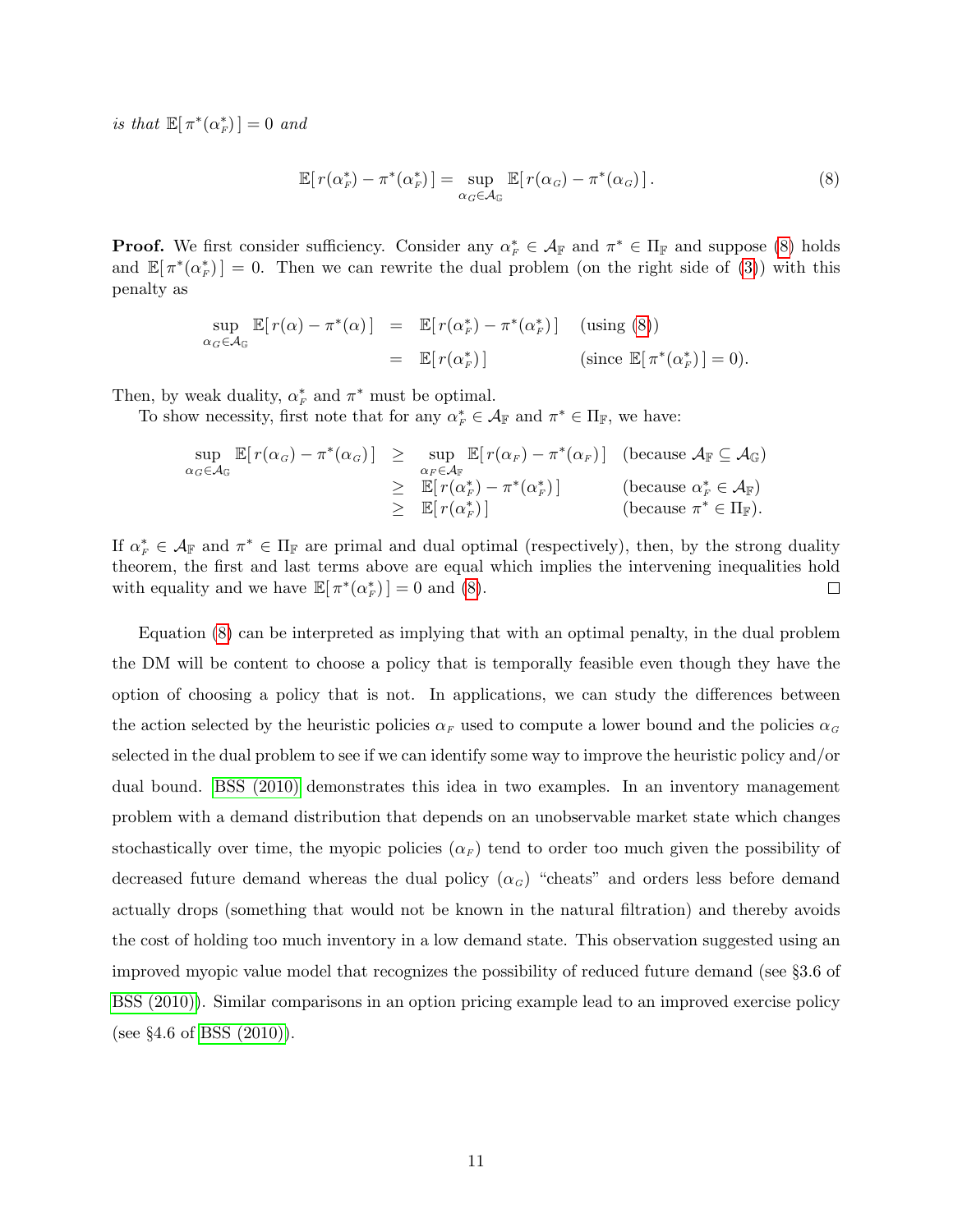*is that* $\mathbb{E}[\,\pi^*(\alpha_F^*)\,] = 0$ *and*

$$\mathbb{E}[\,r(\alpha_F^*) - \pi^*(\alpha_F^*)\,] = \sup_{\alpha_G \in \mathcal{A}_{\mathbb{G}}} \mathbb{E}[\,r(\alpha_G) - \pi^*(\alpha_G)\,]\,. \tag{8}$$

**Proof.** We first consider sufficiency. Consider any $\alpha_F^* \in \mathcal{A}_{\mathbb{F}}$ and $\pi^* \in \Pi_{\mathbb{F}}$ and suppose (8) holds and $\mathbb{E}[\,\pi^*(\alpha_F^*)\,] = 0$. Then we can rewrite the dual problem (on the right side of (3)) with this penalty as

$$\begin{aligned}
\sup_{\alpha_G \in \mathcal{A}_{\mathbb{G}}} \mathbb{E}[\,r(\alpha) - \pi^*(\alpha)\,] &= \mathbb{E}[\,r(\alpha_F^*) - \pi^*(\alpha_F^*)\,] \quad &\text{(using (8))} \\
&= \mathbb{E}[\,r(\alpha_F^*)\,] \quad &\text{(since } \mathbb{E}[\,\pi^*(\alpha_F^*)\,] = 0).
\end{aligned}$$

Then, by weak duality, $\alpha_F^*$ and $\pi^*$ must be optimal.

To show necessity, first note that for any $\alpha_F^* \in \mathcal{A}_{\mathbb{F}}$ and $\pi^* \in \Pi_{\mathbb{F}}$, we have:

$$\begin{aligned}
\sup_{\alpha_G \in \mathcal{A}_{\mathbb{G}}} \mathbb{E}[\,r(\alpha_G) - \pi^*(\alpha_G)\,] &\geq \sup_{\alpha_F \in \mathcal{A}_{\mathbb{F}}} \mathbb{E}[\,r(\alpha_F) - \pi^*(\alpha_F)\,] \quad &\text{(because } \mathcal{A}_{\mathbb{F}} \subseteq \mathcal{A}_{\mathbb{G}}) \\
&\geq \mathbb{E}[\,r(\alpha_F^*) - \pi^*(\alpha_F^*)\,] \quad &\text{(because } \alpha_F^* \in \mathcal{A}_{\mathbb{F}}) \\
&\geq \mathbb{E}[\,r(\alpha_F^*)\,] \quad &\text{(because } \pi^* \in \Pi_{\mathbb{F}}).
\end{aligned}$$

If $\alpha_F^* \in \mathcal{A}_{\mathbb{F}}$ and $\pi^* \in \Pi_{\mathbb{F}}$ are primal and dual optimal (respectively), then, by the strong duality theorem, the first and last terms above are equal which implies the intervening inequalities hold with equality and we have $\mathbb{E}[\,\pi^*(\alpha_F^*)\,] = 0$ and (8). $\square$

Equation (8) can be interpreted as implying that with an optimal penalty, in the dual problem the DM will be content to choose a policy that is temporally feasible even though they have the option of choosing a policy that is not. In applications, we can study the differences between the action selected by the heuristic policies $\alpha_F$ used to compute a lower bound and the policies $\alpha_G$ selected in the dual problem to see if we can identify some way to improve the heuristic policy and/or dual bound. BSS (2010) demonstrates this idea in two examples. In an inventory management problem with a demand distribution that depends on an unobservable market state which changes stochastically over time, the myopic policies ($\alpha_F$) tend to order too much given the possibility of decreased future demand whereas the dual policy ($\alpha_G$) "cheats" and orders less before demand actually drops (something that would not be known in the natural filtration) and thereby avoids the cost of holding too much inventory in a low demand state. This observation suggested using an improved myopic value model that recognizes the possibility of reduced future demand (see §3.6 of BSS (2010)). Similar comparisons in an option pricing example lead to an improved exercise policy (see §4.6 of BSS (2010)).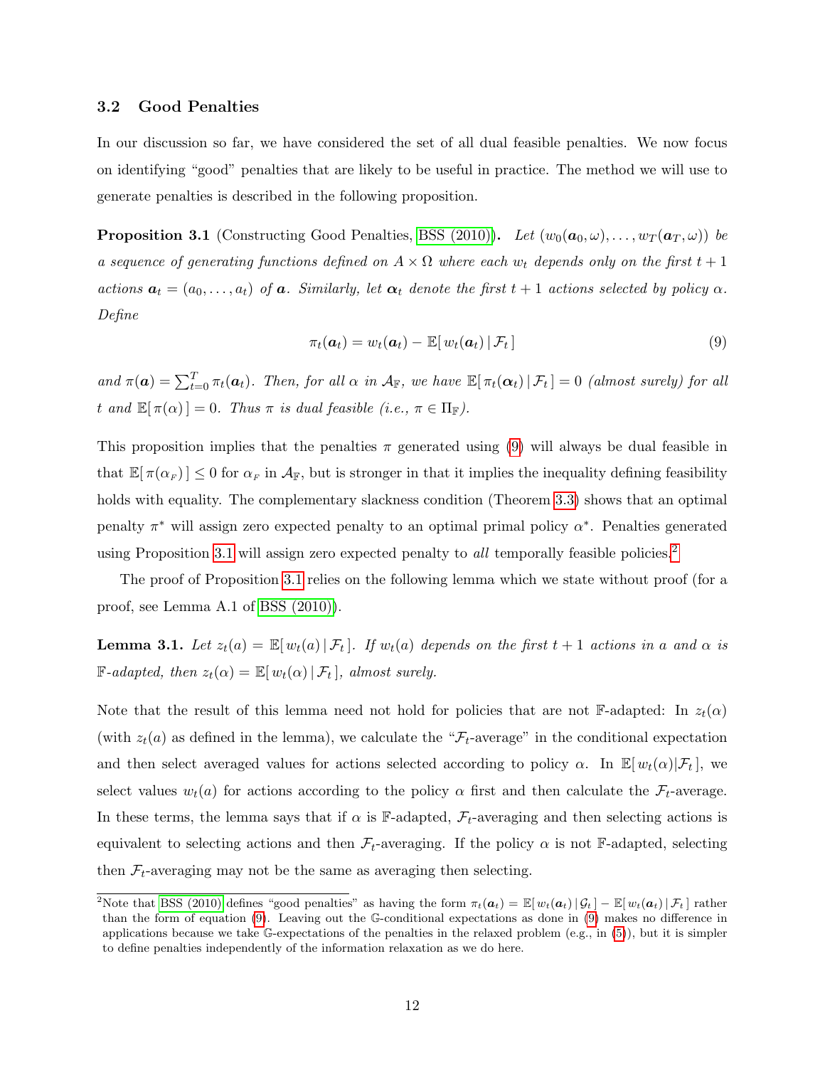### 3.2 Good Penalties

In our discussion so far, we have considered the set of all dual feasible penalties. We now focus on identifying "good" penalties that are likely to be useful in practice. The method we will use to generate penalties is described in the following proposition.

**Proposition 3.1** (Constructing Good Penalties, BSS (2010)). *Let $(w_0(\boldsymbol{a}_0, \omega), \ldots, w_T(\boldsymbol{a}_T, \omega))$ be a sequence of generating functions defined on $A \times \Omega$ where each $w_t$ depends only on the first $t+1$ actions $\boldsymbol{a}_t = (a_0, \ldots, a_t)$ of $\boldsymbol{a}$. Similarly, let $\boldsymbol{\alpha}_t$ denote the first $t+1$ actions selected by policy $\alpha$. Define*

$$\pi_t(\boldsymbol{a}_t) = w_t(\boldsymbol{a}_t) - \mathbb{E}[\, w_t(\boldsymbol{a}_t) \,|\, \mathcal{F}_t \,] \tag{9}$$

*and $\pi(\boldsymbol{a}) = \sum_{t=0}^{T} \pi_t(\boldsymbol{a}_t)$. Then, for all $\alpha$ in $\mathcal{A}_{\mathbb{F}}$, we have $\mathbb{E}[\, \pi_t(\boldsymbol{\alpha}_t) \,|\, \mathcal{F}_t \,] = 0$ (almost surely) for all $t$ and $\mathbb{E}[\, \pi(\alpha) \,] = 0$. Thus $\pi$ is dual feasible (i.e., $\pi \in \Pi_{\mathbb{F}}$).*

This proposition implies that the penalties $\pi$ generated using (9) will always be dual feasible in that $\mathbb{E}[\, \pi(\alpha_F) \,] \leq 0$ for $\alpha_F$ in $\mathcal{A}_{\mathbb{F}}$, but is stronger in that it implies the inequality defining feasibility holds with equality. The complementary slackness condition (Theorem 3.3) shows that an optimal penalty $\pi^*$ will assign zero expected penalty to an optimal primal policy $\alpha^*$. Penalties generated using Proposition 3.1 will assign zero expected penalty to *all* temporally feasible policies.[2]

The proof of Proposition 3.1 relies on the following lemma which we state without proof (for a proof, see Lemma A.1 of BSS (2010)).

**Lemma 3.1.** *Let $z_t(a) = \mathbb{E}[\, w_t(a) \,|\, \mathcal{F}_t \,]$. If $w_t(a)$ depends on the first $t+1$ actions in $a$ and $\alpha$ is $\mathbb{F}$-adapted, then $z_t(\alpha) = \mathbb{E}[\, w_t(\alpha) \,|\, \mathcal{F}_t \,]$, almost surely.*

Note that the result of this lemma need not hold for policies that are not $\mathbb{F}$-adapted: In $z_t(\alpha)$ (with $z_t(a)$ as defined in the lemma), we calculate the "$\mathcal{F}_t$-average" in the conditional expectation and then select averaged values for actions selected according to policy $\alpha$. In $\mathbb{E}[\, w_t(\alpha) | \mathcal{F}_t \,]$, we select values $w_t(a)$ for actions according to the policy $\alpha$ first and then calculate the $\mathcal{F}_t$-average. In these terms, the lemma says that if $\alpha$ is $\mathbb{F}$-adapted, $\mathcal{F}_t$-averaging and then selecting actions is equivalent to selecting actions and then $\mathcal{F}_t$-averaging. If the policy $\alpha$ is not $\mathbb{F}$-adapted, selecting then $\mathcal{F}_t$-averaging may not be the same as averaging then selecting.

---

[2] Note that BSS (2010) defines "good penalties" as having the form $\pi_t(\boldsymbol{a}_t) = \mathbb{E}[\, w_t(\boldsymbol{a}_t) \,|\, \mathcal{G}_t \,] - \mathbb{E}[\, w_t(\boldsymbol{a}_t) \,|\, \mathcal{F}_t \,]$ rather than the form of equation (9). Leaving out the $\mathbb{G}$-conditional expectations as done in (9) makes no difference in applications because we take $\mathbb{G}$-expectations of the penalties in the relaxed problem (e.g., in (5)), but it is simpler to define penalties independently of the information relaxation as we do here.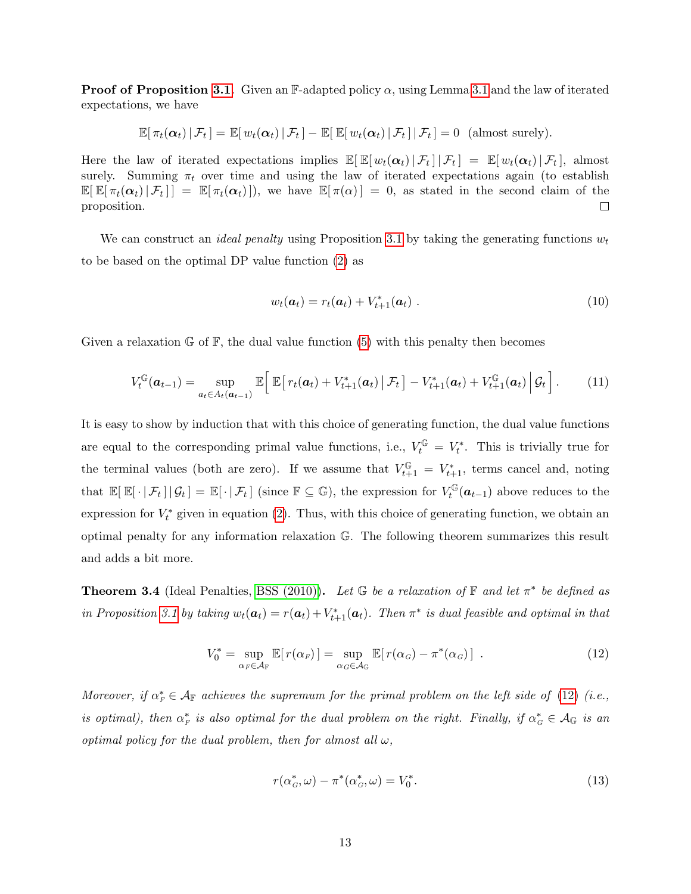**Proof of Proposition 3.1.** Given an $\mathbb{F}$-adapted policy $\alpha$, using Lemma 3.1 and the law of iterated expectations, we have

$$\mathbb{E}[\,\pi_t(\boldsymbol{\alpha}_t)\,|\,\mathcal{F}_t\,] = \mathbb{E}[\,w_t(\boldsymbol{\alpha}_t)\,|\,\mathcal{F}_t\,] - \mathbb{E}[\,\mathbb{E}[\,w_t(\boldsymbol{\alpha}_t)\,|\,\mathcal{F}_t\,]\,|\,\mathcal{F}_t\,] = 0 \;\;\text{(almost surely).}$$

Here the law of iterated expectations implies $\mathbb{E}[\,\mathbb{E}[\,w_t(\boldsymbol{\alpha}_t)\,|\,\mathcal{F}_t\,]\,|\,\mathcal{F}_t\,] = \mathbb{E}[\,w_t(\boldsymbol{\alpha}_t)\,|\,\mathcal{F}_t\,]$, almost surely. Summing $\pi_t$ over time and using the law of iterated expectations again (to establish $\mathbb{E}[\,\mathbb{E}[\,\pi_t(\boldsymbol{\alpha}_t)\,|\,\mathcal{F}_t\,]\,] = \mathbb{E}[\,\pi_t(\boldsymbol{\alpha}_t)\,]$), we have $\mathbb{E}[\,\pi(\alpha)\,] = 0$, as stated in the second claim of the proposition. □

We can construct an *ideal penalty* using Proposition 3.1 by taking the generating functions $w_t$ to be based on the optimal DP value function (2) as

$$w_t(\boldsymbol{a}_t) = r_t(\boldsymbol{a}_t) + V^*_{t+1}(\boldsymbol{a}_t)\;. \tag{10}$$

Given a relaxation $\mathbb{G}$ of $\mathbb{F}$, the dual value function (5) with this penalty then becomes

$$V^{\mathbb{G}}_t(\boldsymbol{a}_{t-1}) = \sup_{a_t \in A_t(\boldsymbol{a}_{t-1})} \mathbb{E}\Big[\,\mathbb{E}\big[\,r_t(\boldsymbol{a}_t) + V^*_{t+1}(\boldsymbol{a}_t)\,\big|\,\mathcal{F}_t\,\big] - V^*_{t+1}(\boldsymbol{a}_t) + V^{\mathbb{G}}_{t+1}(\boldsymbol{a}_t)\,\Big|\,\mathcal{G}_t\,\Big]\,. \tag{11}$$

It is easy to show by induction that with this choice of generating function, the dual value functions are equal to the corresponding primal value functions, i.e., $V^{\mathbb{G}}_t = V^*_t$. This is trivially true for the terminal values (both are zero). If we assume that $V^{\mathbb{G}}_{t+1} = V^*_{t+1}$, terms cancel and, noting that $\mathbb{E}[\,\mathbb{E}[\,\cdot\,|\,\mathcal{F}_t\,]\,|\,\mathcal{G}_t\,] = \mathbb{E}[\,\cdot\,|\,\mathcal{F}_t\,]$ (since $\mathbb{F} \subseteq \mathbb{G}$), the expression for $V^{\mathbb{G}}_t(\boldsymbol{a}_{t-1})$ above reduces to the expression for $V^*_t$ given in equation (2). Thus, with this choice of generating function, we obtain an optimal penalty for any information relaxation $\mathbb{G}$. The following theorem summarizes this result and adds a bit more.

**Theorem 3.4** (Ideal Penalties, BSS (2010))**.** *Let $\mathbb{G}$ be a relaxation of $\mathbb{F}$ and let $\pi^*$ be defined as in Proposition 3.1 by taking $w_t(\boldsymbol{a}_t) = r(\boldsymbol{a}_t) + V^*_{t+1}(\boldsymbol{a}_t)$. Then $\pi^*$ is dual feasible and optimal in that*

$$V^*_0 = \sup_{\alpha_F \in \mathcal{A}_{\mathbb{F}}} \mathbb{E}[\,r(\alpha_F)\,] = \sup_{\alpha_G \in \mathcal{A}_{\mathbb{G}}} \mathbb{E}[\,r(\alpha_G) - \pi^*(\alpha_G)\,]\;. \tag{12}$$

*Moreover, if $\alpha^*_F \in \mathcal{A}_{\mathbb{F}}$ achieves the supremum for the primal problem on the left side of (12) (i.e., is optimal), then $\alpha^*_F$ is also optimal for the dual problem on the right. Finally, if $\alpha^*_G \in \mathcal{A}_{\mathbb{G}}$ is an optimal policy for the dual problem, then for almost all $\omega$,*

$$r(\alpha^*_G, \omega) - \pi^*(\alpha^*_G, \omega) = V^*_0. \tag{13}$$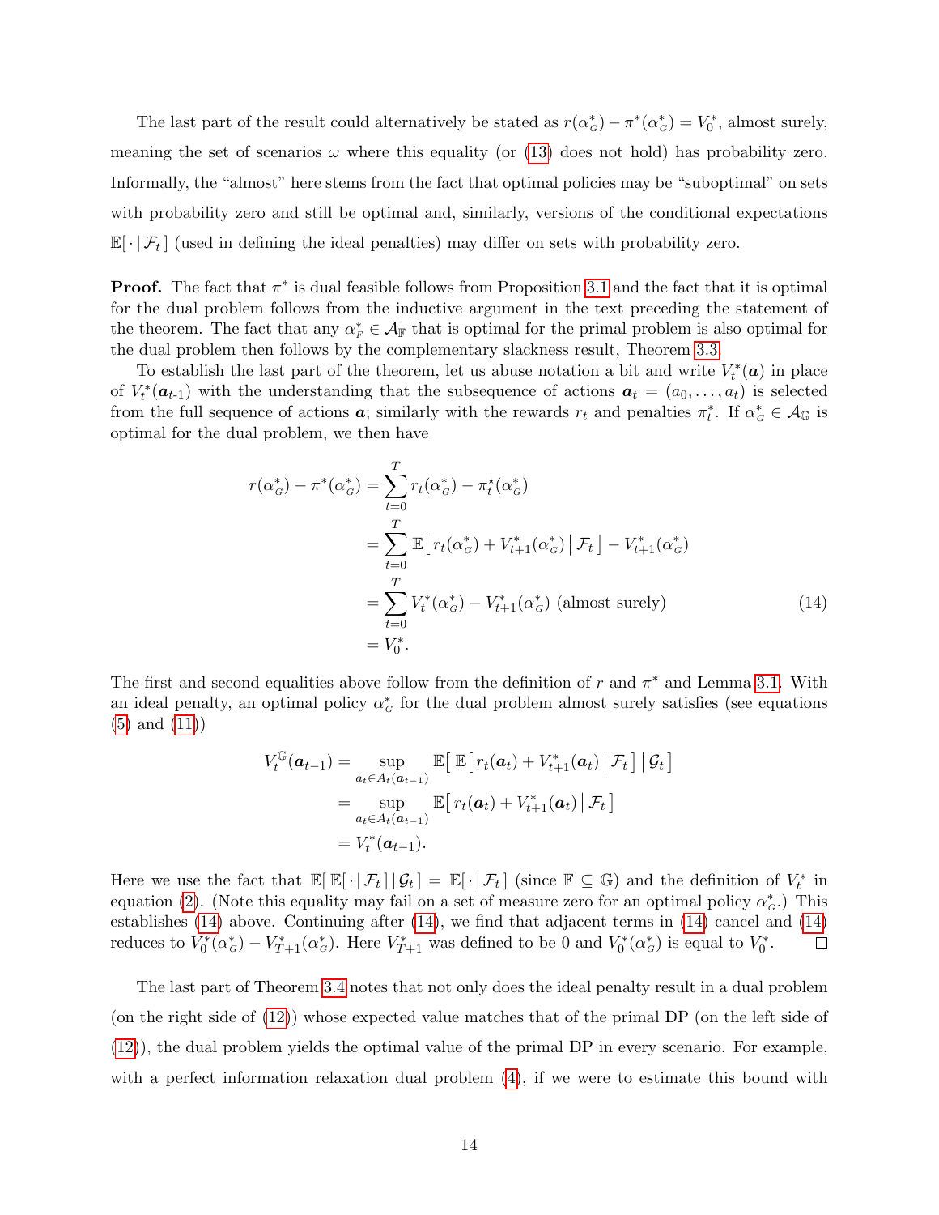The last part of the result could alternatively be stated as $r(\alpha^*_{\mathbb{G}}) - \pi^*(\alpha^*_{\mathbb{G}}) = V_0^*$, almost surely, meaning the set of scenarios $\omega$ where this equality (or (13) does not hold) has probability zero. Informally, the "almost" here stems from the fact that optimal policies may be "suboptimal" on sets with probability zero and still be optimal and, similarly, versions of the conditional expectations $\mathbb{E}[\,\cdot\,|\,\mathcal{F}_t\,]$ (used in defining the ideal penalties) may differ on sets with probability zero.

**Proof.** The fact that $\pi^*$ is dual feasible follows from Proposition 3.1 and the fact that it is optimal for the dual problem follows from the inductive argument in the text preceding the statement of the theorem. The fact that any $\alpha^*_{\mathbb{F}} \in \mathcal{A}_{\mathbb{F}}$ that is optimal for the primal problem is also optimal for the dual problem then follows by the complementary slackness result, Theorem 3.3.

To establish the last part of the theorem, let us abuse notation a bit and write $V_t^*(\boldsymbol{a})$ in place of $V_t^*(\boldsymbol{a}_{t-1})$ with the understanding that the subsequence of actions $\boldsymbol{a}_t = (a_0, \ldots, a_t)$ is selected from the full sequence of actions $\boldsymbol{a}$; similarly with the rewards $r_t$ and penalties $\pi_t^*$. If $\alpha^*_{\mathbb{G}} \in \mathcal{A}_{\mathbb{G}}$ is optimal for the dual problem, we then have

$$
\begin{aligned}
r(\alpha^*_{\mathbb{G}}) - \pi^*(\alpha^*_{\mathbb{G}}) &= \sum_{t=0}^{T} r_t(\alpha^*_{\mathbb{G}}) - \pi^*_t(\alpha^*_{\mathbb{G}}) \\
&= \sum_{t=0}^{T} \mathbb{E}\big[\, r_t(\alpha^*_{\mathbb{G}}) + V^*_{t+1}(\alpha^*_{\mathbb{G}}) \,\big|\, \mathcal{F}_t \,\big] - V^*_{t+1}(\alpha^*_{\mathbb{G}}) \\
&= \sum_{t=0}^{T} V^*_t(\alpha^*_{\mathbb{G}}) - V^*_{t+1}(\alpha^*_{\mathbb{G}}) \text{ (almost surely)} \qquad (14) \\
&= V_0^*.
\end{aligned}
$$

The first and second equalities above follow from the definition of $r$ and $\pi^*$ and Lemma 3.1. With an ideal penalty, an optimal policy $\alpha^*_{\mathbb{G}}$ for the dual problem almost surely satisfies (see equations (5) and (11))

$$
\begin{aligned}
V_t^{\mathbb{G}}(\boldsymbol{a}_{t-1}) &= \sup_{a_t \in A_t(\boldsymbol{a}_{t-1})} \mathbb{E}\big[\, \mathbb{E}\big[\, r_t(\boldsymbol{a}_t) + V^*_{t+1}(\boldsymbol{a}_t) \,\big|\, \mathcal{F}_t \,\big] \,\big|\, \mathcal{G}_t \,\big] \\
&= \sup_{a_t \in A_t(\boldsymbol{a}_{t-1})} \mathbb{E}\big[\, r_t(\boldsymbol{a}_t) + V^*_{t+1}(\boldsymbol{a}_t) \,\big|\, \mathcal{F}_t \,\big] \\
&= V^*_t(\boldsymbol{a}_{t-1}).
\end{aligned}
$$

Here we use the fact that $\mathbb{E}[\,\mathbb{E}[\,\cdot\,|\,\mathcal{F}_t\,]\,|\,\mathcal{G}_t\,] = \mathbb{E}[\,\cdot\,|\,\mathcal{F}_t\,]$ (since $\mathbb{F} \subseteq \mathbb{G}$) and the definition of $V_t^*$ in equation (2). (Note this equality may fail on a set of measure zero for an optimal policy $\alpha^*_{\mathbb{G}}$.) This establishes (14) above. Continuing after (14), we find that adjacent terms in (14) cancel and (14) reduces to $V_0^*(\alpha^*_{\mathbb{G}}) - V^*_{T+1}(\alpha^*_{\mathbb{G}})$. Here $V^*_{T+1}$ was defined to be 0 and $V_0^*(\alpha^*_{\mathbb{G}})$ is equal to $V_0^*$. $\square$

The last part of Theorem 3.4 notes that not only does the ideal penalty result in a dual problem (on the right side of (12)) whose expected value matches that of the primal DP (on the left side of (12)), the dual problem yields the optimal value of the primal DP in every scenario. For example, with a perfect information relaxation dual problem (4), if we were to estimate this bound with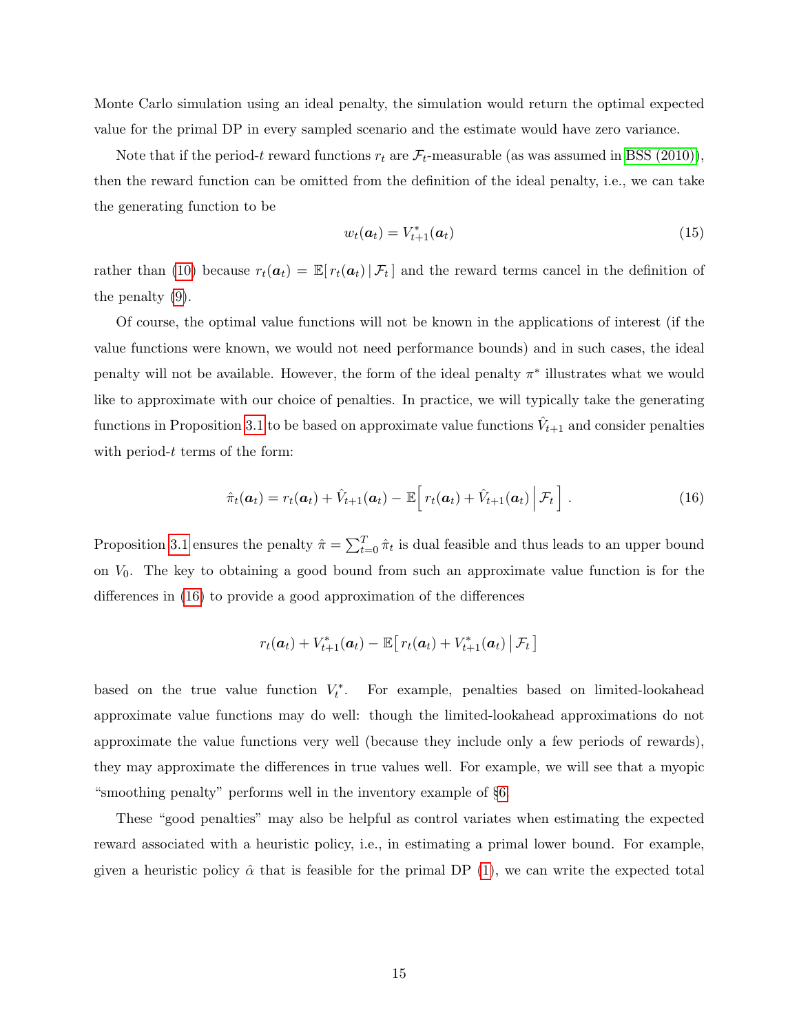Monte Carlo simulation using an ideal penalty, the simulation would return the optimal expected value for the primal DP in every sampled scenario and the estimate would have zero variance.

Note that if the period-$t$ reward functions $r_t$ are $\mathcal{F}_t$-measurable (as was assumed in BSS (2010)), then the reward function can be omitted from the definition of the ideal penalty, i.e., we can take the generating function to be

$$w_t(\boldsymbol{a}_t) = V^*_{t+1}(\boldsymbol{a}_t) \tag{15}$$

rather than (10) because $r_t(\boldsymbol{a}_t) = \mathbb{E}[\, r_t(\boldsymbol{a}_t) \,|\, \mathcal{F}_t\,]$ and the reward terms cancel in the definition of the penalty (9).

Of course, the optimal value functions will not be known in the applications of interest (if the value functions were known, we would not need performance bounds) and in such cases, the ideal penalty will not be available. However, the form of the ideal penalty $\pi^*$ illustrates what we would like to approximate with our choice of penalties. In practice, we will typically take the generating functions in Proposition 3.1 to be based on approximate value functions $\hat{V}_{t+1}$ and consider penalties with period-$t$ terms of the form:

$$\hat{\pi}_t(\boldsymbol{a}_t) = r_t(\boldsymbol{a}_t) + \hat{V}_{t+1}(\boldsymbol{a}_t) - \mathbb{E}\Big[\, r_t(\boldsymbol{a}_t) + \hat{V}_{t+1}(\boldsymbol{a}_t) \,\Big|\, \mathcal{F}_t \,\Big] \,. \tag{16}$$

Proposition 3.1 ensures the penalty $\hat{\pi} = \sum_{t=0}^{T} \hat{\pi}_t$ is dual feasible and thus leads to an upper bound on $V_0$. The key to obtaining a good bound from such an approximate value function is for the differences in (16) to provide a good approximation of the differences

$$r_t(\boldsymbol{a}_t) + V^*_{t+1}(\boldsymbol{a}_t) - \mathbb{E}\big[\, r_t(\boldsymbol{a}_t) + V^*_{t+1}(\boldsymbol{a}_t) \,\big|\, \mathcal{F}_t \,\big]$$

based on the true value function $V^*_t$. For example, penalties based on limited-lookahead approximate value functions may do well: though the limited-lookahead approximations do not approximate the value functions very well (because they include only a few periods of rewards), they may approximate the differences in true values well. For example, we will see that a myopic "smoothing penalty" performs well in the inventory example of §6.

These "good penalties" may also be helpful as control variates when estimating the expected reward associated with a heuristic policy, i.e., in estimating a primal lower bound. For example, given a heuristic policy $\hat{\alpha}$ that is feasible for the primal DP (1), we can write the expected total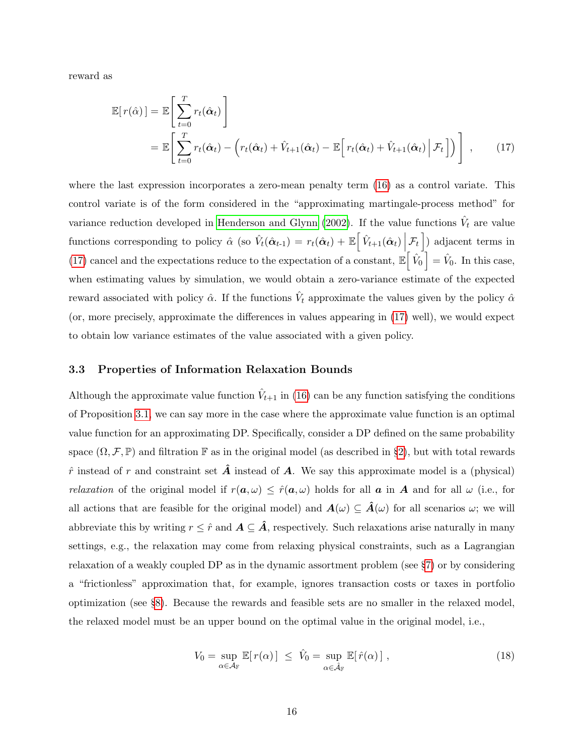reward as

$$
\begin{aligned}
\mathbb{E}[\, r(\hat{\alpha})\,] &= \mathbb{E}\left[ \sum_{t=0}^{T} r_t(\hat{\boldsymbol{\alpha}}_t) \right] \\
&= \mathbb{E}\left[ \sum_{t=0}^{T} r_t(\hat{\boldsymbol{\alpha}}_t) - \left( r_t(\hat{\boldsymbol{\alpha}}_t) + \hat{V}_{t+1}(\hat{\boldsymbol{\alpha}}_t) - \mathbb{E}\Big[ r_t(\hat{\boldsymbol{\alpha}}_t) + \hat{V}_{t+1}(\hat{\boldsymbol{\alpha}}_t) \,\Big|\, \mathcal{F}_t \Big] \right) \right] \,, \qquad (17)
\end{aligned}
$$

where the last expression incorporates a zero-mean penalty term (16) as a control variate. This control variate is of the form considered in the "approximating martingale-process method" for variance reduction developed in Henderson and Glynn (2002). If the value functions $\hat{V}_t$ are value functions corresponding to policy $\hat{\alpha}$ (so $\hat{V}_t(\hat{\boldsymbol{\alpha}}_{t\text{-}1}) = r_t(\hat{\boldsymbol{\alpha}}_t) + \mathbb{E}\Big[ \hat{V}_{t+1}(\hat{\boldsymbol{\alpha}}_t) \,\Big|\, \mathcal{F}_t \Big]$) adjacent terms in (17) cancel and the expectations reduce to the expectation of a constant, $\mathbb{E}\Big[ \hat{V}_0 \Big] = \hat{V}_0$. In this case, when estimating values by simulation, we would obtain a zero-variance estimate of the expected reward associated with policy $\hat{\alpha}$. If the functions $\hat{V}_t$ approximate the values given by the policy $\hat{\alpha}$ (or, more precisely, approximate the differences in values appearing in (17) well), we would expect to obtain low variance estimates of the value associated with a given policy.

### 3.3 Properties of Information Relaxation Bounds

Although the approximate value function $\hat{V}_{t+1}$ in (16) can be any function satisfying the conditions of Proposition 3.1, we can say more in the case where the approximate value function is an optimal value function for an approximating DP. Specifically, consider a DP defined on the same probability space $(\Omega, \mathcal{F}, \mathbb{P})$ and filtration $\mathbb{F}$ as in the original model (as described in §2), but with total rewards $\hat{r}$ instead of $r$ and constraint set $\hat{\boldsymbol{A}}$ instead of $\boldsymbol{A}$. We say this approximate model is a (physical) *relaxation* of the original model if $r(\boldsymbol{a}, \omega) \le \hat{r}(\boldsymbol{a}, \omega)$ holds for all $\boldsymbol{a}$ in $\boldsymbol{A}$ and for all $\omega$ (i.e., for all actions that are feasible for the original model) and $\boldsymbol{A}(\omega) \subseteq \hat{\boldsymbol{A}}(\omega)$ for all scenarios $\omega$; we will abbreviate this by writing $r \le \hat{r}$ and $\boldsymbol{A} \subseteq \hat{\boldsymbol{A}}$, respectively. Such relaxations arise naturally in many settings, e.g., the relaxation may come from relaxing physical constraints, such as a Lagrangian relaxation of a weakly coupled DP as in the dynamic assortment problem (see §7) or by considering a "frictionless" approximation that, for example, ignores transaction costs or taxes in portfolio optimization (see §8). Because the rewards and feasible sets are no smaller in the relaxed model, the relaxed model must be an upper bound on the optimal value in the original model, i.e.,

$$
V_0 = \sup_{\alpha \in \mathcal{A}_{\mathbb{F}}} \mathbb{E}[\, r(\alpha)\,] \;\le\; \hat{V}_0 = \sup_{\alpha \in \hat{\mathcal{A}}_{\mathbb{F}}} \mathbb{E}[\, \hat{r}(\alpha)\,] \,, \qquad (18)
$$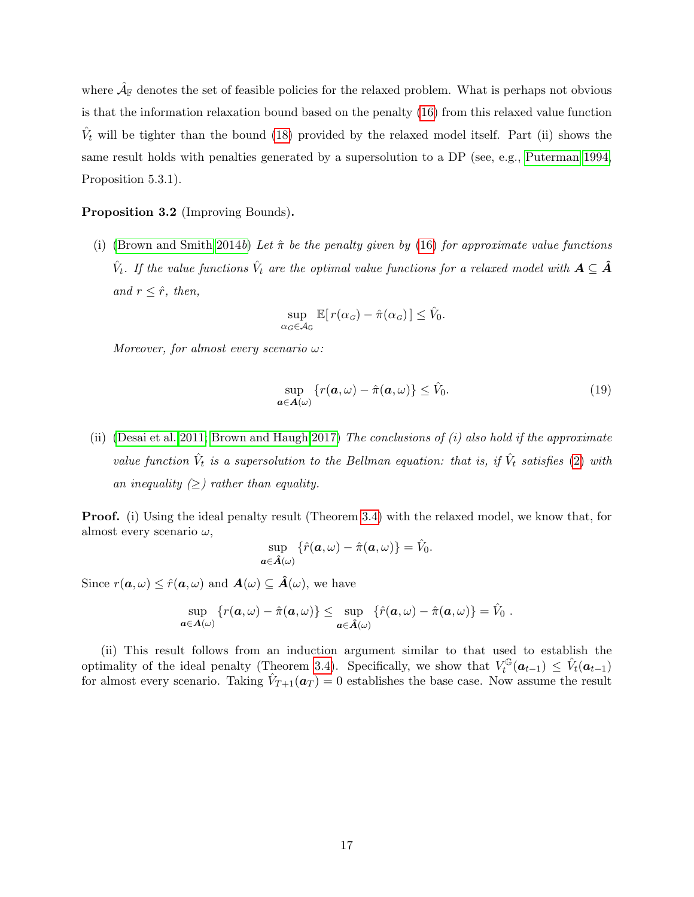where $\hat{\mathcal{A}}_{\mathbb{F}}$ denotes the set of feasible policies for the relaxed problem. What is perhaps not obvious is that the information relaxation bound based on the penalty (16) from this relaxed value function $\hat{V}_t$ will be tighter than the bound (18) provided by the relaxed model itself. Part (ii) shows the same result holds with penalties generated by a supersolution to a DP (see, e.g., Puterman 1994, Proposition 5.3.1).

**Proposition 3.2** (Improving Bounds)**.**

(i) (Brown and Smith 2014*b*) *Let $\hat{\pi}$ be the penalty given by (16) for approximate value functions $\hat{V}_t$. If the value functions $\hat{V}_t$ are the optimal value functions for a relaxed model with $\boldsymbol{A} \subseteq \hat{\boldsymbol{A}}$ and $r \leq \hat{r}$, then,*

$$\sup_{\alpha_G \in \mathcal{A}_{\mathbb{G}}} \mathbb{E}[\, r(\alpha_G) - \hat{\pi}(\alpha_G)\,] \leq \hat{V}_0.$$

*Moreover, for almost every scenario $\omega$:*

$$\sup_{\boldsymbol{a} \in \boldsymbol{A}(\omega)} \{r(\boldsymbol{a}, \omega) - \hat{\pi}(\boldsymbol{a}, \omega)\} \leq \hat{V}_0. \tag{19}$$

(ii) (Desai et al. 2011; Brown and Haugh 2017) *The conclusions of (i) also hold if the approximate value function $\hat{V}_t$ is a supersolution to the Bellman equation: that is, if $\hat{V}_t$ satisfies (2) with an inequality ($\geq$) rather than equality.*

**Proof.** (i) Using the ideal penalty result (Theorem 3.4) with the relaxed model, we know that, for almost every scenario $\omega$,

$$\sup_{\boldsymbol{a} \in \hat{\boldsymbol{A}}(\omega)} \{\hat{r}(\boldsymbol{a}, \omega) - \hat{\pi}(\boldsymbol{a}, \omega)\} = \hat{V}_0.$$

Since $r(\boldsymbol{a}, \omega) \leq \hat{r}(\boldsymbol{a}, \omega)$ and $\boldsymbol{A}(\omega) \subseteq \hat{\boldsymbol{A}}(\omega)$, we have

$$\sup_{\boldsymbol{a} \in \boldsymbol{A}(\omega)} \{r(\boldsymbol{a}, \omega) - \hat{\pi}(\boldsymbol{a}, \omega)\} \leq \sup_{\boldsymbol{a} \in \hat{\boldsymbol{A}}(\omega)} \{\hat{r}(\boldsymbol{a}, \omega) - \hat{\pi}(\boldsymbol{a}, \omega)\} = \hat{V}_0\ .$$

(ii) This result follows from an induction argument similar to that used to establish the optimality of the ideal penalty (Theorem 3.4). Specifically, we show that $V_t^{\mathbb{G}}(\boldsymbol{a}_{t-1}) \leq \hat{V}_t(\boldsymbol{a}_{t-1})$ for almost every scenario. Taking $\hat{V}_{T+1}(\boldsymbol{a}_T) = 0$ establishes the base case. Now assume the result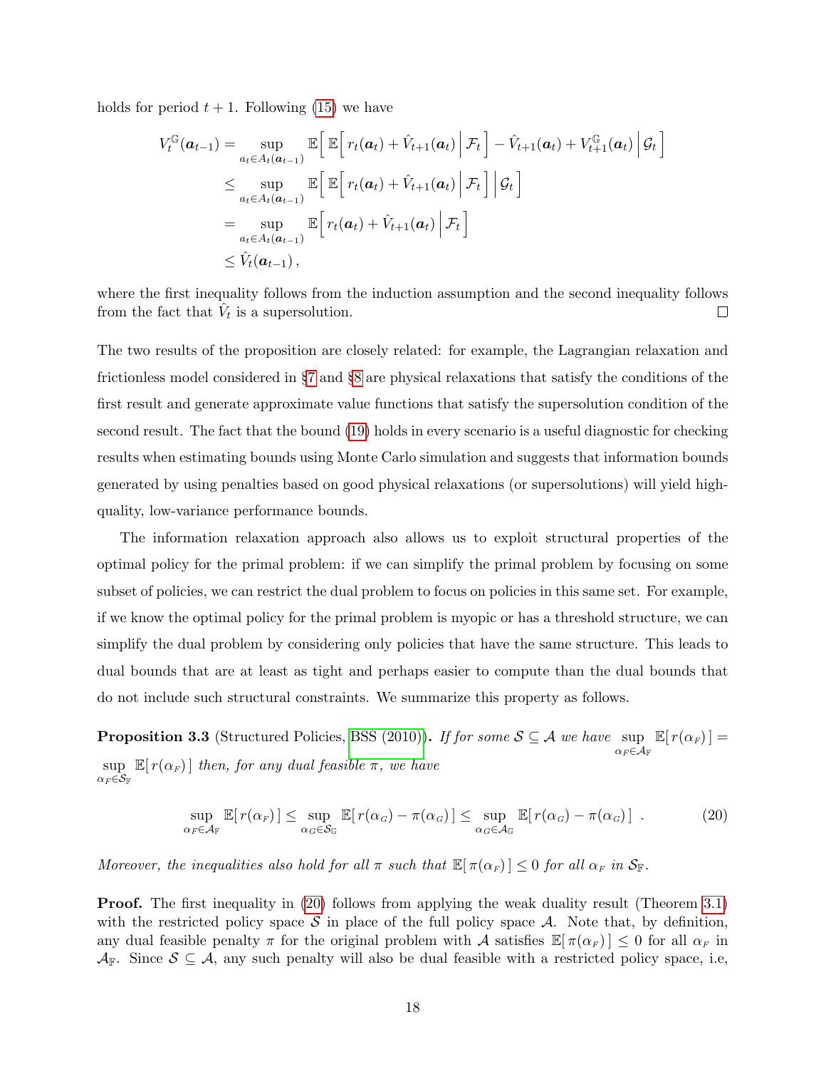holds for period $t+1$. Following (15) we have

$$
\begin{aligned}
V_t^{\mathbb{G}}(\boldsymbol{a}_{t-1}) &= \sup_{a_t \in A_t(\boldsymbol{a}_{t-1})} \mathbb{E}\Big[\, \mathbb{E}\Big[\, r_t(\boldsymbol{a}_t) + \hat{V}_{t+1}(\boldsymbol{a}_t) \,\Big|\, \mathcal{F}_t \Big] - \hat{V}_{t+1}(\boldsymbol{a}_t) + V_{t+1}^{\mathbb{G}}(\boldsymbol{a}_t) \,\Big|\, \mathcal{G}_t \Big] \\
&\le \sup_{a_t \in A_t(\boldsymbol{a}_{t-1})} \mathbb{E}\Big[\, \mathbb{E}\Big[\, r_t(\boldsymbol{a}_t) + \hat{V}_{t+1}(\boldsymbol{a}_t) \,\Big|\, \mathcal{F}_t \Big] \,\Big|\, \mathcal{G}_t \Big] \\
&= \sup_{a_t \in A_t(\boldsymbol{a}_{t-1})} \mathbb{E}\Big[\, r_t(\boldsymbol{a}_t) + \hat{V}_{t+1}(\boldsymbol{a}_t) \,\Big|\, \mathcal{F}_t \Big] \\
&\le \hat{V}_t(\boldsymbol{a}_{t-1})\,,
\end{aligned}
$$

where the first inequality follows from the induction assumption and the second inequality follows from the fact that $\hat{V}_t$ is a supersolution. $\square$

The two results of the proposition are closely related: for example, the Lagrangian relaxation and frictionless model considered in §7 and §8 are physical relaxations that satisfy the conditions of the first result and generate approximate value functions that satisfy the supersolution condition of the second result. The fact that the bound (19) holds in every scenario is a useful diagnostic for checking results when estimating bounds using Monte Carlo simulation and suggests that information bounds generated by using penalties based on good physical relaxations (or supersolutions) will yield high-quality, low-variance performance bounds.

The information relaxation approach also allows us to exploit structural properties of the optimal policy for the primal problem: if we can simplify the primal problem by focusing on some subset of policies, we can restrict the dual problem to focus on policies in this same set. For example, if we know the optimal policy for the primal problem is myopic or has a threshold structure, we can simplify the dual problem by considering only policies that have the same structure. This leads to dual bounds that are at least as tight and perhaps easier to compute than the dual bounds that do not include such structural constraints. We summarize this property as follows.

**Proposition 3.3** (Structured Policies, BSS (2010))**.** *If for some $\mathcal{S} \subseteq \mathcal{A}$ we have $\sup_{\alpha_F \in \mathcal{A}_{\mathbb{F}}} \mathbb{E}[\, r(\alpha_F)\,] = \sup_{\alpha_F \in \mathcal{S}_{\mathbb{F}}} \mathbb{E}[\, r(\alpha_F)\,]$ then, for any dual feasible $\pi$, we have*

$$
\sup_{\alpha_F \in \mathcal{A}_{\mathbb{F}}} \mathbb{E}[\, r(\alpha_F)\,] \le \sup_{\alpha_G \in \mathcal{S}_{\mathbb{G}}} \mathbb{E}[\, r(\alpha_G) - \pi(\alpha_G)\,] \le \sup_{\alpha_G \in \mathcal{A}_{\mathbb{G}}} \mathbb{E}[\, r(\alpha_G) - \pi(\alpha_G)\,]\ . \tag{20}
$$

*Moreover, the inequalities also hold for all $\pi$ such that $\mathbb{E}[\,\pi(\alpha_F)\,] \le 0$ for all $\alpha_F$ in $\mathcal{S}_{\mathbb{F}}$.*

**Proof.** The first inequality in (20) follows from applying the weak duality result (Theorem 3.1) with the restricted policy space $\mathcal{S}$ in place of the full policy space $\mathcal{A}$. Note that, by definition, any dual feasible penalty $\pi$ for the original problem with $\mathcal{A}$ satisfies $\mathbb{E}[\,\pi(\alpha_F)\,] \le 0$ for all $\alpha_F$ in $\mathcal{A}_{\mathbb{F}}$. Since $\mathcal{S} \subseteq \mathcal{A}$, any such penalty will also be dual feasible with a restricted policy space, i.e,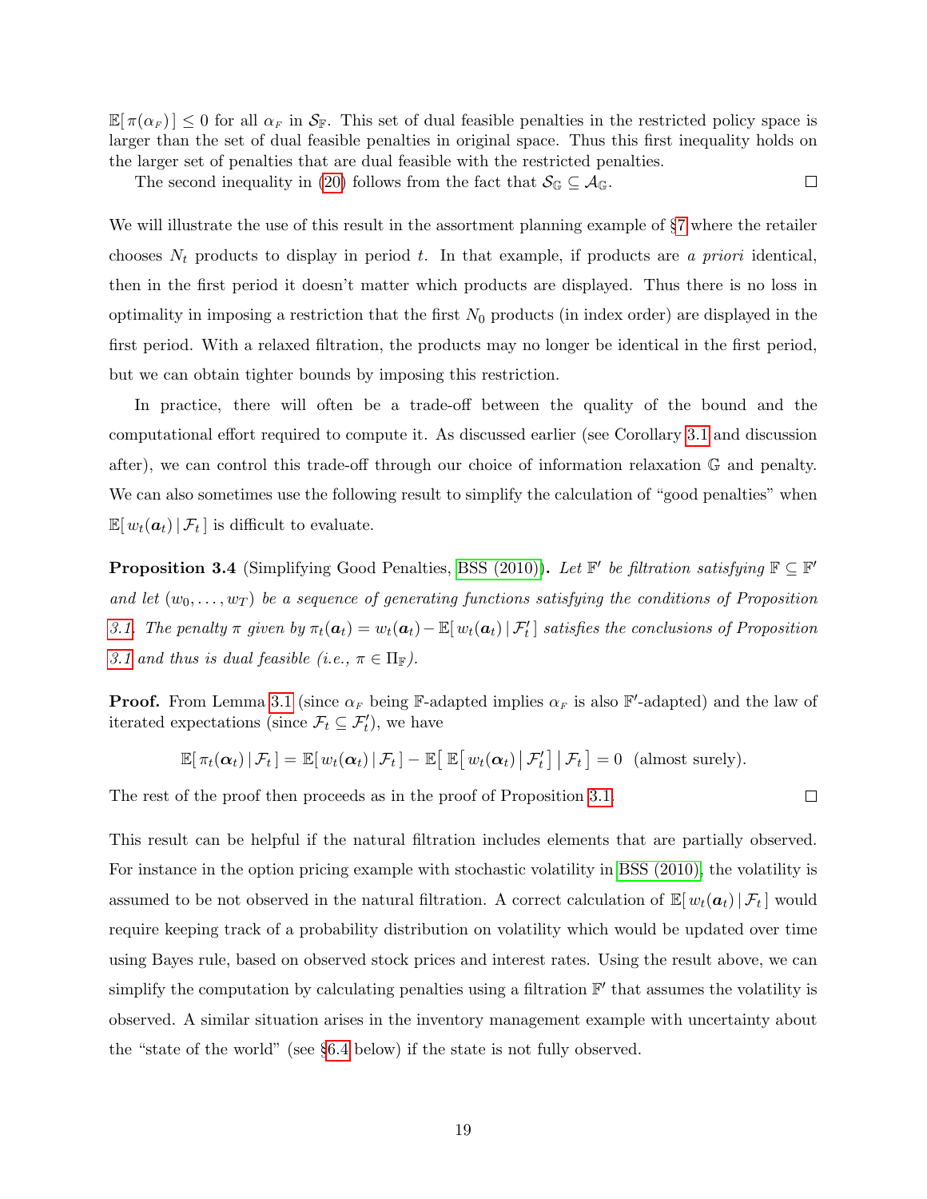$\mathbb{E}[\,\pi(\alpha_F)\,] \leq 0$ for all $\alpha_F$ in $\mathcal{S}_{\mathbb{F}}$. This set of dual feasible penalties in the restricted policy space is larger than the set of dual feasible penalties in original space. Thus this first inequality holds on the larger set of penalties that are dual feasible with the restricted penalties.

The second inequality in (20) follows from the fact that $\mathcal{S}_{\mathbb{G}} \subseteq \mathcal{A}_{\mathbb{G}}$. □

We will illustrate the use of this result in the assortment planning example of §7 where the retailer chooses $N_t$ products to display in period $t$. In that example, if products are *a priori* identical, then in the first period it doesn't matter which products are displayed. Thus there is no loss in optimality in imposing a restriction that the first $N_0$ products (in index order) are displayed in the first period. With a relaxed filtration, the products may no longer be identical in the first period, but we can obtain tighter bounds by imposing this restriction.

In practice, there will often be a trade-off between the quality of the bound and the computational effort required to compute it. As discussed earlier (see Corollary 3.1 and discussion after), we can control this trade-off through our choice of information relaxation $\mathbb{G}$ and penalty. We can also sometimes use the following result to simplify the calculation of "good penalties" when $\mathbb{E}[\,w_t(\boldsymbol{a}_t)\,|\,\mathcal{F}_t\,]$ is difficult to evaluate.

**Proposition 3.4** (Simplifying Good Penalties, BSS (2010)). *Let $\mathbb{F}'$ be filtration satisfying $\mathbb{F} \subseteq \mathbb{F}'$ and let $(w_0, \ldots, w_T)$ be a sequence of generating functions satisfying the conditions of Proposition 3.1. The penalty $\pi$ given by $\pi_t(\boldsymbol{a}_t) = w_t(\boldsymbol{a}_t) - \mathbb{E}[\,w_t(\boldsymbol{a}_t)\,|\,\mathcal{F}'_t\,]$ satisfies the conclusions of Proposition 3.1 and thus is dual feasible (i.e., $\pi \in \Pi_{\mathbb{F}}$).*

**Proof.** From Lemma 3.1 (since $\alpha_F$ being $\mathbb{F}$-adapted implies $\alpha_F$ is also $\mathbb{F}'$-adapted) and the law of iterated expectations (since $\mathcal{F}_t \subseteq \mathcal{F}'_t$), we have

$$\mathbb{E}[\,\pi_t(\boldsymbol{\alpha}_t)\,|\,\mathcal{F}_t\,] = \mathbb{E}[\,w_t(\boldsymbol{\alpha}_t)\,|\,\mathcal{F}_t\,] - \mathbb{E}\big[\,\mathbb{E}\big[\,w_t(\boldsymbol{\alpha}_t)\,\big|\,\mathcal{F}'_t\big]\,\big|\,\mathcal{F}_t\,\big] = 0 \quad \text{(almost surely).}$$

The rest of the proof then proceeds as in the proof of Proposition 3.1. □

This result can be helpful if the natural filtration includes elements that are partially observed. For instance in the option pricing example with stochastic volatility in BSS (2010), the volatility is assumed to be not observed in the natural filtration. A correct calculation of $\mathbb{E}[\,w_t(\boldsymbol{a}_t)\,|\,\mathcal{F}_t\,]$ would require keeping track of a probability distribution on volatility which would be updated over time using Bayes rule, based on observed stock prices and interest rates. Using the result above, we can simplify the computation by calculating penalties using a filtration $\mathbb{F}'$ that assumes the volatility is observed. A similar situation arises in the inventory management example with uncertainty about the "state of the world" (see §6.4 below) if the state is not fully observed.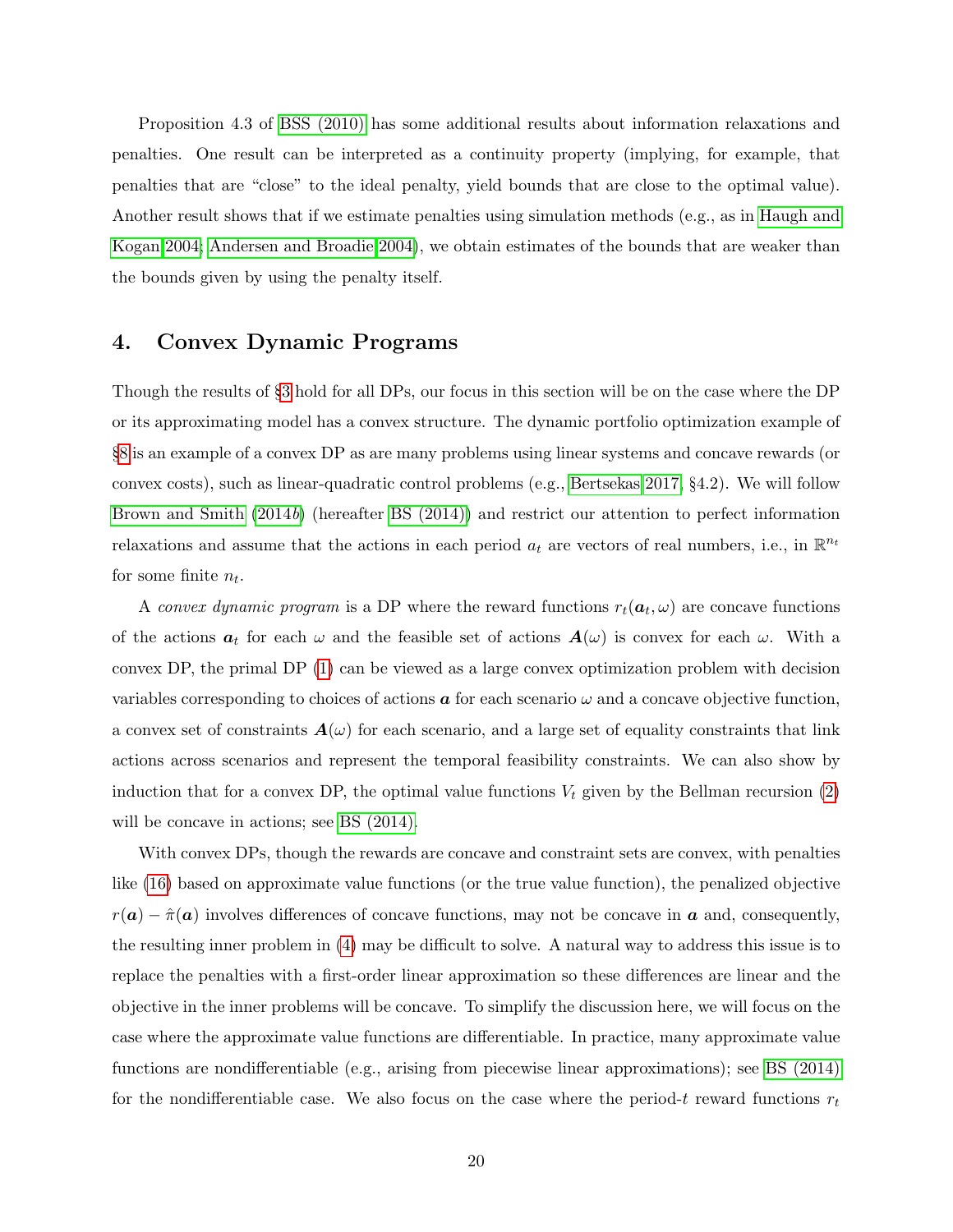Proposition 4.3 of BSS (2010) has some additional results about information relaxations and penalties. One result can be interpreted as a continuity property (implying, for example, that penalties that are "close" to the ideal penalty, yield bounds that are close to the optimal value). Another result shows that if we estimate penalties using simulation methods (e.g., as in Haugh and Kogan 2004; Andersen and Broadie 2004), we obtain estimates of the bounds that are weaker than the bounds given by using the penalty itself.

# 4. Convex Dynamic Programs

Though the results of §3 hold for all DPs, our focus in this section will be on the case where the DP or its approximating model has a convex structure. The dynamic portfolio optimization example of §8 is an example of a convex DP as are many problems using linear systems and concave rewards (or convex costs), such as linear-quadratic control problems (e.g., Bertsekas 2017, §4.2). We will follow Brown and Smith (2014*b*) (hereafter BS (2014)) and restrict our attention to perfect information relaxations and assume that the actions in each period $a_t$ are vectors of real numbers, i.e., in $\mathbb{R}^{n_t}$ for some finite $n_t$.

A *convex dynamic program* is a DP where the reward functions $r_t(\boldsymbol{a}_t, \omega)$ are concave functions of the actions $\boldsymbol{a}_t$ for each $\omega$ and the feasible set of actions $\boldsymbol{A}(\omega)$ is convex for each $\omega$. With a convex DP, the primal DP (1) can be viewed as a large convex optimization problem with decision variables corresponding to choices of actions $\boldsymbol{a}$ for each scenario $\omega$ and a concave objective function, a convex set of constraints $\boldsymbol{A}(\omega)$ for each scenario, and a large set of equality constraints that link actions across scenarios and represent the temporal feasibility constraints. We can also show by induction that for a convex DP, the optimal value functions $V_t$ given by the Bellman recursion (2) will be concave in actions; see BS (2014).

With convex DPs, though the rewards are concave and constraint sets are convex, with penalties like (16) based on approximate value functions (or the true value function), the penalized objective $r(\boldsymbol{a}) - \hat{\pi}(\boldsymbol{a})$ involves differences of concave functions, may not be concave in $\boldsymbol{a}$ and, consequently, the resulting inner problem in (4) may be difficult to solve. A natural way to address this issue is to replace the penalties with a first-order linear approximation so these differences are linear and the objective in the inner problems will be concave. To simplify the discussion here, we will focus on the case where the approximate value functions are differentiable. In practice, many approximate value functions are nondifferentiable (e.g., arising from piecewise linear approximations); see BS (2014) for the nondifferentiable case. We also focus on the case where the period-$t$ reward functions $r_t$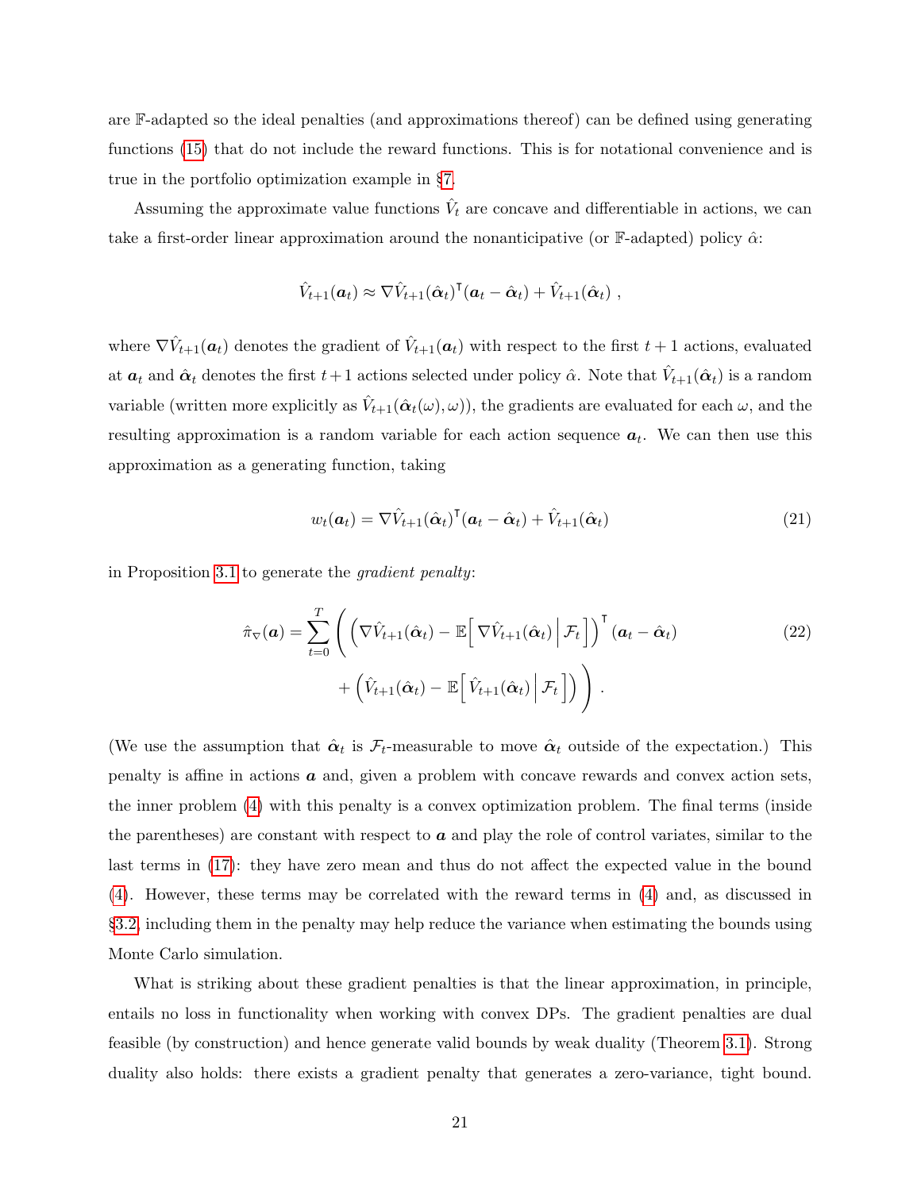are $\mathbb{F}$-adapted so the ideal penalties (and approximations thereof) can be defined using generating functions (15) that do not include the reward functions. This is for notational convenience and is true in the portfolio optimization example in §7.

Assuming the approximate value functions $\hat{V}_t$ are concave and differentiable in actions, we can take a first-order linear approximation around the nonanticipative (or $\mathbb{F}$-adapted) policy $\hat{\alpha}$:

$$\hat{V}_{t+1}(\boldsymbol{a}_t) \approx \nabla \hat{V}_{t+1}(\hat{\boldsymbol{\alpha}}_t)^{\intercal}(\boldsymbol{a}_t - \hat{\boldsymbol{\alpha}}_t) + \hat{V}_{t+1}(\hat{\boldsymbol{\alpha}}_t) \ ,$$

where $\nabla \hat{V}_{t+1}(\boldsymbol{a}_t)$ denotes the gradient of $\hat{V}_{t+1}(\boldsymbol{a}_t)$ with respect to the first $t+1$ actions, evaluated at $\boldsymbol{a}_t$ and $\hat{\boldsymbol{\alpha}}_t$ denotes the first $t+1$ actions selected under policy $\hat{\alpha}$. Note that $\hat{V}_{t+1}(\hat{\boldsymbol{\alpha}}_t)$ is a random variable (written more explicitly as $\hat{V}_{t+1}(\hat{\boldsymbol{\alpha}}_t(\omega), \omega)$), the gradients are evaluated for each $\omega$, and the resulting approximation is a random variable for each action sequence $\boldsymbol{a}_t$. We can then use this approximation as a generating function, taking

$$w_t(\boldsymbol{a}_t) = \nabla \hat{V}_{t+1}(\hat{\boldsymbol{\alpha}}_t)^{\intercal}(\boldsymbol{a}_t - \hat{\boldsymbol{\alpha}}_t) + \hat{V}_{t+1}(\hat{\boldsymbol{\alpha}}_t) \tag{21}$$

in Proposition 3.1 to generate the *gradient penalty*:

$$\begin{aligned}\hat{\pi}_{\nabla}(\boldsymbol{a}) = \sum_{t=0}^{T} \Bigg( & \Big( \nabla \hat{V}_{t+1}(\hat{\boldsymbol{\alpha}}_t) - \mathbb{E}\Big[ \nabla \hat{V}_{t+1}(\hat{\boldsymbol{\alpha}}_t) \,\Big|\, \mathcal{F}_t \Big] \Big)^{\intercal} (\boldsymbol{a}_t - \hat{\boldsymbol{\alpha}}_t) \\ & + \Big( \hat{V}_{t+1}(\hat{\boldsymbol{\alpha}}_t) - \mathbb{E}\Big[ \hat{V}_{t+1}(\hat{\boldsymbol{\alpha}}_t) \,\Big|\, \mathcal{F}_t \Big] \Big) \Bigg) \ .\end{aligned} \tag{22}$$

(We use the assumption that $\hat{\boldsymbol{\alpha}}_t$ is $\mathcal{F}_t$-measurable to move $\hat{\boldsymbol{\alpha}}_t$ outside of the expectation.) This penalty is affine in actions $\boldsymbol{a}$ and, given a problem with concave rewards and convex action sets, the inner problem (4) with this penalty is a convex optimization problem. The final terms (inside the parentheses) are constant with respect to $\boldsymbol{a}$ and play the role of control variates, similar to the last terms in (17): they have zero mean and thus do not affect the expected value in the bound (4). However, these terms may be correlated with the reward terms in (4) and, as discussed in §3.2, including them in the penalty may help reduce the variance when estimating the bounds using Monte Carlo simulation.

What is striking about these gradient penalties is that the linear approximation, in principle, entails no loss in functionality when working with convex DPs. The gradient penalties are dual feasible (by construction) and hence generate valid bounds by weak duality (Theorem 3.1). Strong duality also holds: there exists a gradient penalty that generates a zero-variance, tight bound.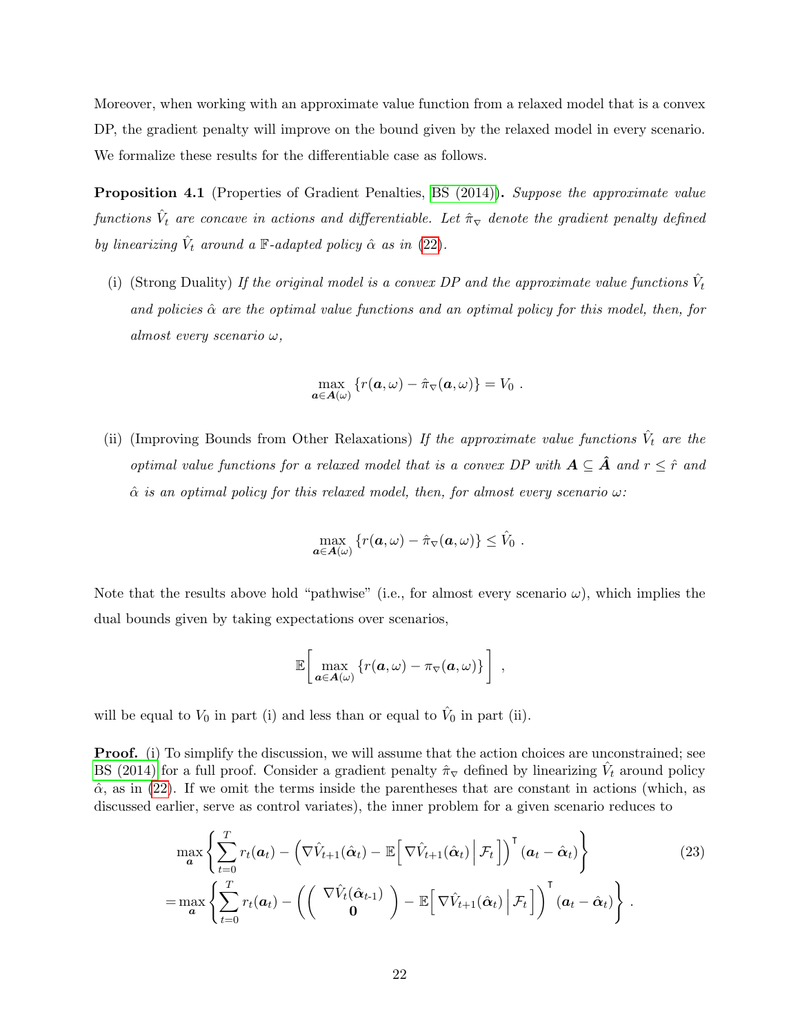Moreover, when working with an approximate value function from a relaxed model that is a convex DP, the gradient penalty will improve on the bound given by the relaxed model in every scenario. We formalize these results for the differentiable case as follows.

**Proposition 4.1** (Properties of Gradient Penalties, BS (2014))**.** *Suppose the approximate value functions $\hat{V}_t$ are concave in actions and differentiable. Let $\hat{\pi}_\nabla$ denote the gradient penalty defined by linearizing $\hat{V}_t$ around a $\mathbb{F}$-adapted policy $\hat{\alpha}$ as in (22).*

(i) (Strong Duality) *If the original model is a convex DP and the approximate value functions $\hat{V}_t$ and policies $\hat{\alpha}$ are the optimal value functions and an optimal policy for this model, then, for almost every scenario $\omega$,*

$$\max_{\boldsymbol{a} \in \boldsymbol{A}(\omega)} \{r(\boldsymbol{a}, \omega) - \hat{\pi}_\nabla(\boldsymbol{a}, \omega)\} = V_0 \ .$$

(ii) (Improving Bounds from Other Relaxations) *If the approximate value functions $\hat{V}_t$ are the optimal value functions for a relaxed model that is a convex DP with $\boldsymbol{A} \subseteq \hat{\boldsymbol{A}}$ and $r \leq \hat{r}$ and $\hat{\alpha}$ is an optimal policy for this relaxed model, then, for almost every scenario $\omega$:*

$$\max_{\boldsymbol{a} \in \boldsymbol{A}(\omega)} \{r(\boldsymbol{a}, \omega) - \hat{\pi}_\nabla(\boldsymbol{a}, \omega)\} \leq \hat{V}_0 \ .$$

Note that the results above hold "pathwise" (i.e., for almost every scenario $\omega$), which implies the dual bounds given by taking expectations over scenarios,

$$\mathbb{E}\left[ \max_{\boldsymbol{a} \in \boldsymbol{A}(\omega)} \{r(\boldsymbol{a}, \omega) - \pi_\nabla(\boldsymbol{a}, \omega)\} \right] \ ,$$

will be equal to $V_0$ in part (i) and less than or equal to $\hat{V}_0$ in part (ii).

**Proof.** (i) To simplify the discussion, we will assume that the action choices are unconstrained; see BS (2014) for a full proof. Consider a gradient penalty $\hat{\pi}_\nabla$ defined by linearizing $\hat{V}_t$ around policy $\hat{\alpha}$, as in (22). If we omit the terms inside the parentheses that are constant in actions (which, as discussed earlier, serve as control variates), the inner problem for a given scenario reduces to

$$\begin{aligned} &\max_{\boldsymbol{a}} \left\{ \sum_{t=0}^{T} r_t(\boldsymbol{a}_t) - \left( \nabla \hat{V}_{t+1}(\hat{\boldsymbol{\alpha}}_t) - \mathbb{E}\Big[ \nabla \hat{V}_{t+1}(\hat{\boldsymbol{\alpha}}_t) \,\Big|\, \mathcal{F}_t \Big] \right)^\intercal (\boldsymbol{a}_t - \hat{\boldsymbol{\alpha}}_t) \right\} \qquad (23) \\ = &\max_{\boldsymbol{a}} \left\{ \sum_{t=0}^{T} r_t(\boldsymbol{a}_t) - \left( \begin{pmatrix} \nabla \hat{V}_t(\hat{\boldsymbol{\alpha}}_{t\text{-}1}) \\ \mathbf{0} \end{pmatrix} - \mathbb{E}\Big[ \nabla \hat{V}_{t+1}(\hat{\boldsymbol{\alpha}}_t) \,\Big|\, \mathcal{F}_t \Big] \right)^\intercal (\boldsymbol{a}_t - \hat{\boldsymbol{\alpha}}_t) \right\} \ . \end{aligned}$$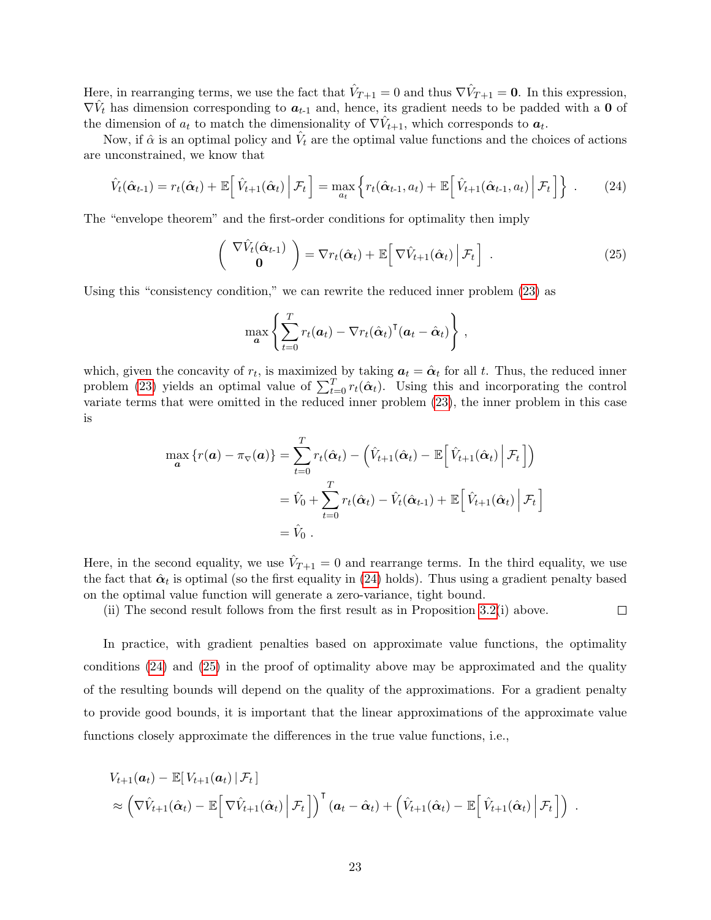Here, in rearranging terms, we use the fact that $\hat{V}_{T+1} = 0$ and thus $\nabla \hat{V}_{T+1} = \mathbf{0}$. In this expression, $\nabla \hat{V}_t$ has dimension corresponding to $\boldsymbol{a}_{t\text{-}1}$ and, hence, its gradient needs to be padded with a $\mathbf{0}$ of the dimension of $a_t$ to match the dimensionality of $\nabla \hat{V}_{t+1}$, which corresponds to $\boldsymbol{a}_t$.

Now, if $\hat{\alpha}$ is an optimal policy and $\hat{V}_t$ are the optimal value functions and the choices of actions are unconstrained, we know that

$$\hat{V}_t(\hat{\boldsymbol{\alpha}}_{t\text{-}1}) = r_t(\hat{\boldsymbol{\alpha}}_t) + \mathbb{E}\Big[\, \hat{V}_{t+1}(\hat{\boldsymbol{\alpha}}_t) \,\Big|\, \mathcal{F}_t \Big] = \max_{a_t} \Big\{ r_t(\hat{\boldsymbol{\alpha}}_{t\text{-}1}, a_t) + \mathbb{E}\Big[\, \hat{V}_{t+1}(\hat{\boldsymbol{\alpha}}_{t\text{-}1}, a_t) \,\Big|\, \mathcal{F}_t \Big] \Big\} \ . \tag{24}$$

The "envelope theorem" and the first-order conditions for optimality then imply

$$\begin{pmatrix} \nabla \hat{V}_t(\hat{\boldsymbol{\alpha}}_{t\text{-}1}) \\ \mathbf{0} \end{pmatrix} = \nabla r_t(\hat{\boldsymbol{\alpha}}_t) + \mathbb{E}\Big[\, \nabla \hat{V}_{t+1}(\hat{\boldsymbol{\alpha}}_t) \,\Big|\, \mathcal{F}_t \Big] \ . \tag{25}$$

Using this "consistency condition," we can rewrite the reduced inner problem (23) as

$$\max_{\boldsymbol{a}} \left\{ \sum_{t=0}^{T} r_t(\boldsymbol{a}_t) - \nabla r_t(\hat{\boldsymbol{\alpha}}_t)^{\intercal} (\boldsymbol{a}_t - \hat{\boldsymbol{\alpha}}_t) \right\} ,$$

which, given the concavity of $r_t$, is maximized by taking $\boldsymbol{a}_t = \hat{\boldsymbol{\alpha}}_t$ for all $t$. Thus, the reduced inner problem (23) yields an optimal value of $\sum_{t=0}^{T} r_t(\hat{\boldsymbol{\alpha}}_t)$. Using this and incorporating the control variate terms that were omitted in the reduced inner problem (23), the inner problem in this case is

$$\begin{aligned}
\max_{\boldsymbol{a}} \{ r(\boldsymbol{a}) - \pi_{\nabla}(\boldsymbol{a}) \} &= \sum_{t=0}^{T} r_t(\hat{\boldsymbol{\alpha}}_t) - \Big( \hat{V}_{t+1}(\hat{\boldsymbol{\alpha}}_t) - \mathbb{E}\Big[\, \hat{V}_{t+1}(\hat{\boldsymbol{\alpha}}_t) \,\Big|\, \mathcal{F}_t \Big] \Big) \\
&= \hat{V}_0 + \sum_{t=0}^{T} r_t(\hat{\boldsymbol{\alpha}}_t) - \hat{V}_t(\hat{\boldsymbol{\alpha}}_{t\text{-}1}) + \mathbb{E}\Big[\, \hat{V}_{t+1}(\hat{\boldsymbol{\alpha}}_t) \,\Big|\, \mathcal{F}_t \Big] \\
&= \hat{V}_0 \ .
\end{aligned}$$

Here, in the second equality, we use $\hat{V}_{T+1} = 0$ and rearrange terms. In the third equality, we use the fact that $\hat{\boldsymbol{\alpha}}_t$ is optimal (so the first equality in (24) holds). Thus using a gradient penalty based on the optimal value function will generate a zero-variance, tight bound.

(ii) The second result follows from the first result as in Proposition 3.2(i) above. □

In practice, with gradient penalties based on approximate value functions, the optimality conditions (24) and (25) in the proof of optimality above may be approximated and the quality of the resulting bounds will depend on the quality of the approximations. For a gradient penalty to provide good bounds, it is important that the linear approximations of the approximate value functions closely approximate the differences in the true value functions, i.e.,

$$\begin{aligned}
&V_{t+1}(\boldsymbol{a}_t) - \mathbb{E}[\, V_{t+1}(\boldsymbol{a}_t) \,|\, \mathcal{F}_t \,] \\
&\approx \Big( \nabla \hat{V}_{t+1}(\hat{\boldsymbol{\alpha}}_t) - \mathbb{E}\Big[\, \nabla \hat{V}_{t+1}(\hat{\boldsymbol{\alpha}}_t) \,\Big|\, \mathcal{F}_t \Big] \Big)^{\intercal} (\boldsymbol{a}_t - \hat{\boldsymbol{\alpha}}_t) + \Big( \hat{V}_{t+1}(\hat{\boldsymbol{\alpha}}_t) - \mathbb{E}\Big[\, \hat{V}_{t+1}(\hat{\boldsymbol{\alpha}}_t) \,\Big|\, \mathcal{F}_t \Big] \Big) \ .
\end{aligned}$$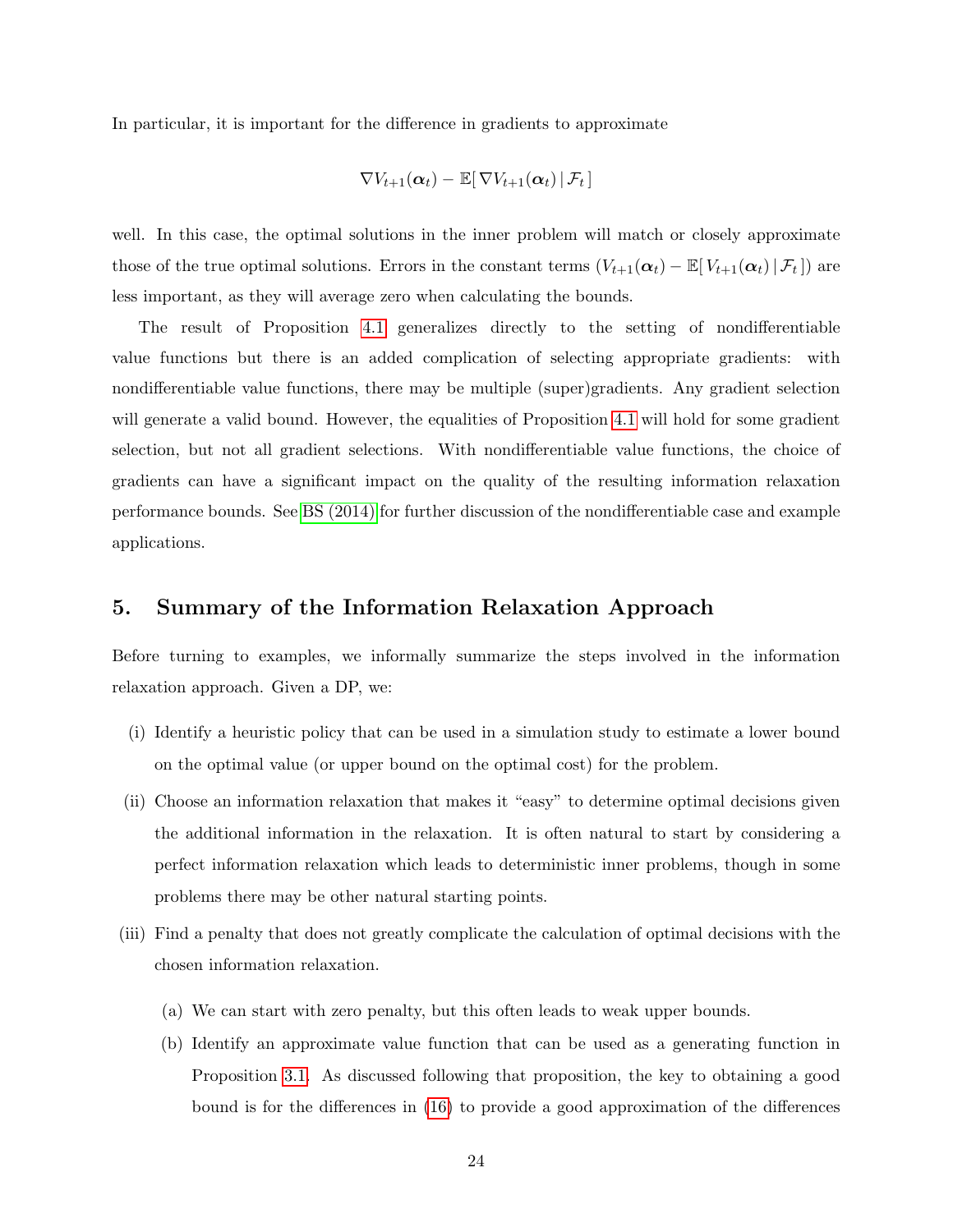In particular, it is important for the difference in gradients to approximate

$$\nabla V_{t+1}(\boldsymbol{\alpha}_t) - \mathbb{E}[\, \nabla V_{t+1}(\boldsymbol{\alpha}_t) \,|\, \mathcal{F}_t \,]$$

well. In this case, the optimal solutions in the inner problem will match or closely approximate those of the true optimal solutions. Errors in the constant terms $(V_{t+1}(\boldsymbol{\alpha}_t) - \mathbb{E}[\, V_{t+1}(\boldsymbol{\alpha}_t) \,|\, \mathcal{F}_t \,])$ are less important, as they will average zero when calculating the bounds.

The result of Proposition 4.1 generalizes directly to the setting of nondifferentiable value functions but there is an added complication of selecting appropriate gradients: with nondifferentiable value functions, there may be multiple (super)gradients. Any gradient selection will generate a valid bound. However, the equalities of Proposition 4.1 will hold for some gradient selection, but not all gradient selections. With nondifferentiable value functions, the choice of gradients can have a significant impact on the quality of the resulting information relaxation performance bounds. See BS (2014) for further discussion of the nondifferentiable case and example applications.

## 5. Summary of the Information Relaxation Approach

Before turning to examples, we informally summarize the steps involved in the information relaxation approach. Given a DP, we:

(i) Identify a heuristic policy that can be used in a simulation study to estimate a lower bound on the optimal value (or upper bound on the optimal cost) for the problem.

(ii) Choose an information relaxation that makes it "easy" to determine optimal decisions given the additional information in the relaxation. It is often natural to start by considering a perfect information relaxation which leads to deterministic inner problems, though in some problems there may be other natural starting points.

(iii) Find a penalty that does not greatly complicate the calculation of optimal decisions with the chosen information relaxation.

  (a) We can start with zero penalty, but this often leads to weak upper bounds.

  (b) Identify an approximate value function that can be used as a generating function in Proposition 3.1. As discussed following that proposition, the key to obtaining a good bound is for the differences in (16) to provide a good approximation of the differences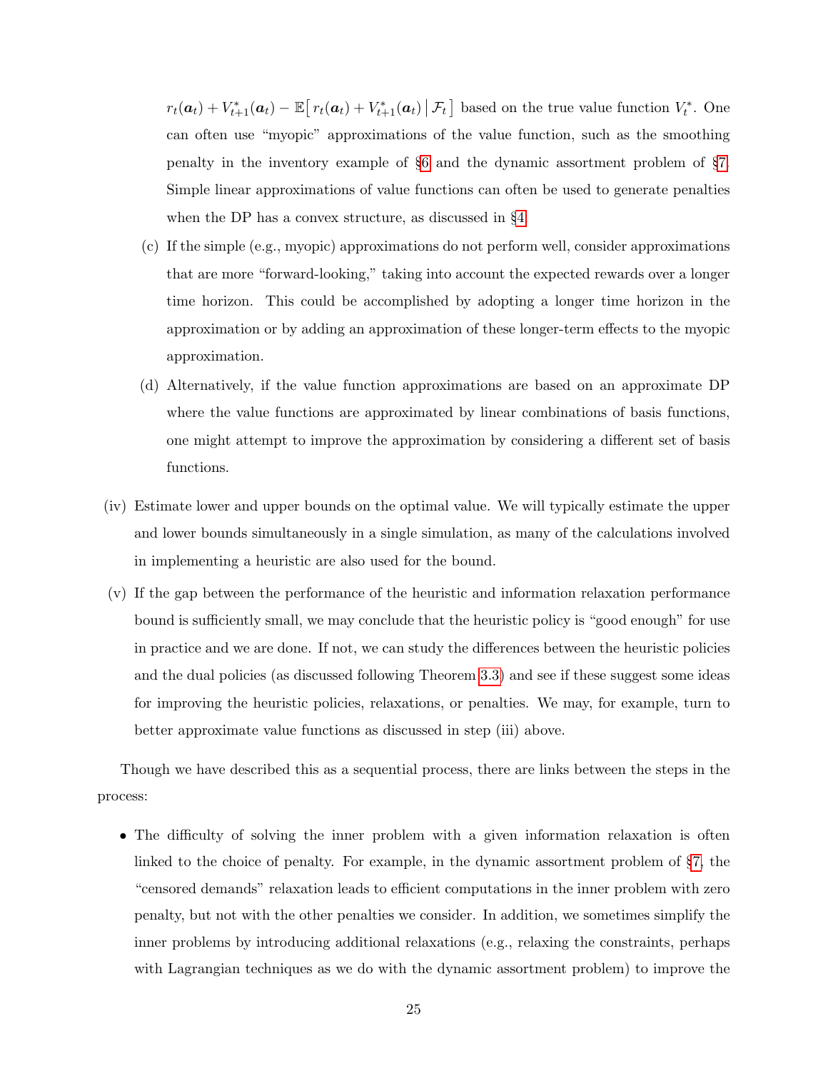$r_t(\boldsymbol{a}_t) + V^*_{t+1}(\boldsymbol{a}_t) - \mathbb{E}\big[\, r_t(\boldsymbol{a}_t) + V^*_{t+1}(\boldsymbol{a}_t) \,\big|\, \mathcal{F}_t \,\big]$ based on the true value function $V^*_t$. One can often use "myopic" approximations of the value function, such as the smoothing penalty in the inventory example of §6 and the dynamic assortment problem of §7. Simple linear approximations of value functions can often be used to generate penalties when the DP has a convex structure, as discussed in §4.

   (c) If the simple (e.g., myopic) approximations do not perform well, consider approximations that are more "forward-looking," taking into account the expected rewards over a longer time horizon. This could be accomplished by adopting a longer time horizon in the approximation or by adding an approximation of these longer-term effects to the myopic approximation.

   (d) Alternatively, if the value function approximations are based on an approximate DP where the value functions are approximated by linear combinations of basis functions, one might attempt to improve the approximation by considering a different set of basis functions.

(iv) Estimate lower and upper bounds on the optimal value. We will typically estimate the upper and lower bounds simultaneously in a single simulation, as many of the calculations involved in implementing a heuristic are also used for the bound.

(v) If the gap between the performance of the heuristic and information relaxation performance bound is sufficiently small, we may conclude that the heuristic policy is "good enough" for use in practice and we are done. If not, we can study the differences between the heuristic policies and the dual policies (as discussed following Theorem 3.3) and see if these suggest some ideas for improving the heuristic policies, relaxations, or penalties. We may, for example, turn to better approximate value functions as discussed in step (iii) above.

Though we have described this as a sequential process, there are links between the steps in the process:

- The difficulty of solving the inner problem with a given information relaxation is often linked to the choice of penalty. For example, in the dynamic assortment problem of §7, the "censored demands" relaxation leads to efficient computations in the inner problem with zero penalty, but not with the other penalties we consider. In addition, we sometimes simplify the inner problems by introducing additional relaxations (e.g., relaxing the constraints, perhaps with Lagrangian techniques as we do with the dynamic assortment problem) to improve the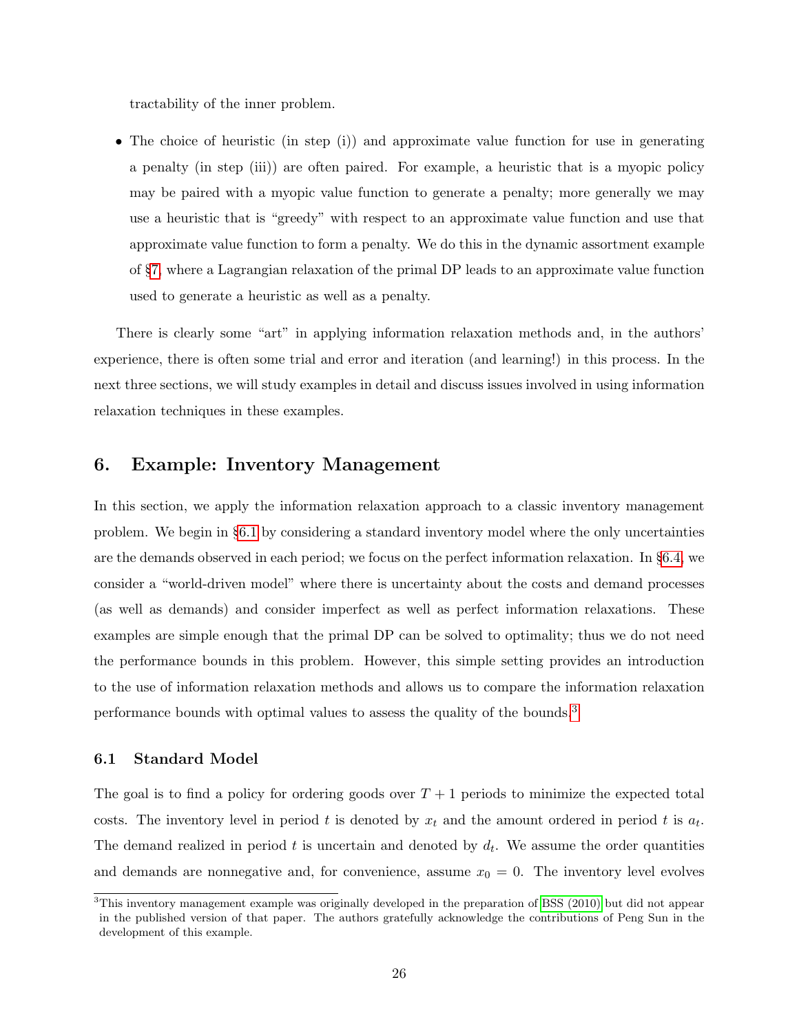tractability of the inner problem.

- The choice of heuristic (in step (i)) and approximate value function for use in generating a penalty (in step (iii)) are often paired. For example, a heuristic that is a myopic policy may be paired with a myopic value function to generate a penalty; more generally we may use a heuristic that is "greedy" with respect to an approximate value function and use that approximate value function to form a penalty. We do this in the dynamic assortment example of §7, where a Lagrangian relaxation of the primal DP leads to an approximate value function used to generate a heuristic as well as a penalty.

There is clearly some "art" in applying information relaxation methods and, in the authors' experience, there is often some trial and error and iteration (and learning!) in this process. In the next three sections, we will study examples in detail and discuss issues involved in using information relaxation techniques in these examples.

## 6. Example: Inventory Management

In this section, we apply the information relaxation approach to a classic inventory management problem. We begin in §6.1 by considering a standard inventory model where the only uncertainties are the demands observed in each period; we focus on the perfect information relaxation. In §6.4, we consider a "world-driven model" where there is uncertainty about the costs and demand processes (as well as demands) and consider imperfect as well as perfect information relaxations. These examples are simple enough that the primal DP can be solved to optimality; thus we do not need the performance bounds in this problem. However, this simple setting provides an introduction to the use of information relaxation methods and allows us to compare the information relaxation performance bounds with optimal values to assess the quality of the bounds.[3]

### 6.1 Standard Model

The goal is to find a policy for ordering goods over $T+1$ periods to minimize the expected total costs. The inventory level in period $t$ is denoted by $x_t$ and the amount ordered in period $t$ is $a_t$. The demand realized in period $t$ is uncertain and denoted by $d_t$. We assume the order quantities and demands are nonnegative and, for convenience, assume $x_0 = 0$. The inventory level evolves

[3] This inventory management example was originally developed in the preparation of BSS (2010) but did not appear in the published version of that paper. The authors gratefully acknowledge the contributions of Peng Sun in the development of this example.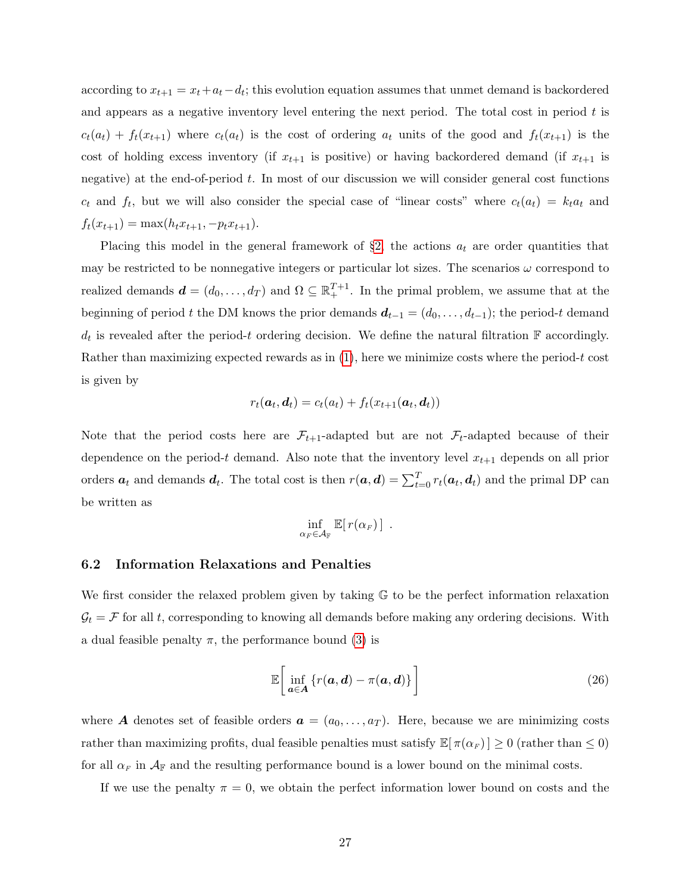according to $x_{t+1} = x_t + a_t - d_t$; this evolution equation assumes that unmet demand is backordered and appears as a negative inventory level entering the next period. The total cost in period $t$ is $c_t(a_t) + f_t(x_{t+1})$ where $c_t(a_t)$ is the cost of ordering $a_t$ units of the good and $f_t(x_{t+1})$ is the cost of holding excess inventory (if $x_{t+1}$ is positive) or having backordered demand (if $x_{t+1}$ is negative) at the end-of-period $t$. In most of our discussion we will consider general cost functions $c_t$ and $f_t$, but we will also consider the special case of "linear costs" where $c_t(a_t) = k_t a_t$ and $f_t(x_{t+1}) = \max(h_t x_{t+1}, -p_t x_{t+1})$.

Placing this model in the general framework of §2, the actions $a_t$ are order quantities that may be restricted to be nonnegative integers or particular lot sizes. The scenarios $\omega$ correspond to realized demands $\boldsymbol{d} = (d_0, \ldots, d_T)$ and $\Omega \subseteq \mathbb{R}_+^{T+1}$. In the primal problem, we assume that at the beginning of period $t$ the DM knows the prior demands $\boldsymbol{d}_{t-1} = (d_0, \ldots, d_{t-1})$; the period-$t$ demand $d_t$ is revealed after the period-$t$ ordering decision. We define the natural filtration $\mathbb{F}$ accordingly. Rather than maximizing expected rewards as in (1), here we minimize costs where the period-$t$ cost is given by

$$r_t(\boldsymbol{a}_t, \boldsymbol{d}_t) = c_t(a_t) + f_t(x_{t+1}(\boldsymbol{a}_t, \boldsymbol{d}_t))$$

Note that the period costs here are $\mathcal{F}_{t+1}$-adapted but are not $\mathcal{F}_t$-adapted because of their dependence on the period-$t$ demand. Also note that the inventory level $x_{t+1}$ depends on all prior orders $\boldsymbol{a}_t$ and demands $\boldsymbol{d}_t$. The total cost is then $r(\boldsymbol{a}, \boldsymbol{d}) = \sum_{t=0}^{T} r_t(\boldsymbol{a}_t, \boldsymbol{d}_t)$ and the primal DP can be written as

$$\inf_{\alpha_F \in \mathcal{A}_{\mathbb{F}}} \mathbb{E}[\, r(\alpha_F)\,] \; .$$

### 6.2 Information Relaxations and Penalties

We first consider the relaxed problem given by taking $\mathbb{G}$ to be the perfect information relaxation $\mathcal{G}_t = \mathcal{F}$ for all $t$, corresponding to knowing all demands before making any ordering decisions. With a dual feasible penalty $\pi$, the performance bound (3) is

$$\mathbb{E}\left[\inf_{\boldsymbol{a} \in \boldsymbol{A}} \{r(\boldsymbol{a}, \boldsymbol{d}) - \pi(\boldsymbol{a}, \boldsymbol{d})\}\right] \tag{26}$$

where $\boldsymbol{A}$ denotes set of feasible orders $\boldsymbol{a} = (a_0, \ldots, a_T)$. Here, because we are minimizing costs rather than maximizing profits, dual feasible penalties must satisfy $\mathbb{E}[\,\pi(\alpha_F)\,] \geq 0$ (rather than $\leq 0$) for all $\alpha_F$ in $\mathcal{A}_{\mathbb{F}}$ and the resulting performance bound is a lower bound on the minimal costs.

If we use the penalty $\pi = 0$, we obtain the perfect information lower bound on costs and the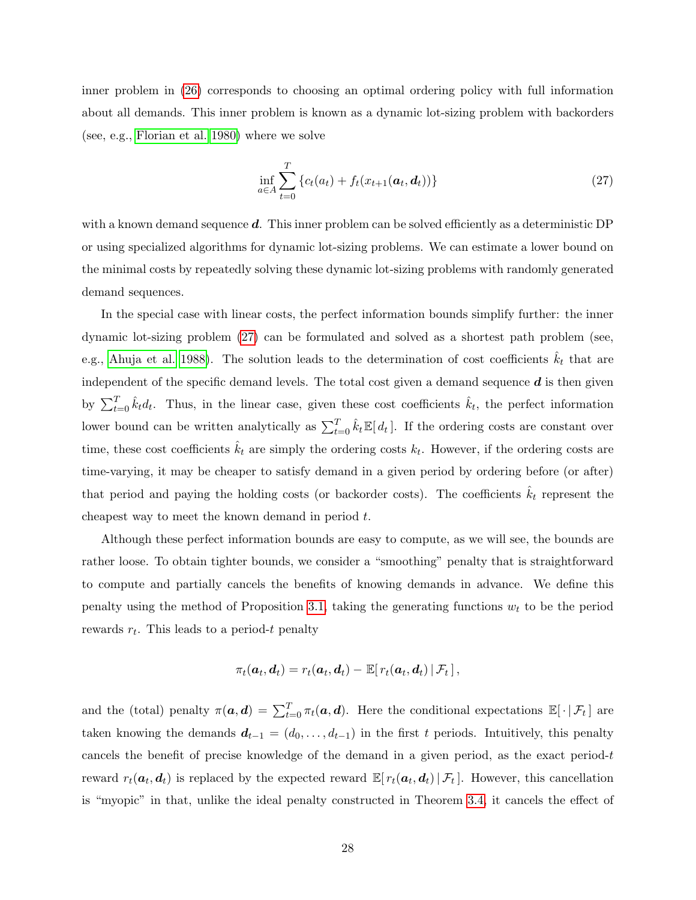inner problem in (26) corresponds to choosing an optimal ordering policy with full information about all demands. This inner problem is known as a dynamic lot-sizing problem with backorders (see, e.g., Florian et al. 1980) where we solve

$$\inf_{a \in A} \sum_{t=0}^{T} \{c_t(a_t) + f_t(x_{t+1}(\boldsymbol{a}_t, \boldsymbol{d}_t))\} \tag{27}$$

with a known demand sequence $\boldsymbol{d}$. This inner problem can be solved efficiently as a deterministic DP or using specialized algorithms for dynamic lot-sizing problems. We can estimate a lower bound on the minimal costs by repeatedly solving these dynamic lot-sizing problems with randomly generated demand sequences.

In the special case with linear costs, the perfect information bounds simplify further: the inner dynamic lot-sizing problem (27) can be formulated and solved as a shortest path problem (see, e.g., Ahuja et al. 1988). The solution leads to the determination of cost coefficients $\hat{k}_t$ that are independent of the specific demand levels. The total cost given a demand sequence $\boldsymbol{d}$ is then given by $\sum_{t=0}^{T} \hat{k}_t d_t$. Thus, in the linear case, given these cost coefficients $\hat{k}_t$, the perfect information lower bound can be written analytically as $\sum_{t=0}^{T} \hat{k}_t \mathbb{E}[\, d_t \,]$. If the ordering costs are constant over time, these cost coefficients $\hat{k}_t$ are simply the ordering costs $k_t$. However, if the ordering costs are time-varying, it may be cheaper to satisfy demand in a given period by ordering before (or after) that period and paying the holding costs (or backorder costs). The coefficients $\hat{k}_t$ represent the cheapest way to meet the known demand in period $t$.

Although these perfect information bounds are easy to compute, as we will see, the bounds are rather loose. To obtain tighter bounds, we consider a "smoothing" penalty that is straightforward to compute and partially cancels the benefits of knowing demands in advance. We define this penalty using the method of Proposition 3.1, taking the generating functions $w_t$ to be the period rewards $r_t$. This leads to a period-$t$ penalty

$$\pi_t(\boldsymbol{a}_t, \boldsymbol{d}_t) = r_t(\boldsymbol{a}_t, \boldsymbol{d}_t) - \mathbb{E}[\, r_t(\boldsymbol{a}_t, \boldsymbol{d}_t) \,|\, \mathcal{F}_t \,],$$

and the (total) penalty $\pi(\boldsymbol{a}, \boldsymbol{d}) = \sum_{t=0}^{T} \pi_t(\boldsymbol{a}, \boldsymbol{d})$. Here the conditional expectations $\mathbb{E}[\,\cdot\,|\,\mathcal{F}_t\,]$ are taken knowing the demands $\boldsymbol{d}_{t-1} = (d_0, \ldots, d_{t-1})$ in the first $t$ periods. Intuitively, this penalty cancels the benefit of precise knowledge of the demand in a given period, as the exact period-$t$ reward $r_t(\boldsymbol{a}_t, \boldsymbol{d}_t)$ is replaced by the expected reward $\mathbb{E}[\, r_t(\boldsymbol{a}_t, \boldsymbol{d}_t) \,|\, \mathcal{F}_t \,]$. However, this cancellation is "myopic" in that, unlike the ideal penalty constructed in Theorem 3.4, it cancels the effect of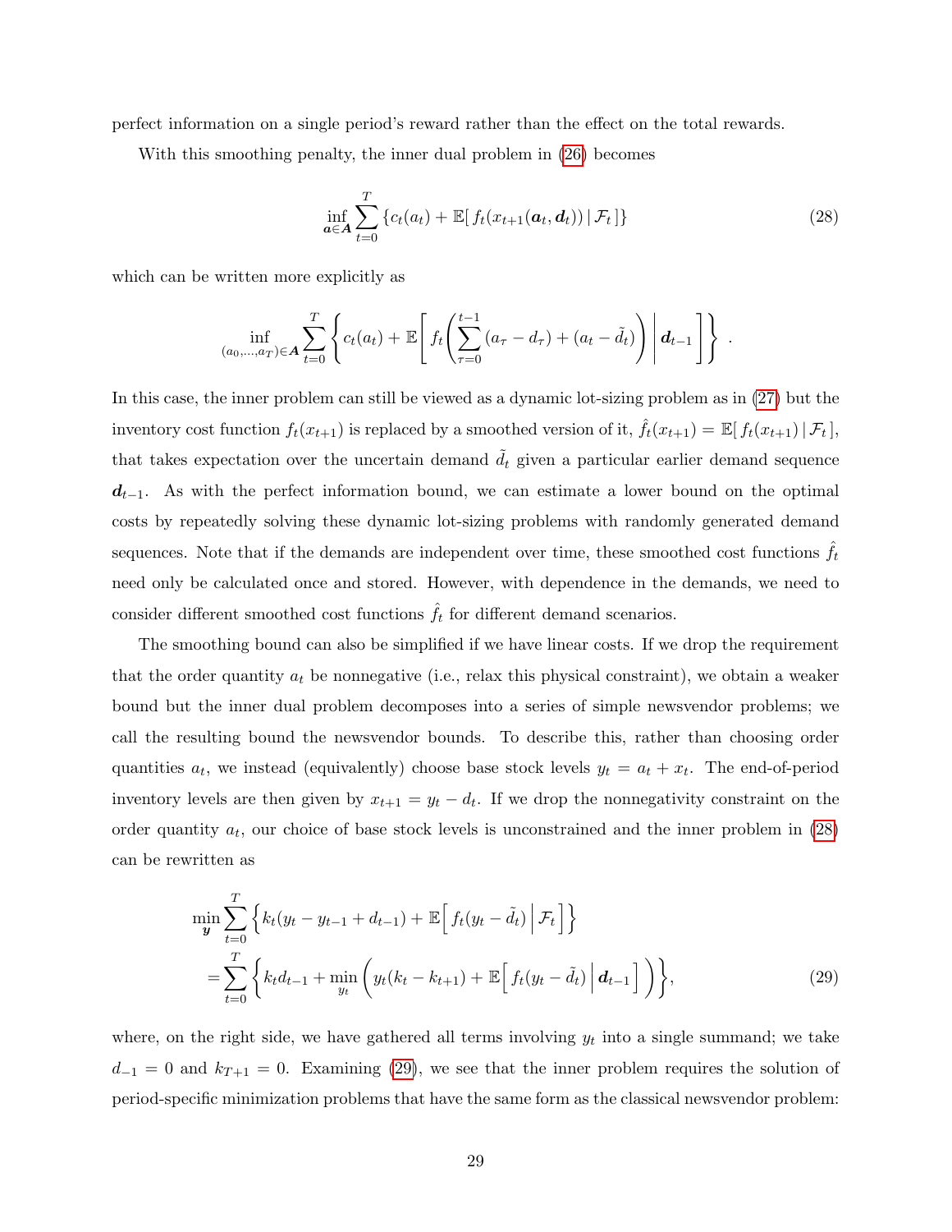perfect information on a single period's reward rather than the effect on the total rewards.

With this smoothing penalty, the inner dual problem in (26) becomes

$$\inf_{\boldsymbol{a}\in\boldsymbol{A}} \sum_{t=0}^{T} \{c_t(a_t) + \mathbb{E}[\, f_t(x_{t+1}(\boldsymbol{a}_t, \boldsymbol{d}_t)) \,|\, \mathcal{F}_t\,]\} \tag{28}$$

which can be written more explicitly as

$$\inf_{(a_0,\ldots,a_T)\in\boldsymbol{A}} \sum_{t=0}^{T} \left\{ c_t(a_t) + \mathbb{E}\left[ f_t\left( \sum_{\tau=0}^{t-1} (a_\tau - d_\tau) + (a_t - \tilde{d}_t) \right) \,\middle|\, \boldsymbol{d}_{t-1} \right] \right\} .$$

In this case, the inner problem can still be viewed as a dynamic lot-sizing problem as in (27) but the inventory cost function $f_t(x_{t+1})$ is replaced by a smoothed version of it, $\hat{f}_t(x_{t+1}) = \mathbb{E}[\, f_t(x_{t+1}) \,|\, \mathcal{F}_t\,]$, that takes expectation over the uncertain demand $\tilde{d}_t$ given a particular earlier demand sequence $\boldsymbol{d}_{t-1}$. As with the perfect information bound, we can estimate a lower bound on the optimal costs by repeatedly solving these dynamic lot-sizing problems with randomly generated demand sequences. Note that if the demands are independent over time, these smoothed cost functions $\hat{f}_t$ need only be calculated once and stored. However, with dependence in the demands, we need to consider different smoothed cost functions $\hat{f}_t$ for different demand scenarios.

The smoothing bound can also be simplified if we have linear costs. If we drop the requirement that the order quantity $a_t$ be nonnegative (i.e., relax this physical constraint), we obtain a weaker bound but the inner dual problem decomposes into a series of simple newsvendor problems; we call the resulting bound the newsvendor bounds. To describe this, rather than choosing order quantities $a_t$, we instead (equivalently) choose base stock levels $y_t = a_t + x_t$. The end-of-period inventory levels are then given by $x_{t+1} = y_t - d_t$. If we drop the nonnegativity constraint on the order quantity $a_t$, our choice of base stock levels is unconstrained and the inner problem in (28) can be rewritten as

$$\begin{aligned}
&\min_{\boldsymbol{y}} \sum_{t=0}^{T} \left\{ k_t(y_t - y_{t-1} + d_{t-1}) + \mathbb{E}\Big[\, f_t(y_t - \tilde{d}_t) \,\Big|\, \mathcal{F}_t \Big] \right\} \\
&= \sum_{t=0}^{T} \left\{ k_t d_{t-1} + \min_{y_t} \left( y_t(k_t - k_{t+1}) + \mathbb{E}\Big[\, f_t(y_t - \tilde{d}_t) \,\Big|\, \boldsymbol{d}_{t-1} \Big] \right) \right\},
\end{aligned} \tag{29}$$

where, on the right side, we have gathered all terms involving $y_t$ into a single summand; we take $d_{-1} = 0$ and $k_{T+1} = 0$. Examining (29), we see that the inner problem requires the solution of period-specific minimization problems that have the same form as the classical newsvendor problem: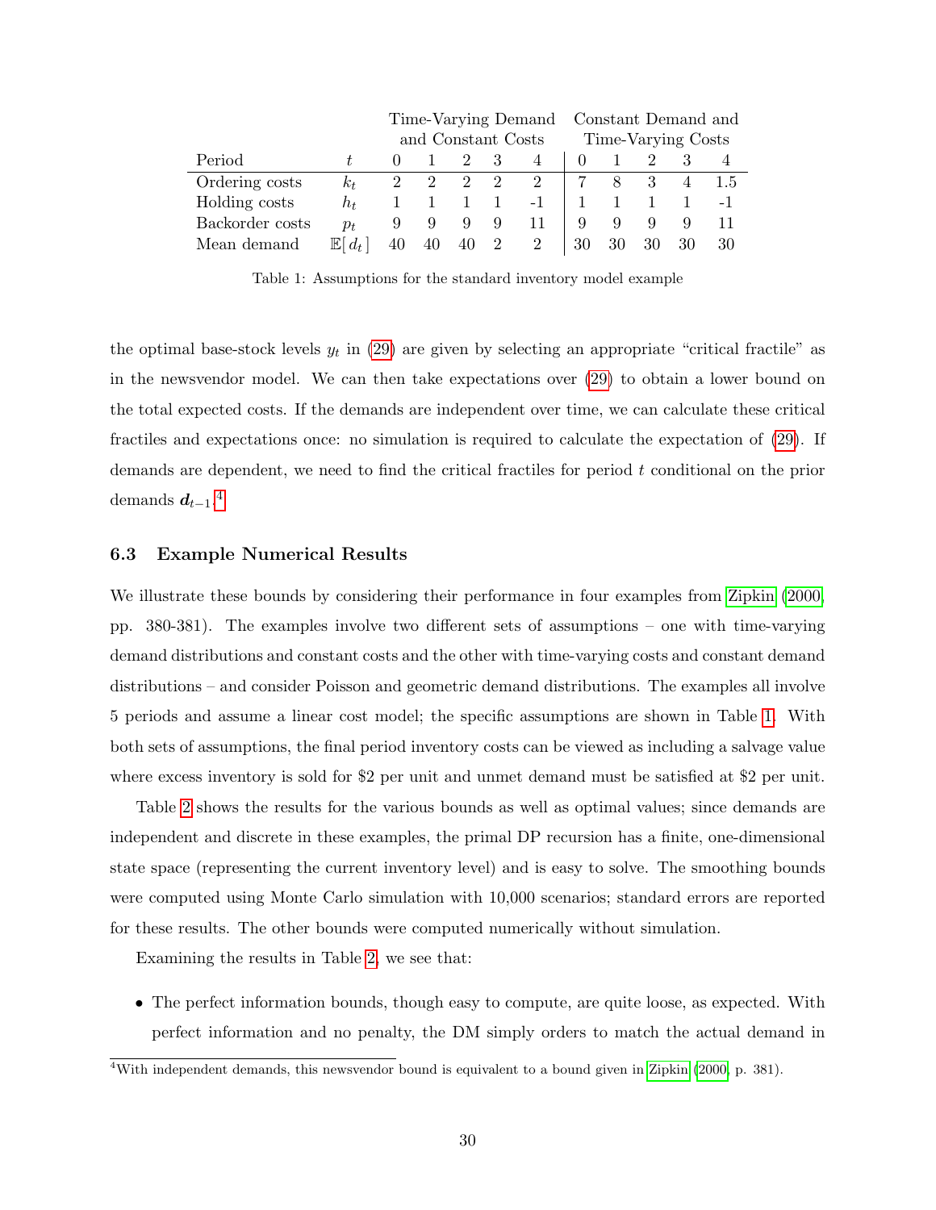| | | Time-Varying Demand and Constant Costs | | | | | Constant Demand and Time-Varying Costs | | | | |
|---|---|---|---|---|---|---|---|---|---|---|---|
| Period | $t$ | 0 | 1 | 2 | 3 | 4 | 0 | 1 | 2 | 3 | 4 |
| Ordering costs | $k_t$ | 2 | 2 | 2 | 2 | 2 | 7 | 8 | 3 | 4 | 1.5 |
| Holding costs | $h_t$ | 1 | 1 | 1 | 1 | -1 | 1 | 1 | 1 | 1 | -1 |
| Backorder costs | $p_t$ | 9 | 9 | 9 | 9 | 11 | 9 | 9 | 9 | 9 | 11 |
| Mean demand | $\mathbb{E}[\,d_t\,]$ | 40 | 40 | 40 | 2 | 2 | 30 | 30 | 30 | 30 | 30 |

Table 1: Assumptions for the standard inventory model example

the optimal base-stock levels $y_t$ in (29) are given by selecting an appropriate "critical fractile" as in the newsvendor model. We can then take expectations over (29) to obtain a lower bound on the total expected costs. If the demands are independent over time, we can calculate these critical fractiles and expectations once: no simulation is required to calculate the expectation of (29). If demands are dependent, we need to find the critical fractiles for period $t$ conditional on the prior demands $\boldsymbol{d}_{t-1}$.[4]

### 6.3 Example Numerical Results

We illustrate these bounds by considering their performance in four examples from Zipkin (2000, pp. 380-381). The examples involve two different sets of assumptions – one with time-varying demand distributions and constant costs and the other with time-varying costs and constant demand distributions – and consider Poisson and geometric demand distributions. The examples all involve 5 periods and assume a linear cost model; the specific assumptions are shown in Table 1. With both sets of assumptions, the final period inventory costs can be viewed as including a salvage value where excess inventory is sold for \$2 per unit and unmet demand must be satisfied at \$2 per unit.

Table 2 shows the results for the various bounds as well as optimal values; since demands are independent and discrete in these examples, the primal DP recursion has a finite, one-dimensional state space (representing the current inventory level) and is easy to solve. The smoothing bounds were computed using Monte Carlo simulation with 10,000 scenarios; standard errors are reported for these results. The other bounds were computed numerically without simulation.

Examining the results in Table 2, we see that:

- The perfect information bounds, though easy to compute, are quite loose, as expected. With perfect information and no penalty, the DM simply orders to match the actual demand in

[4] With independent demands, this newsvendor bound is equivalent to a bound given in Zipkin (2000, p. 381).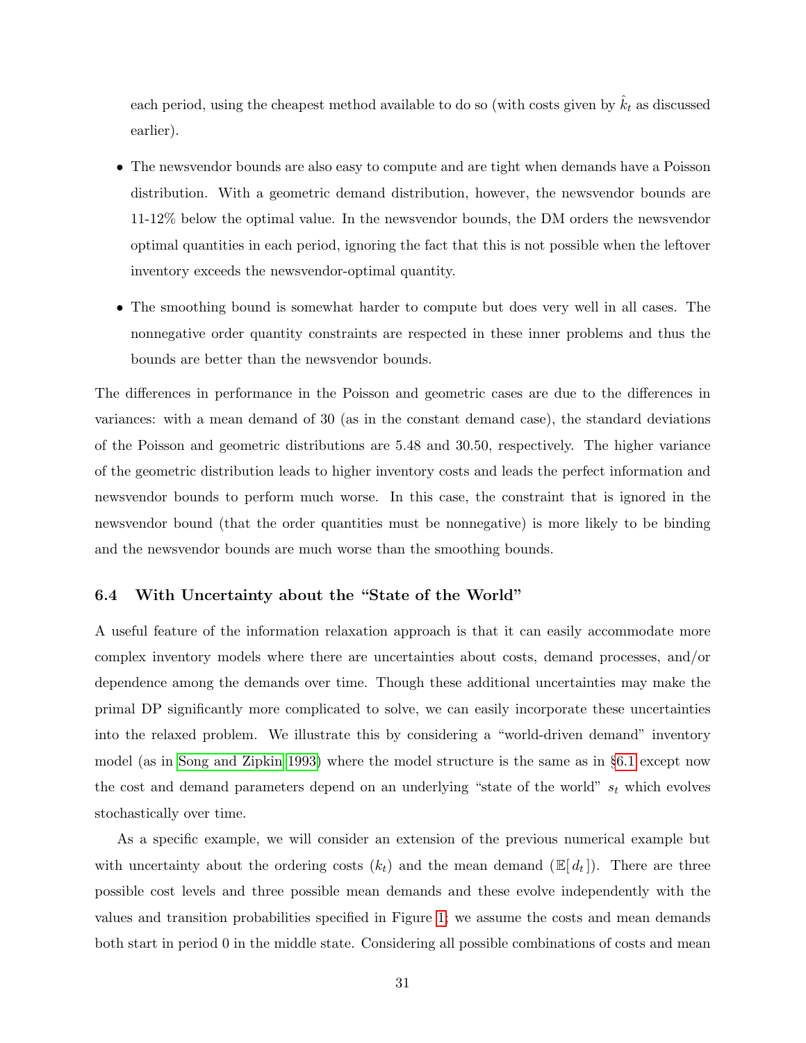each period, using the cheapest method available to do so (with costs given by $\hat{k}_t$ as discussed earlier).

- The newsvendor bounds are also easy to compute and are tight when demands have a Poisson distribution. With a geometric demand distribution, however, the newsvendor bounds are 11-12% below the optimal value. In the newsvendor bounds, the DM orders the newsvendor optimal quantities in each period, ignoring the fact that this is not possible when the leftover inventory exceeds the newsvendor-optimal quantity.

- The smoothing bound is somewhat harder to compute but does very well in all cases. The nonnegative order quantity constraints are respected in these inner problems and thus the bounds are better than the newsvendor bounds.

The differences in performance in the Poisson and geometric cases are due to the differences in variances: with a mean demand of 30 (as in the constant demand case), the standard deviations of the Poisson and geometric distributions are 5.48 and 30.50, respectively. The higher variance of the geometric distribution leads to higher inventory costs and leads the perfect information and newsvendor bounds to perform much worse. In this case, the constraint that is ignored in the newsvendor bound (that the order quantities must be nonnegative) is more likely to be binding and the newsvendor bounds are much worse than the smoothing bounds.

### 6.4 With Uncertainty about the "State of the World"

A useful feature of the information relaxation approach is that it can easily accommodate more complex inventory models where there are uncertainties about costs, demand processes, and/or dependence among the demands over time. Though these additional uncertainties may make the primal DP significantly more complicated to solve, we can easily incorporate these uncertainties into the relaxed problem. We illustrate this by considering a "world-driven demand" inventory model (as in Song and Zipkin 1993) where the model structure is the same as in §6.1 except now the cost and demand parameters depend on an underlying "state of the world" $s_t$ which evolves stochastically over time.

As a specific example, we will consider an extension of the previous numerical example but with uncertainty about the ordering costs ($k_t$) and the mean demand ($\mathbb{E}[\,d_t\,]$). There are three possible cost levels and three possible mean demands and these evolve independently with the values and transition probabilities specified in Figure 1; we assume the costs and mean demands both start in period 0 in the middle state. Considering all possible combinations of costs and mean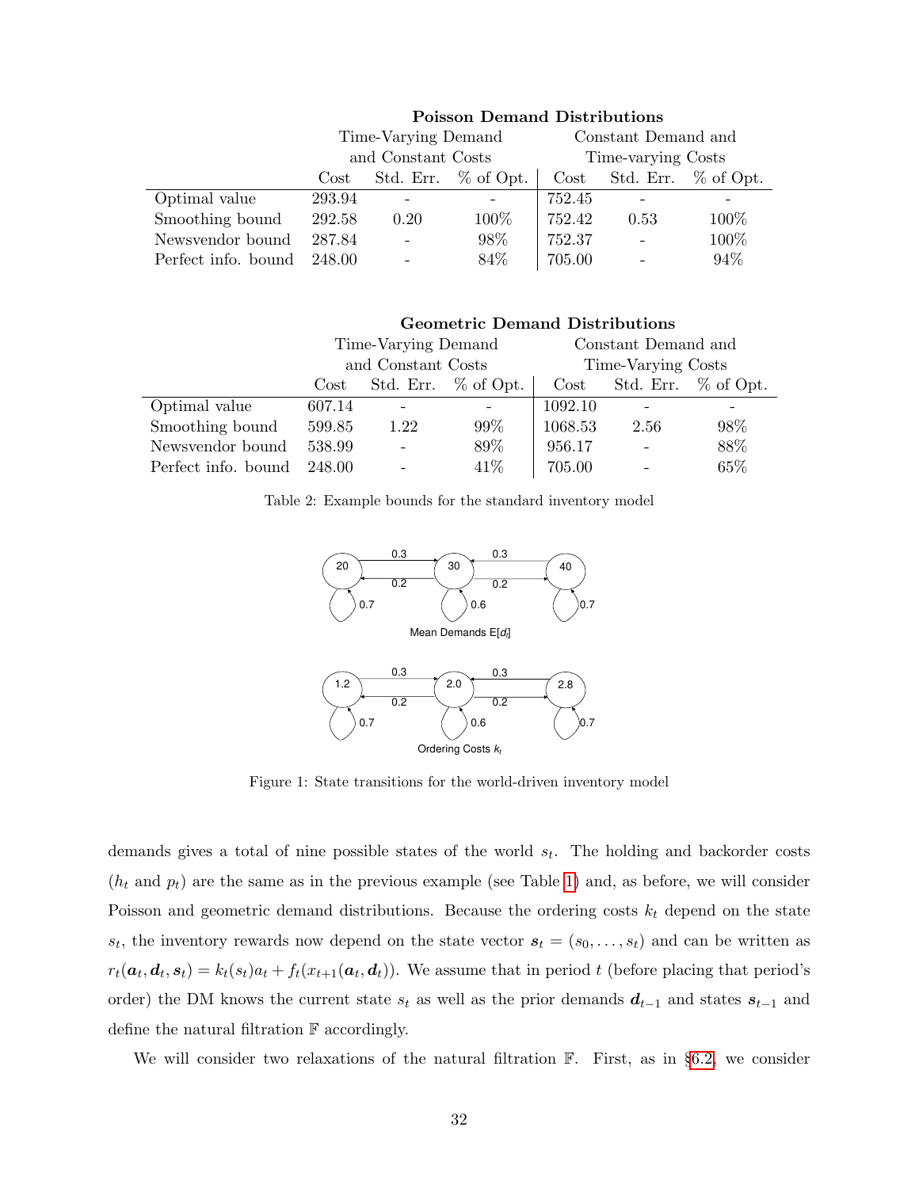**Poisson Demand Distributions**

| | Time-Varying Demand and Constant Costs | | | Constant Demand and Time-varying Costs | | |
|---|---|---|---|---|---|---|
| | Cost | Std. Err. | % of Opt. | Cost | Std. Err. | % of Opt. |
| Optimal value | 293.94 | - | - | 752.45 | - | - |
| Smoothing bound | 292.58 | 0.20 | 100% | 752.42 | 0.53 | 100% |
| Newsvendor bound | 287.84 | - | 98% | 752.37 | - | 100% |
| Perfect info. bound | 248.00 | - | 84% | 705.00 | - | 94% |

**Geometric Demand Distributions**

| | Time-Varying Demand and Constant Costs | | | Constant Demand and Time-Varying Costs | | |
|---|---|---|---|---|---|---|
| | Cost | Std. Err. | % of Opt. | Cost | Std. Err. | % of Opt. |
| Optimal value | 607.14 | - | - | 1092.10 | - | - |
| Smoothing bound | 599.85 | 1.22 | 99% | 1068.53 | 2.56 | 98% |
| Newsvendor bound | 538.99 | - | 89% | 956.17 | - | 88% |
| Perfect info. bound | 248.00 | - | 41% | 705.00 | - | 65% |

Table 2: Example bounds for the standard inventory model

Figure 1: State transitions for the world-driven inventory model

demands gives a total of nine possible states of the world $s_t$. The holding and backorder costs ($h_t$ and $p_t$) are the same as in the previous example (see Table 1) and, as before, we will consider Poisson and geometric demand distributions. Because the ordering costs $k_t$ depend on the state $s_t$, the inventory rewards now depend on the state vector $\boldsymbol{s}_t = (s_0, \ldots, s_t)$ and can be written as $r_t(\boldsymbol{a}_t, \boldsymbol{d}_t, \boldsymbol{s}_t) = k_t(s_t)a_t + f_t(x_{t+1}(\boldsymbol{a}_t, \boldsymbol{d}_t))$. We assume that in period $t$ (before placing that period's order) the DM knows the current state $s_t$ as well as the prior demands $\boldsymbol{d}_{t-1}$ and states $\boldsymbol{s}_{t-1}$ and define the natural filtration $\mathbb{F}$ accordingly.

We will consider two relaxations of the natural filtration $\mathbb{F}$. First, as in §6.2, we consider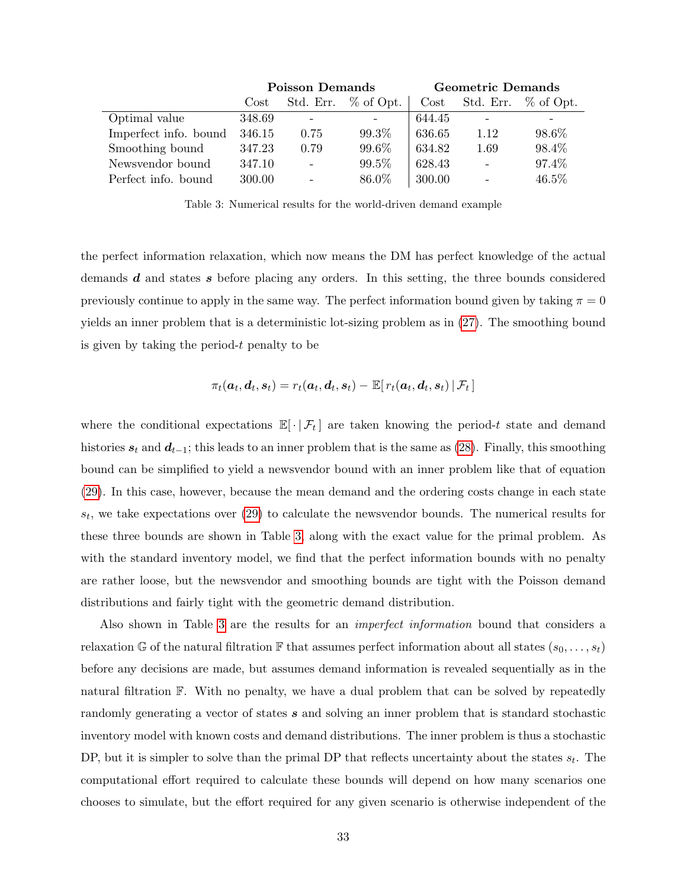| | Poisson Demands | | | Geometric Demands | | |
|---|---|---|---|---|---|---|
| | Cost | Std. Err. | % of Opt. | Cost | Std. Err. | % of Opt. |
| Optimal value | 348.69 | - | - | 644.45 | - | - |
| Imperfect info. bound | 346.15 | 0.75 | 99.3% | 636.65 | 1.12 | 98.6% |
| Smoothing bound | 347.23 | 0.79 | 99.6% | 634.82 | 1.69 | 98.4% |
| Newsvendor bound | 347.10 | - | 99.5% | 628.43 | - | 97.4% |
| Perfect info. bound | 300.00 | - | 86.0% | 300.00 | - | 46.5% |

Table 3: Numerical results for the world-driven demand example

the perfect information relaxation, which now means the DM has perfect knowledge of the actual demands $\boldsymbol{d}$ and states $\boldsymbol{s}$ before placing any orders. In this setting, the three bounds considered previously continue to apply in the same way. The perfect information bound given by taking $\pi = 0$ yields an inner problem that is a deterministic lot-sizing problem as in (27). The smoothing bound is given by taking the period-$t$ penalty to be

$$\pi_t(\boldsymbol{a}_t, \boldsymbol{d}_t, \boldsymbol{s}_t) = r_t(\boldsymbol{a}_t, \boldsymbol{d}_t, \boldsymbol{s}_t) - \mathbb{E}[\, r_t(\boldsymbol{a}_t, \boldsymbol{d}_t, \boldsymbol{s}_t) \,|\, \mathcal{F}_t \,]$$

where the conditional expectations $\mathbb{E}[\,\cdot \,|\, \mathcal{F}_t\,]$ are taken knowing the period-$t$ state and demand histories $\boldsymbol{s}_t$ and $\boldsymbol{d}_{t-1}$; this leads to an inner problem that is the same as (28). Finally, this smoothing bound can be simplified to yield a newsvendor bound with an inner problem like that of equation (29). In this case, however, because the mean demand and the ordering costs change in each state $s_t$, we take expectations over (29) to calculate the newsvendor bounds. The numerical results for these three bounds are shown in Table 3, along with the exact value for the primal problem. As with the standard inventory model, we find that the perfect information bounds with no penalty are rather loose, but the newsvendor and smoothing bounds are tight with the Poisson demand distributions and fairly tight with the geometric demand distribution.

Also shown in Table 3 are the results for an *imperfect information* bound that considers a relaxation $\mathbb{G}$ of the natural filtration $\mathbb{F}$ that assumes perfect information about all states $(s_0, \ldots, s_t)$ before any decisions are made, but assumes demand information is revealed sequentially as in the natural filtration $\mathbb{F}$. With no penalty, we have a dual problem that can be solved by repeatedly randomly generating a vector of states $\boldsymbol{s}$ and solving an inner problem that is standard stochastic inventory model with known costs and demand distributions. The inner problem is thus a stochastic DP, but it is simpler to solve than the primal DP that reflects uncertainty about the states $s_t$. The computational effort required to calculate these bounds will depend on how many scenarios one chooses to simulate, but the effort required for any given scenario is otherwise independent of the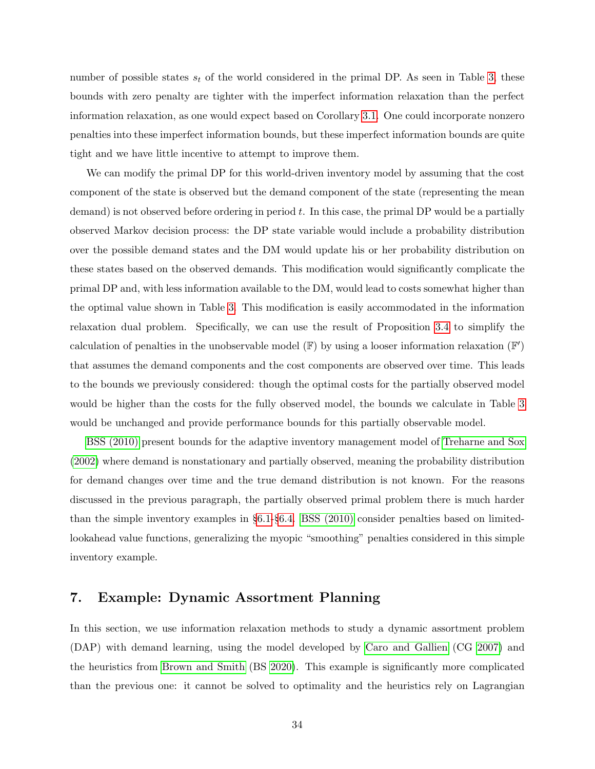number of possible states $s_t$ of the world considered in the primal DP. As seen in Table 3, these bounds with zero penalty are tighter with the imperfect information relaxation than the perfect information relaxation, as one would expect based on Corollary 3.1. One could incorporate nonzero penalties into these imperfect information bounds, but these imperfect information bounds are quite tight and we have little incentive to attempt to improve them.

We can modify the primal DP for this world-driven inventory model by assuming that the cost component of the state is observed but the demand component of the state (representing the mean demand) is not observed before ordering in period $t$. In this case, the primal DP would be a partially observed Markov decision process: the DP state variable would include a probability distribution over the possible demand states and the DM would update his or her probability distribution on these states based on the observed demands. This modification would significantly complicate the primal DP and, with less information available to the DM, would lead to costs somewhat higher than the optimal value shown in Table 3. This modification is easily accommodated in the information relaxation dual problem. Specifically, we can use the result of Proposition 3.4 to simplify the calculation of penalties in the unobservable model ($\mathbb{F}$) by using a looser information relaxation ($\mathbb{F}'$) that assumes the demand components and the cost components are observed over time. This leads to the bounds we previously considered: though the optimal costs for the partially observed model would be higher than the costs for the fully observed model, the bounds we calculate in Table 3 would be unchanged and provide performance bounds for this partially observable model.

BSS (2010) present bounds for the adaptive inventory management model of Treharne and Sox (2002) where demand is nonstationary and partially observed, meaning the probability distribution for demand changes over time and the true demand distribution is not known. For the reasons discussed in the previous paragraph, the partially observed primal problem there is much harder than the simple inventory examples in §6.1-§6.4. BSS (2010) consider penalties based on limited-lookahead value functions, generalizing the myopic "smoothing" penalties considered in this simple inventory example.

## 7. Example: Dynamic Assortment Planning

In this section, we use information relaxation methods to study a dynamic assortment problem (DAP) with demand learning, using the model developed by Caro and Gallien (CG 2007) and the heuristics from Brown and Smith (BS 2020). This example is significantly more complicated than the previous one: it cannot be solved to optimality and the heuristics rely on Lagrangian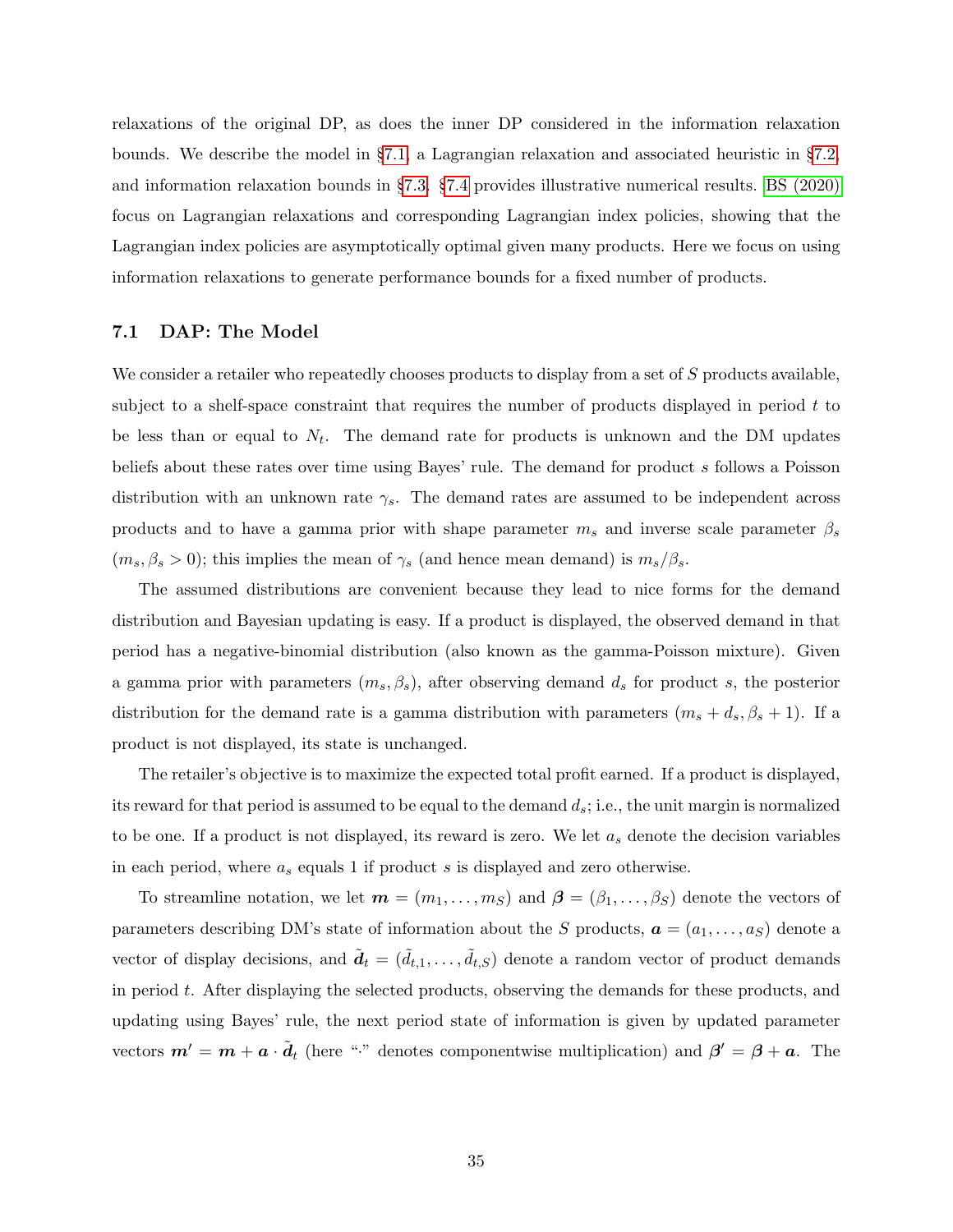relaxations of the original DP, as does the inner DP considered in the information relaxation bounds. We describe the model in §7.1, a Lagrangian relaxation and associated heuristic in §7.2, and information relaxation bounds in §7.3. §7.4 provides illustrative numerical results. BS (2020) focus on Lagrangian relaxations and corresponding Lagrangian index policies, showing that the Lagrangian index policies are asymptotically optimal given many products. Here we focus on using information relaxations to generate performance bounds for a fixed number of products.

### 7.1 DAP: The Model

We consider a retailer who repeatedly chooses products to display from a set of $S$ products available, subject to a shelf-space constraint that requires the number of products displayed in period $t$ to be less than or equal to $N_t$. The demand rate for products is unknown and the DM updates beliefs about these rates over time using Bayes' rule. The demand for product $s$ follows a Poisson distribution with an unknown rate $\gamma_s$. The demand rates are assumed to be independent across products and to have a gamma prior with shape parameter $m_s$ and inverse scale parameter $\beta_s$ ($m_s, \beta_s > 0$); this implies the mean of $\gamma_s$ (and hence mean demand) is $m_s/\beta_s$.

The assumed distributions are convenient because they lead to nice forms for the demand distribution and Bayesian updating is easy. If a product is displayed, the observed demand in that period has a negative-binomial distribution (also known as the gamma-Poisson mixture). Given a gamma prior with parameters $(m_s, \beta_s)$, after observing demand $d_s$ for product $s$, the posterior distribution for the demand rate is a gamma distribution with parameters $(m_s + d_s, \beta_s + 1)$. If a product is not displayed, its state is unchanged.

The retailer's objective is to maximize the expected total profit earned. If a product is displayed, its reward for that period is assumed to be equal to the demand $d_s$; i.e., the unit margin is normalized to be one. If a product is not displayed, its reward is zero. We let $a_s$ denote the decision variables in each period, where $a_s$ equals 1 if product $s$ is displayed and zero otherwise.

To streamline notation, we let $\boldsymbol{m} = (m_1, \ldots, m_S)$ and $\boldsymbol{\beta} = (\beta_1, \ldots, \beta_S)$ denote the vectors of parameters describing DM's state of information about the $S$ products, $\boldsymbol{a} = (a_1, \ldots, a_S)$ denote a vector of display decisions, and $\tilde{\boldsymbol{d}}_t = (\tilde{d}_{t,1}, \ldots, \tilde{d}_{t,S})$ denote a random vector of product demands in period $t$. After displaying the selected products, observing the demands for these products, and updating using Bayes' rule, the next period state of information is given by updated parameter vectors $\boldsymbol{m}' = \boldsymbol{m} + \boldsymbol{a} \cdot \tilde{\boldsymbol{d}}_t$ (here "$\cdot$" denotes componentwise multiplication) and $\boldsymbol{\beta}' = \boldsymbol{\beta} + \boldsymbol{a}$. The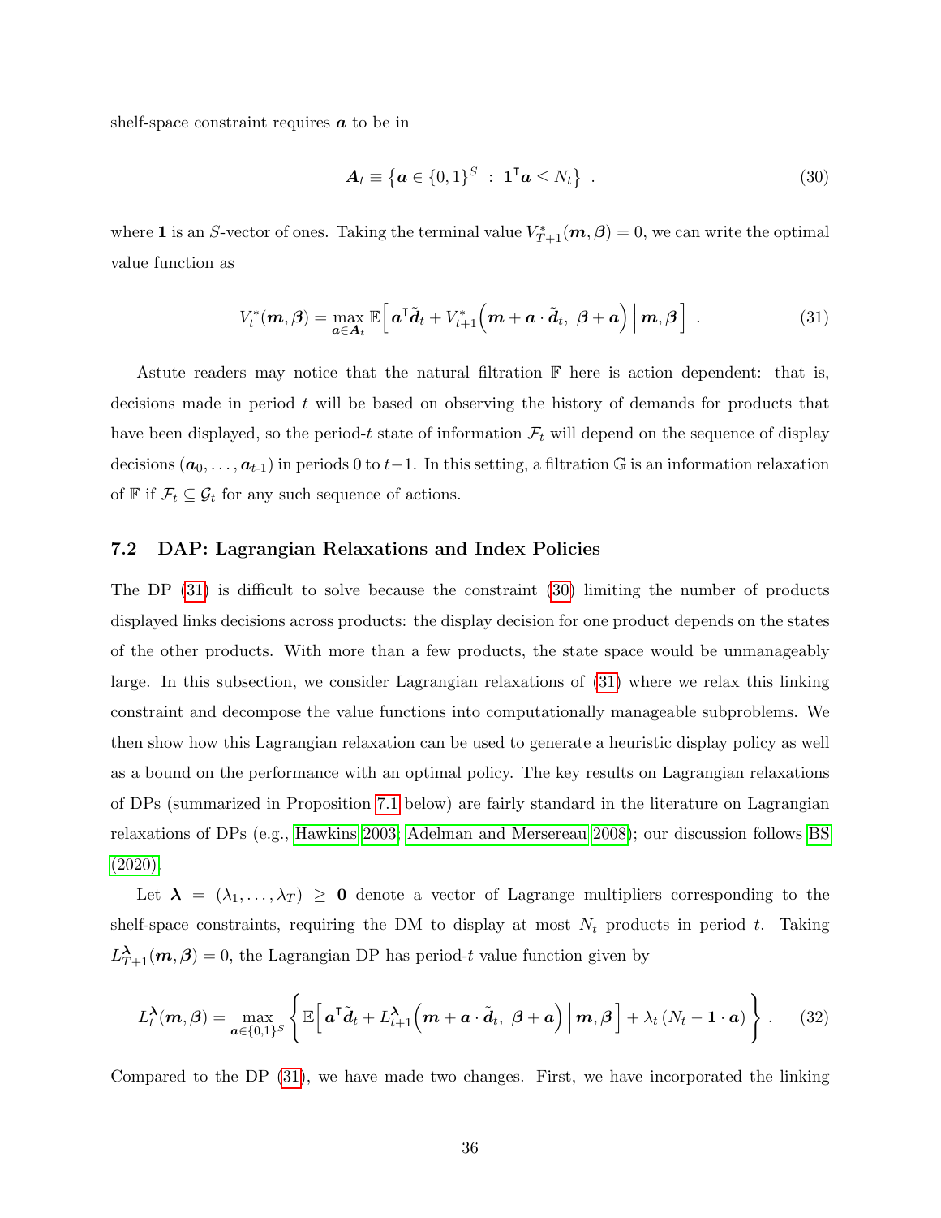shelf-space constraint requires $\boldsymbol{a}$ to be in

$$\boldsymbol{A}_t \equiv \left\{ \boldsymbol{a} \in \{0,1\}^S \ : \ \mathbf{1}^\intercal \boldsymbol{a} \leq N_t \right\} \ . \tag{30}$$

where $\mathbf{1}$ is an $S$-vector of ones. Taking the terminal value $V^*_{T+1}(\boldsymbol{m}, \boldsymbol{\beta}) = 0$, we can write the optimal value function as

$$V^*_t(\boldsymbol{m}, \boldsymbol{\beta}) = \max_{\boldsymbol{a} \in \boldsymbol{A}_t} \mathbb{E}\Big[ \boldsymbol{a}^\intercal \tilde{\boldsymbol{d}}_t + V^*_{t+1}\Big( \boldsymbol{m} + \boldsymbol{a} \cdot \tilde{\boldsymbol{d}}_t, \ \boldsymbol{\beta} + \boldsymbol{a} \Big) \, \Big| \, \boldsymbol{m}, \boldsymbol{\beta} \Big] \ . \tag{31}$$

Astute readers may notice that the natural filtration $\mathbb{F}$ here is action dependent: that is, decisions made in period $t$ will be based on observing the history of demands for products that have been displayed, so the period-$t$ state of information $\mathcal{F}_t$ will depend on the sequence of display decisions $(\boldsymbol{a}_0, \ldots, \boldsymbol{a}_{t\text{-}1})$ in periods 0 to $t-1$. In this setting, a filtration $\mathbb{G}$ is an information relaxation of $\mathbb{F}$ if $\mathcal{F}_t \subseteq \mathcal{G}_t$ for any such sequence of actions.

### 7.2 DAP: Lagrangian Relaxations and Index Policies

The DP (31) is difficult to solve because the constraint (30) limiting the number of products displayed links decisions across products: the display decision for one product depends on the states of the other products. With more than a few products, the state space would be unmanageably large. In this subsection, we consider Lagrangian relaxations of (31) where we relax this linking constraint and decompose the value functions into computationally manageable subproblems. We then show how this Lagrangian relaxation can be used to generate a heuristic display policy as well as a bound on the performance with an optimal policy. The key results on Lagrangian relaxations of DPs (summarized in Proposition 7.1 below) are fairly standard in the literature on Lagrangian relaxations of DPs (e.g., Hawkins 2003; Adelman and Mersereau 2008); our discussion follows BS (2020).

Let $\boldsymbol{\lambda} = (\lambda_1, \ldots, \lambda_T) \geq \mathbf{0}$ denote a vector of Lagrange multipliers corresponding to the shelf-space constraints, requiring the DM to display at most $N_t$ products in period $t$. Taking $L^{\boldsymbol{\lambda}}_{T+1}(\boldsymbol{m}, \boldsymbol{\beta}) = 0$, the Lagrangian DP has period-$t$ value function given by

$$L^{\boldsymbol{\lambda}}_t(\boldsymbol{m}, \boldsymbol{\beta}) = \max_{\boldsymbol{a} \in \{0,1\}^S} \left\{ \mathbb{E}\Big[ \boldsymbol{a}^\intercal \tilde{\boldsymbol{d}}_t + L^{\boldsymbol{\lambda}}_{t+1}\Big( \boldsymbol{m} + \boldsymbol{a} \cdot \tilde{\boldsymbol{d}}_t, \ \boldsymbol{\beta} + \boldsymbol{a} \Big) \, \Big| \, \boldsymbol{m}, \boldsymbol{\beta} \Big] + \lambda_t \left( N_t - \mathbf{1} \cdot \boldsymbol{a} \right) \right\} . \tag{32}$$

Compared to the DP (31), we have made two changes. First, we have incorporated the linking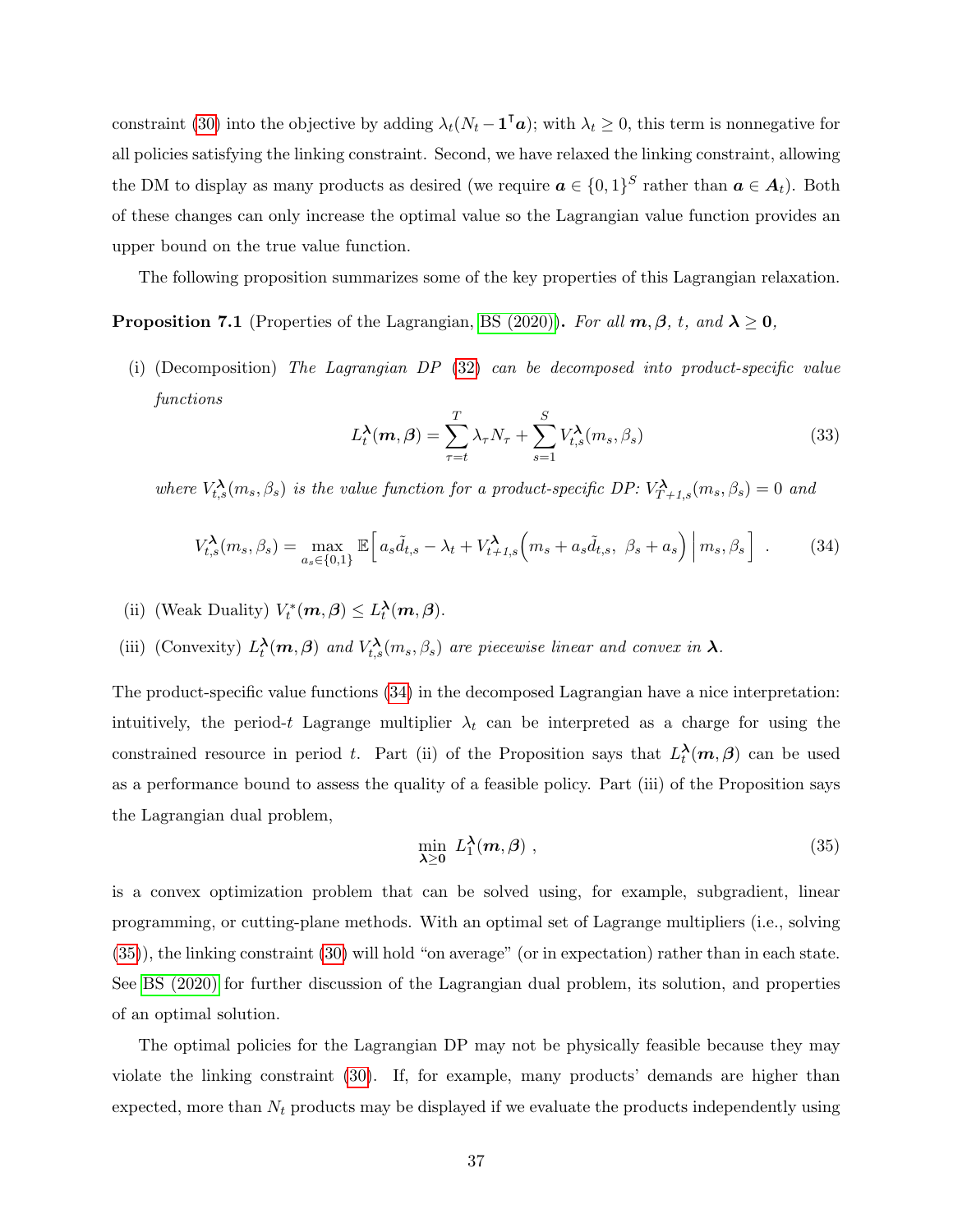constraint (30) into the objective by adding $\lambda_t(N_t - \mathbf{1}^\intercal \boldsymbol{a})$; with $\lambda_t \geq 0$, this term is nonnegative for all policies satisfying the linking constraint. Second, we have relaxed the linking constraint, allowing the DM to display as many products as desired (we require $\boldsymbol{a} \in \{0,1\}^S$ rather than $\boldsymbol{a} \in \boldsymbol{A}_t$). Both of these changes can only increase the optimal value so the Lagrangian value function provides an upper bound on the true value function.

The following proposition summarizes some of the key properties of this Lagrangian relaxation.

**Proposition 7.1** (Properties of the Lagrangian, BS (2020)). *For all $\boldsymbol{m}, \boldsymbol{\beta}$, $t$, and $\boldsymbol{\lambda} \geq \mathbf{0}$,*

(i) (Decomposition) *The Lagrangian DP (32) can be decomposed into product-specific value functions*

$$L_t^{\boldsymbol{\lambda}}(\boldsymbol{m}, \boldsymbol{\beta}) = \sum_{\tau=t}^{T} \lambda_\tau N_\tau + \sum_{s=1}^{S} V_{t,s}^{\boldsymbol{\lambda}}(m_s, \beta_s) \tag{33}$$

*where $V_{t,s}^{\boldsymbol{\lambda}}(m_s, \beta_s)$ is the value function for a product-specific DP: $V_{T+1,s}^{\boldsymbol{\lambda}}(m_s, \beta_s) = 0$ and*

$$V_{t,s}^{\boldsymbol{\lambda}}(m_s, \beta_s) = \max_{a_s \in \{0,1\}} \mathbb{E}\Big[\, a_s \tilde{d}_{t,s} - \lambda_t + V_{t+1,s}^{\boldsymbol{\lambda}}\Big(m_s + a_s \tilde{d}_{t,s},\ \beta_s + a_s\Big) \,\Big|\, m_s, \beta_s \Big] \ . \tag{34}$$

(ii) (Weak Duality) $V_t^*(\boldsymbol{m}, \boldsymbol{\beta}) \leq L_t^{\boldsymbol{\lambda}}(\boldsymbol{m}, \boldsymbol{\beta})$.

(iii) (Convexity) $L_t^{\boldsymbol{\lambda}}(\boldsymbol{m}, \boldsymbol{\beta})$ *and* $V_{t,s}^{\boldsymbol{\lambda}}(m_s, \beta_s)$ *are piecewise linear and convex in* $\boldsymbol{\lambda}$.

The product-specific value functions (34) in the decomposed Lagrangian have a nice interpretation: intuitively, the period-$t$ Lagrange multiplier $\lambda_t$ can be interpreted as a charge for using the constrained resource in period $t$. Part (ii) of the Proposition says that $L_t^{\boldsymbol{\lambda}}(\boldsymbol{m}, \boldsymbol{\beta})$ can be used as a performance bound to assess the quality of a feasible policy. Part (iii) of the Proposition says the Lagrangian dual problem,

$$\min_{\boldsymbol{\lambda} \geq \mathbf{0}} \ L_1^{\boldsymbol{\lambda}}(\boldsymbol{m}, \boldsymbol{\beta}) \ , \tag{35}$$

is a convex optimization problem that can be solved using, for example, subgradient, linear programming, or cutting-plane methods. With an optimal set of Lagrange multipliers (i.e., solving (35)), the linking constraint (30) will hold "on average" (or in expectation) rather than in each state. See BS (2020) for further discussion of the Lagrangian dual problem, its solution, and properties of an optimal solution.

The optimal policies for the Lagrangian DP may not be physically feasible because they may violate the linking constraint (30). If, for example, many products' demands are higher than expected, more than $N_t$ products may be displayed if we evaluate the products independently using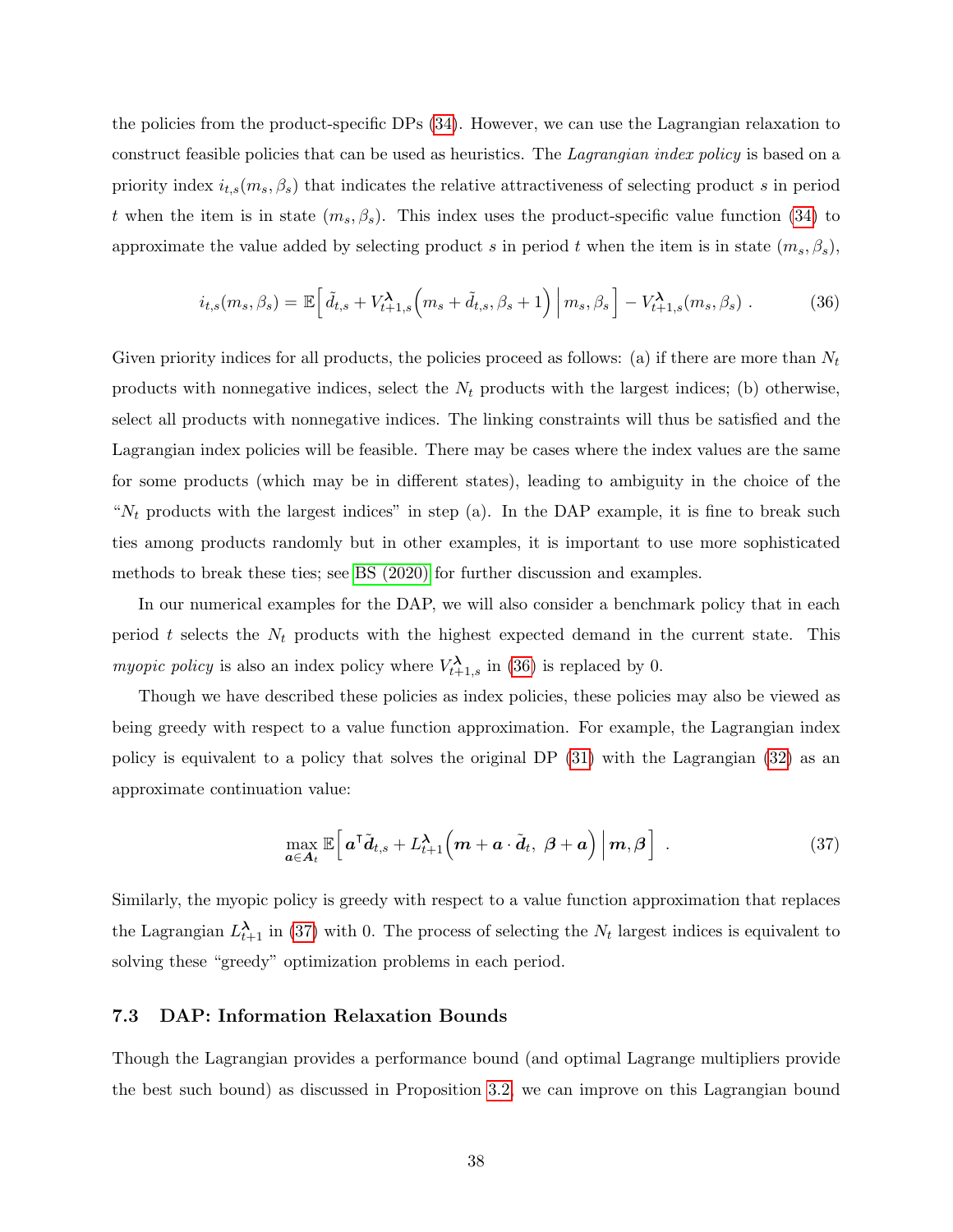the policies from the product-specific DPs (34). However, we can use the Lagrangian relaxation to construct feasible policies that can be used as heuristics. The *Lagrangian index policy* is based on a priority index $i_{t,s}(m_s, \beta_s)$ that indicates the relative attractiveness of selecting product $s$ in period $t$ when the item is in state $(m_s, \beta_s)$. This index uses the product-specific value function (34) to approximate the value added by selecting product $s$ in period $t$ when the item is in state $(m_s, \beta_s)$,

$$
i_{t,s}(m_s, \beta_s) = \mathbb{E}\Big[\, \tilde{d}_{t,s} + V^{\boldsymbol{\lambda}}_{t+1,s}\Big(m_s + \tilde{d}_{t,s}, \beta_s + 1\Big) \,\Big|\, m_s, \beta_s \Big] - V^{\boldsymbol{\lambda}}_{t+1,s}(m_s, \beta_s)\ . \tag{36}
$$

Given priority indices for all products, the policies proceed as follows: (a) if there are more than $N_t$ products with nonnegative indices, select the $N_t$ products with the largest indices; (b) otherwise, select all products with nonnegative indices. The linking constraints will thus be satisfied and the Lagrangian index policies will be feasible. There may be cases where the index values are the same for some products (which may be in different states), leading to ambiguity in the choice of the "$N_t$ products with the largest indices" in step (a). In the DAP example, it is fine to break such ties among products randomly but in other examples, it is important to use more sophisticated methods to break these ties; see BS (2020) for further discussion and examples.

In our numerical examples for the DAP, we will also consider a benchmark policy that in each period $t$ selects the $N_t$ products with the highest expected demand in the current state. This *myopic policy* is also an index policy where $V^{\boldsymbol{\lambda}}_{t+1,s}$ in (36) is replaced by 0.

Though we have described these policies as index policies, these policies may also be viewed as being greedy with respect to a value function approximation. For example, the Lagrangian index policy is equivalent to a policy that solves the original DP (31) with the Lagrangian (32) as an approximate continuation value:

$$
\max_{\boldsymbol{a} \in \boldsymbol{A}_t} \mathbb{E}\Big[\, \boldsymbol{a}^\intercal \tilde{\boldsymbol{d}}_{t,s} + L^{\boldsymbol{\lambda}}_{t+1}\Big(\boldsymbol{m} + \boldsymbol{a} \cdot \tilde{\boldsymbol{d}}_t,\ \boldsymbol{\beta} + \boldsymbol{a}\Big) \,\Big|\, \boldsymbol{m}, \boldsymbol{\beta} \Big]\ . \tag{37}
$$

Similarly, the myopic policy is greedy with respect to a value function approximation that replaces the Lagrangian $L^{\boldsymbol{\lambda}}_{t+1}$ in (37) with 0. The process of selecting the $N_t$ largest indices is equivalent to solving these "greedy" optimization problems in each period.

### 7.3 DAP: Information Relaxation Bounds

Though the Lagrangian provides a performance bound (and optimal Lagrange multipliers provide the best such bound) as discussed in Proposition 3.2, we can improve on this Lagrangian bound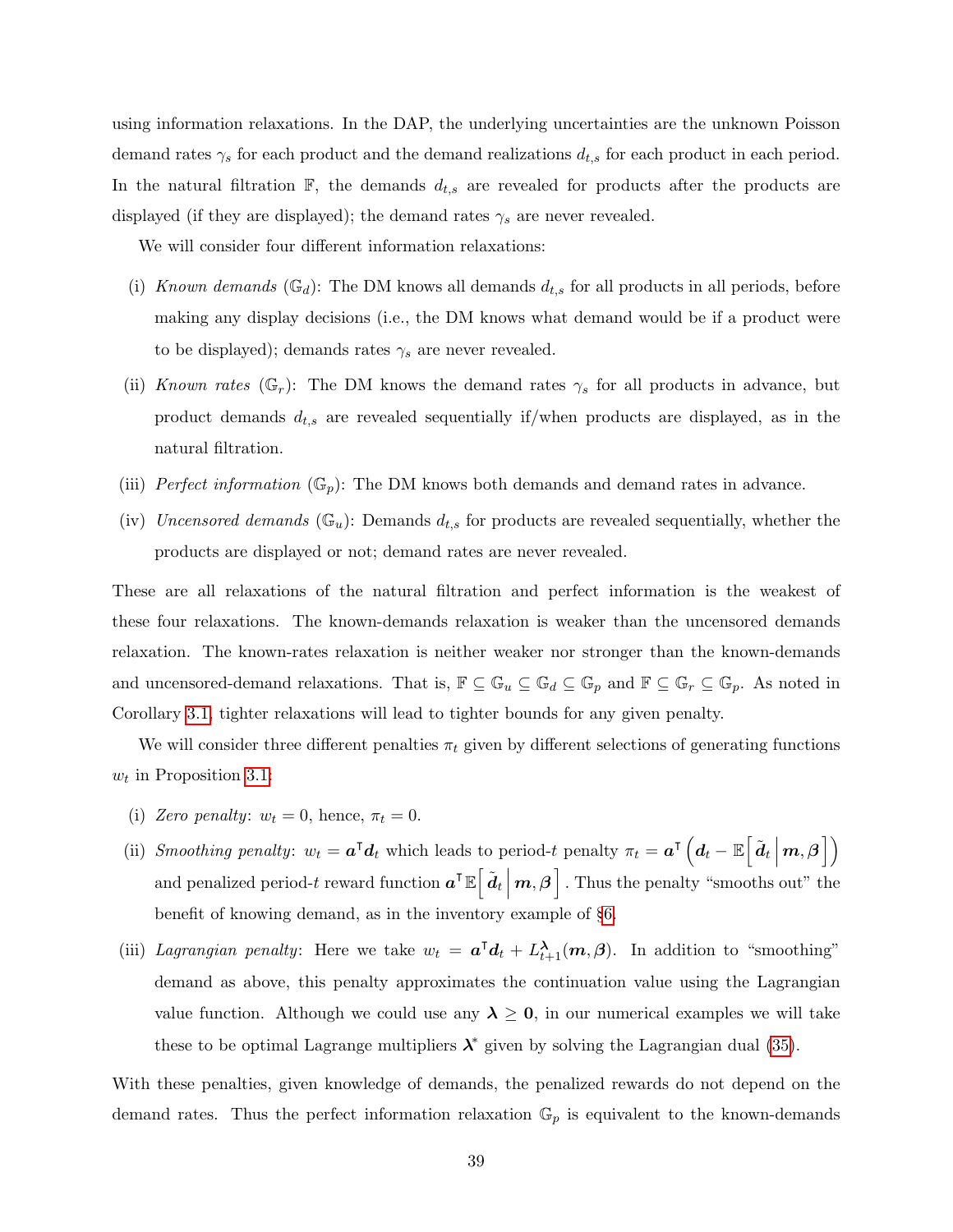using information relaxations. In the DAP, the underlying uncertainties are the unknown Poisson demand rates $\gamma_s$ for each product and the demand realizations $d_{t,s}$ for each product in each period. In the natural filtration $\mathbb{F}$, the demands $d_{t,s}$ are revealed for products after the products are displayed (if they are displayed); the demand rates $\gamma_s$ are never revealed.

We will consider four different information relaxations:

(i) *Known demands* ($\mathbb{G}_d$): The DM knows all demands $d_{t,s}$ for all products in all periods, before making any display decisions (i.e., the DM knows what demand would be if a product were to be displayed); demands rates $\gamma_s$ are never revealed.

(ii) *Known rates* ($\mathbb{G}_r$): The DM knows the demand rates $\gamma_s$ for all products in advance, but product demands $d_{t,s}$ are revealed sequentially if/when products are displayed, as in the natural filtration.

(iii) *Perfect information* ($\mathbb{G}_p$): The DM knows both demands and demand rates in advance.

(iv) *Uncensored demands* ($\mathbb{G}_u$): Demands $d_{t,s}$ for products are revealed sequentially, whether the products are displayed or not; demand rates are never revealed.

These are all relaxations of the natural filtration and perfect information is the weakest of these four relaxations. The known-demands relaxation is weaker than the uncensored demands relaxation. The known-rates relaxation is neither weaker nor stronger than the known-demands and uncensored-demand relaxations. That is, $\mathbb{F} \subseteq \mathbb{G}_u \subseteq \mathbb{G}_d \subseteq \mathbb{G}_p$ and $\mathbb{F} \subseteq \mathbb{G}_r \subseteq \mathbb{G}_p$. As noted in Corollary 3.1, tighter relaxations will lead to tighter bounds for any given penalty.

We will consider three different penalties $\pi_t$ given by different selections of generating functions $w_t$ in Proposition 3.1:

(i) *Zero penalty*: $w_t = 0$, hence, $\pi_t = 0$.

(ii) *Smoothing penalty*: $w_t = \boldsymbol{a}^\intercal \boldsymbol{d}_t$ which leads to period-$t$ penalty $\pi_t = \boldsymbol{a}^\intercal \left( \boldsymbol{d}_t - \mathbb{E}\left[ \tilde{\boldsymbol{d}}_t \,\middle|\, \boldsymbol{m}, \boldsymbol{\beta} \right] \right)$ and penalized period-$t$ reward function $\boldsymbol{a}^\intercal \mathbb{E}\left[ \tilde{\boldsymbol{d}}_t \,\middle|\, \boldsymbol{m}, \boldsymbol{\beta} \right]$. Thus the penalty "smooths out" the benefit of knowing demand, as in the inventory example of §6.

(iii) *Lagrangian penalty*: Here we take $w_t = \boldsymbol{a}^\intercal \boldsymbol{d}_t + L^{\boldsymbol{\lambda}}_{t+1}(\boldsymbol{m}, \boldsymbol{\beta})$. In addition to "smoothing" demand as above, this penalty approximates the continuation value using the Lagrangian value function. Although we could use any $\boldsymbol{\lambda} \geq \boldsymbol{0}$, in our numerical examples we will take these to be optimal Lagrange multipliers $\boldsymbol{\lambda}^*$ given by solving the Lagrangian dual (35).

With these penalties, given knowledge of demands, the penalized rewards do not depend on the demand rates. Thus the perfect information relaxation $\mathbb{G}_p$ is equivalent to the known-demands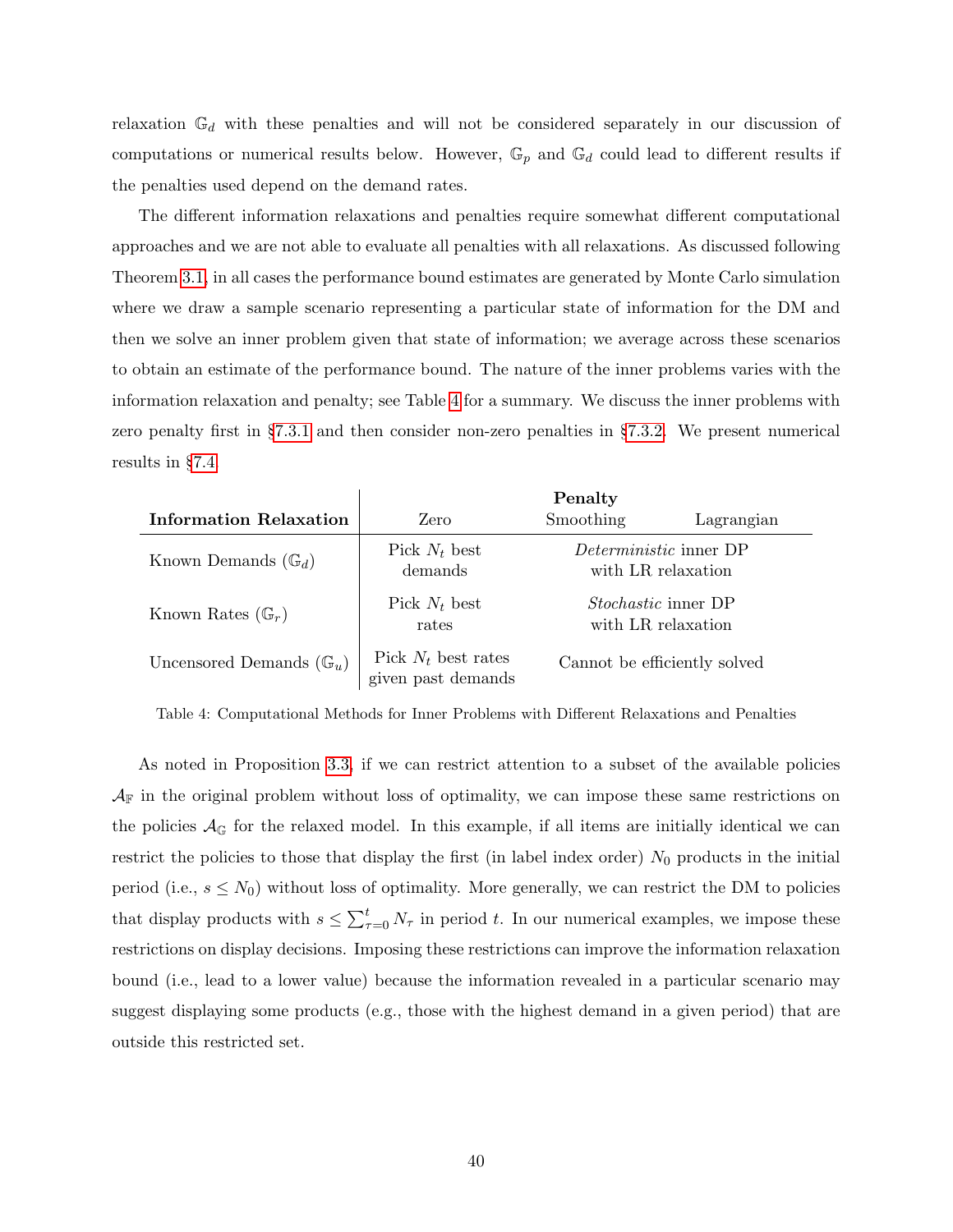relaxation $\mathbb{G}_d$ with these penalties and will not be considered separately in our discussion of computations or numerical results below. However, $\mathbb{G}_p$ and $\mathbb{G}_d$ could lead to different results if the penalties used depend on the demand rates.

The different information relaxations and penalties require somewhat different computational approaches and we are not able to evaluate all penalties with all relaxations. As discussed following Theorem 3.1, in all cases the performance bound estimates are generated by Monte Carlo simulation where we draw a sample scenario representing a particular state of information for the DM and then we solve an inner problem given that state of information; we average across these scenarios to obtain an estimate of the performance bound. The nature of the inner problems varies with the information relaxation and penalty; see Table 4 for a summary. We discuss the inner problems with zero penalty first in §7.3.1 and then consider non-zero penalties in §7.3.2. We present numerical results in §7.4.

| **Information Relaxation** | **Penalty** | | |
|---|---|---|---|
| | Zero | Smoothing | Lagrangian |
| Known Demands ($\mathbb{G}_d$) | Pick $N_t$ best demands | *Deterministic* inner DP with LR relaxation | |
| Known Rates ($\mathbb{G}_r$) | Pick $N_t$ best rates | *Stochastic* inner DP with LR relaxation | |
| Uncensored Demands ($\mathbb{G}_u$) | Pick $N_t$ best rates given past demands | Cannot be efficiently solved | |

Table 4: Computational Methods for Inner Problems with Different Relaxations and Penalties

As noted in Proposition 3.3, if we can restrict attention to a subset of the available policies $\mathcal{A}_\mathbb{F}$ in the original problem without loss of optimality, we can impose these same restrictions on the policies $\mathcal{A}_\mathbb{G}$ for the relaxed model. In this example, if all items are initially identical we can restrict the policies to those that display the first (in label index order) $N_0$ products in the initial period (i.e., $s \le N_0$) without loss of optimality. More generally, we can restrict the DM to policies that display products with $s \le \sum_{\tau=0}^{t} N_\tau$ in period $t$. In our numerical examples, we impose these restrictions on display decisions. Imposing these restrictions can improve the information relaxation bound (i.e., lead to a lower value) because the information revealed in a particular scenario may suggest displaying some products (e.g., those with the highest demand in a given period) that are outside this restricted set.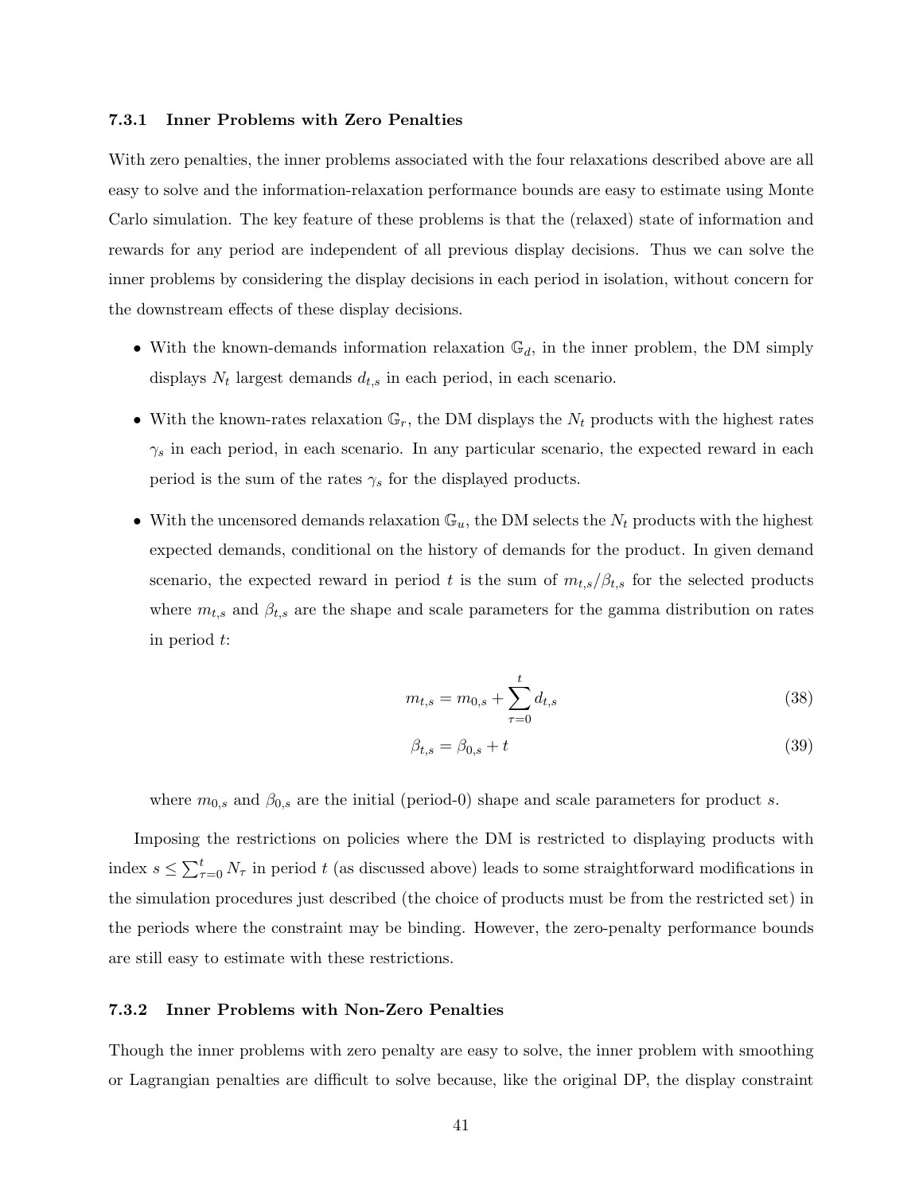### 7.3.1 Inner Problems with Zero Penalties

With zero penalties, the inner problems associated with the four relaxations described above are all easy to solve and the information-relaxation performance bounds are easy to estimate using Monte Carlo simulation. The key feature of these problems is that the (relaxed) state of information and rewards for any period are independent of all previous display decisions. Thus we can solve the inner problems by considering the display decisions in each period in isolation, without concern for the downstream effects of these display decisions.

- With the known-demands information relaxation $\mathbb{G}_d$, in the inner problem, the DM simply displays $N_t$ largest demands $d_{t,s}$ in each period, in each scenario.
- With the known-rates relaxation $\mathbb{G}_r$, the DM displays the $N_t$ products with the highest rates $\gamma_s$ in each period, in each scenario. In any particular scenario, the expected reward in each period is the sum of the rates $\gamma_s$ for the displayed products.
- With the uncensored demands relaxation $\mathbb{G}_u$, the DM selects the $N_t$ products with the highest expected demands, conditional on the history of demands for the product. In given demand scenario, the expected reward in period $t$ is the sum of $m_{t,s}/\beta_{t,s}$ for the selected products where $m_{t,s}$ and $\beta_{t,s}$ are the shape and scale parameters for the gamma distribution on rates in period $t$:

$$m_{t,s} = m_{0,s} + \sum_{\tau=0}^{t} d_{t,s} \tag{38}$$

$$\beta_{t,s} = \beta_{0,s} + t \tag{39}$$

where $m_{0,s}$ and $\beta_{0,s}$ are the initial (period-0) shape and scale parameters for product $s$.

Imposing the restrictions on policies where the DM is restricted to displaying products with index $s \leq \sum_{\tau=0}^{t} N_\tau$ in period $t$ (as discussed above) leads to some straightforward modifications in the simulation procedures just described (the choice of products must be from the restricted set) in the periods where the constraint may be binding. However, the zero-penalty performance bounds are still easy to estimate with these restrictions.

### 7.3.2 Inner Problems with Non-Zero Penalties

Though the inner problems with zero penalty are easy to solve, the inner problem with smoothing or Lagrangian penalties are difficult to solve because, like the original DP, the display constraint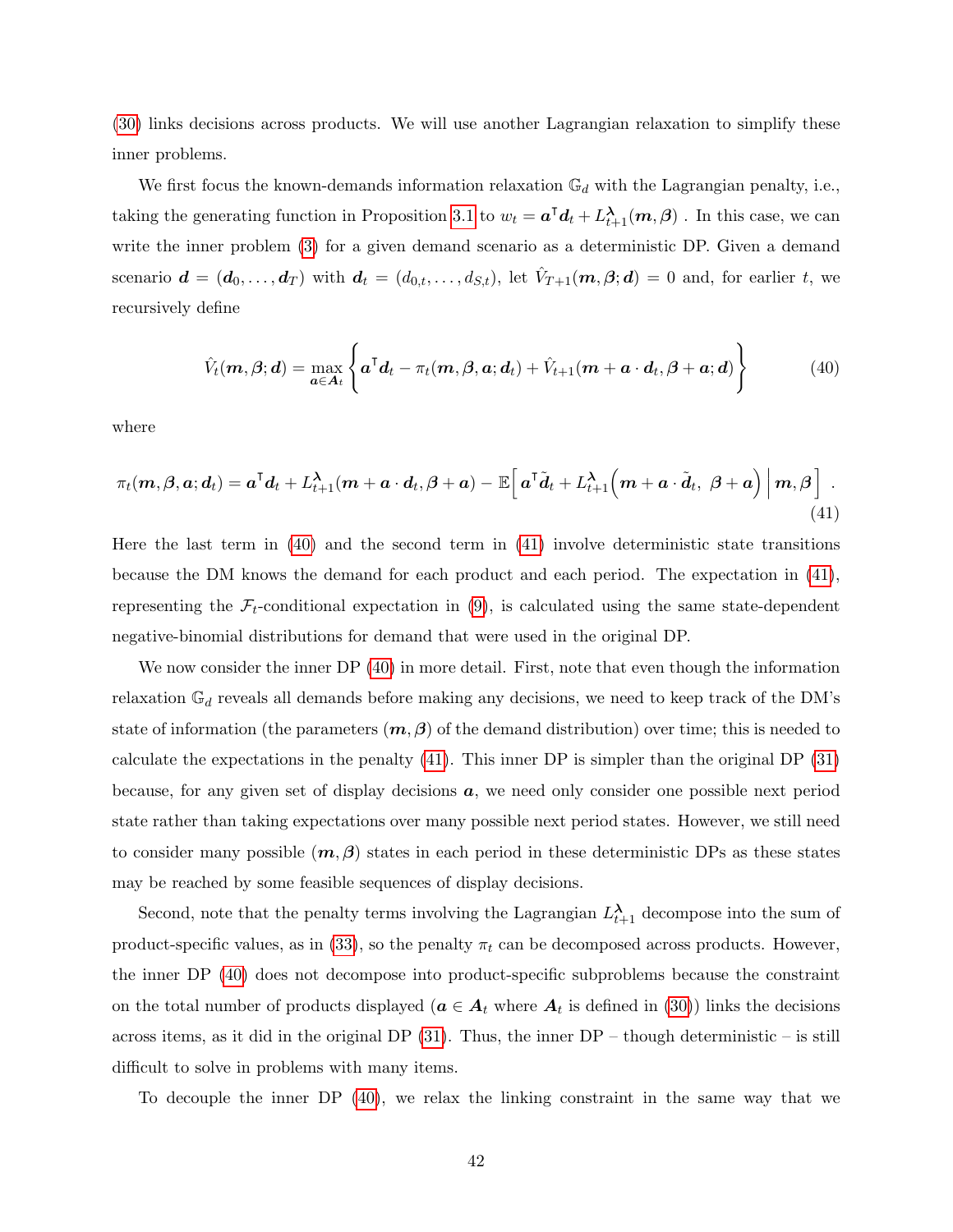(30) links decisions across products. We will use another Lagrangian relaxation to simplify these inner problems.

We first focus the known-demands information relaxation $\mathbb{G}_d$ with the Lagrangian penalty, i.e., taking the generating function in Proposition 3.1 to $w_t = \boldsymbol{a}^\intercal \boldsymbol{d}_t + L^{\boldsymbol{\lambda}}_{t+1}(\boldsymbol{m}, \boldsymbol{\beta})$ . In this case, we can write the inner problem (3) for a given demand scenario as a deterministic DP. Given a demand scenario $\boldsymbol{d} = (\boldsymbol{d}_0, \ldots, \boldsymbol{d}_T)$ with $\boldsymbol{d}_t = (d_{0,t}, \ldots, d_{S,t})$, let $\hat{V}_{T+1}(\boldsymbol{m}, \boldsymbol{\beta}; \boldsymbol{d}) = 0$ and, for earlier $t$, we recursively define

$$\hat{V}_t(\boldsymbol{m}, \boldsymbol{\beta}; \boldsymbol{d}) = \max_{\boldsymbol{a} \in \boldsymbol{A}_t} \left\{ \boldsymbol{a}^\intercal \boldsymbol{d}_t - \pi_t(\boldsymbol{m}, \boldsymbol{\beta}, \boldsymbol{a}; \boldsymbol{d}_t) + \hat{V}_{t+1}(\boldsymbol{m} + \boldsymbol{a} \cdot \boldsymbol{d}_t, \boldsymbol{\beta} + \boldsymbol{a}; \boldsymbol{d}) \right\} \tag{40}$$

where

$$\pi_t(\boldsymbol{m}, \boldsymbol{\beta}, \boldsymbol{a}; \boldsymbol{d}_t) = \boldsymbol{a}^\intercal \boldsymbol{d}_t + L^{\boldsymbol{\lambda}}_{t+1}(\boldsymbol{m} + \boldsymbol{a} \cdot \boldsymbol{d}_t, \boldsymbol{\beta} + \boldsymbol{a}) - \mathbb{E}\Big[\, \boldsymbol{a}^\intercal \tilde{\boldsymbol{d}}_t + L^{\boldsymbol{\lambda}}_{t+1}\Big(\boldsymbol{m} + \boldsymbol{a} \cdot \tilde{\boldsymbol{d}}_t,\ \boldsymbol{\beta} + \boldsymbol{a}\Big) \,\Big|\, \boldsymbol{m}, \boldsymbol{\beta} \Big] \ . \tag{41}$$

Here the last term in (40) and the second term in (41) involve deterministic state transitions because the DM knows the demand for each product and each period. The expectation in (41), representing the $\mathcal{F}_t$-conditional expectation in (9), is calculated using the same state-dependent negative-binomial distributions for demand that were used in the original DP.

We now consider the inner DP (40) in more detail. First, note that even though the information relaxation $\mathbb{G}_d$ reveals all demands before making any decisions, we need to keep track of the DM's state of information (the parameters $(\boldsymbol{m}, \boldsymbol{\beta})$ of the demand distribution) over time; this is needed to calculate the expectations in the penalty (41). This inner DP is simpler than the original DP (31) because, for any given set of display decisions $\boldsymbol{a}$, we need only consider one possible next period state rather than taking expectations over many possible next period states. However, we still need to consider many possible $(\boldsymbol{m}, \boldsymbol{\beta})$ states in each period in these deterministic DPs as these states may be reached by some feasible sequences of display decisions.

Second, note that the penalty terms involving the Lagrangian $L^{\boldsymbol{\lambda}}_{t+1}$ decompose into the sum of product-specific values, as in (33), so the penalty $\pi_t$ can be decomposed across products. However, the inner DP (40) does not decompose into product-specific subproblems because the constraint on the total number of products displayed ($\boldsymbol{a} \in \boldsymbol{A}_t$ where $\boldsymbol{A}_t$ is defined in (30)) links the decisions across items, as it did in the original DP (31). Thus, the inner DP – though deterministic – is still difficult to solve in problems with many items.

To decouple the inner DP (40), we relax the linking constraint in the same way that we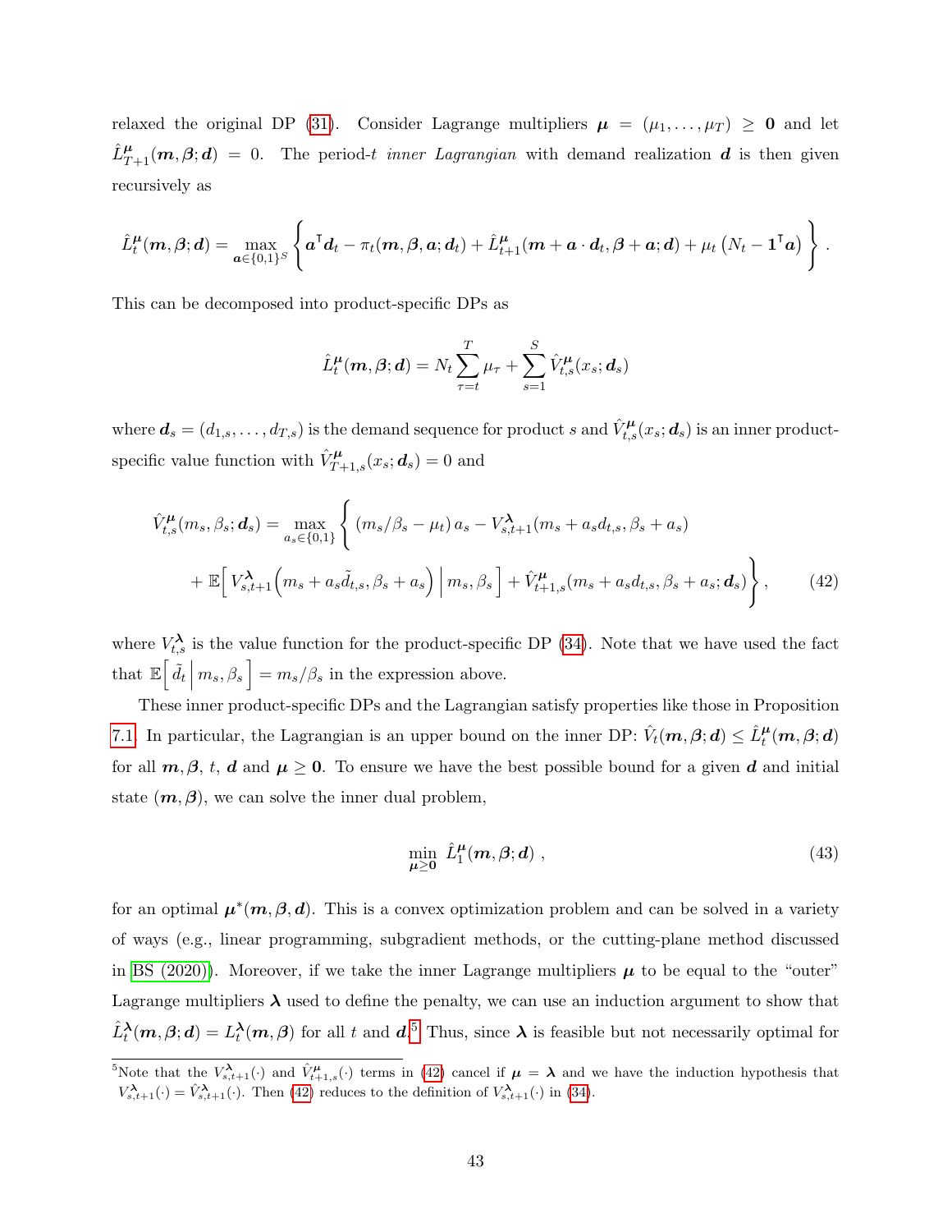relaxed the original DP (31). Consider Lagrange multipliers $\boldsymbol{\mu} = (\mu_1, \dots, \mu_T) \geq \mathbf{0}$ and let $\hat{L}^{\boldsymbol{\mu}}_{T+1}(\boldsymbol{m}, \boldsymbol{\beta}; \boldsymbol{d}) = 0$. The period-$t$ *inner Lagrangian* with demand realization $\boldsymbol{d}$ is then given recursively as

$$\hat{L}^{\boldsymbol{\mu}}_t(\boldsymbol{m}, \boldsymbol{\beta}; \boldsymbol{d}) = \max_{\boldsymbol{a} \in \{0,1\}^S} \left\{ \boldsymbol{a}^\intercal \boldsymbol{d}_t - \pi_t(\boldsymbol{m}, \boldsymbol{\beta}, \boldsymbol{a}; \boldsymbol{d}_t) + \hat{L}^{\boldsymbol{\mu}}_{t+1}(\boldsymbol{m} + \boldsymbol{a} \cdot \boldsymbol{d}_t, \boldsymbol{\beta} + \boldsymbol{a}; \boldsymbol{d}) + \mu_t \left( N_t - \mathbf{1}^\intercal \boldsymbol{a} \right) \right\} .$$

This can be decomposed into product-specific DPs as

$$\hat{L}^{\boldsymbol{\mu}}_t(\boldsymbol{m}, \boldsymbol{\beta}; \boldsymbol{d}) = N_t \sum_{\tau=t}^{T} \mu_\tau + \sum_{s=1}^{S} \hat{V}^{\boldsymbol{\mu}}_{t,s}(x_s; \boldsymbol{d}_s)$$

where $\boldsymbol{d}_s = (d_{1,s}, \dots, d_{T,s})$ is the demand sequence for product $s$ and $\hat{V}^{\boldsymbol{\mu}}_{t,s}(x_s; \boldsymbol{d}_s)$ is an inner product-specific value function with $\hat{V}^{\boldsymbol{\mu}}_{T+1,s}(x_s; \boldsymbol{d}_s) = 0$ and

$$\begin{aligned}\hat{V}^{\boldsymbol{\mu}}_{t,s}(m_s, \beta_s; \boldsymbol{d}_s) = \max_{a_s \in \{0,1\}} \Bigg\{ & (m_s/\beta_s - \mu_t)\, a_s - V^{\boldsymbol{\lambda}}_{s,t+1}(m_s + a_s d_{t,s}, \beta_s + a_s) \\ & + \mathbb{E}\Big[ V^{\boldsymbol{\lambda}}_{s,t+1}\Big(m_s + a_s \tilde{d}_{t,s}, \beta_s + a_s\Big) \,\Big|\, m_s, \beta_s \Big] + \hat{V}^{\boldsymbol{\mu}}_{t+1,s}(m_s + a_s d_{t,s}, \beta_s + a_s; \boldsymbol{d}_s) \Bigg\}, \end{aligned} \tag{42}$$

where $V^{\boldsymbol{\lambda}}_{t,s}$ is the value function for the product-specific DP (34). Note that we have used the fact that $\mathbb{E}\Big[\, \tilde{d}_t \,\Big|\, m_s, \beta_s \Big] = m_s/\beta_s$ in the expression above.

These inner product-specific DPs and the Lagrangian satisfy properties like those in Proposition 7.1. In particular, the Lagrangian is an upper bound on the inner DP: $\hat{V}_t(\boldsymbol{m}, \boldsymbol{\beta}; \boldsymbol{d}) \leq \hat{L}^{\boldsymbol{\mu}}_t(\boldsymbol{m}, \boldsymbol{\beta}; \boldsymbol{d})$ for all $\boldsymbol{m}, \boldsymbol{\beta}$, $t$, $\boldsymbol{d}$ and $\boldsymbol{\mu} \geq \mathbf{0}$. To ensure we have the best possible bound for a given $\boldsymbol{d}$ and initial state $(\boldsymbol{m}, \boldsymbol{\beta})$, we can solve the inner dual problem,

$$\min_{\boldsymbol{\mu} \geq \mathbf{0}} \; \hat{L}^{\boldsymbol{\mu}}_1(\boldsymbol{m}, \boldsymbol{\beta}; \boldsymbol{d}) \; , \tag{43}$$

for an optimal $\boldsymbol{\mu}^*(\boldsymbol{m}, \boldsymbol{\beta}, \boldsymbol{d})$. This is a convex optimization problem and can be solved in a variety of ways (e.g., linear programming, subgradient methods, or the cutting-plane method discussed in BS (2020)). Moreover, if we take the inner Lagrange multipliers $\boldsymbol{\mu}$ to be equal to the "outer" Lagrange multipliers $\boldsymbol{\lambda}$ used to define the penalty, we can use an induction argument to show that $\hat{L}^{\boldsymbol{\lambda}}_t(\boldsymbol{m}, \boldsymbol{\beta}; \boldsymbol{d}) = L^{\boldsymbol{\lambda}}_t(\boldsymbol{m}, \boldsymbol{\beta})$ for all $t$ and $\boldsymbol{d}$.[5] Thus, since $\boldsymbol{\lambda}$ is feasible but not necessarily optimal for

[5] Note that the $V^{\boldsymbol{\lambda}}_{s,t+1}(\cdot)$ and $\hat{V}^{\boldsymbol{\mu}}_{t+1,s}(\cdot)$ terms in (42) cancel if $\boldsymbol{\mu} = \boldsymbol{\lambda}$ and we have the induction hypothesis that $V^{\boldsymbol{\lambda}}_{s,t+1}(\cdot) = \hat{V}^{\boldsymbol{\lambda}}_{s,t+1}(\cdot)$. Then (42) reduces to the definition of $V^{\boldsymbol{\lambda}}_{s,t+1}(\cdot)$ in (34).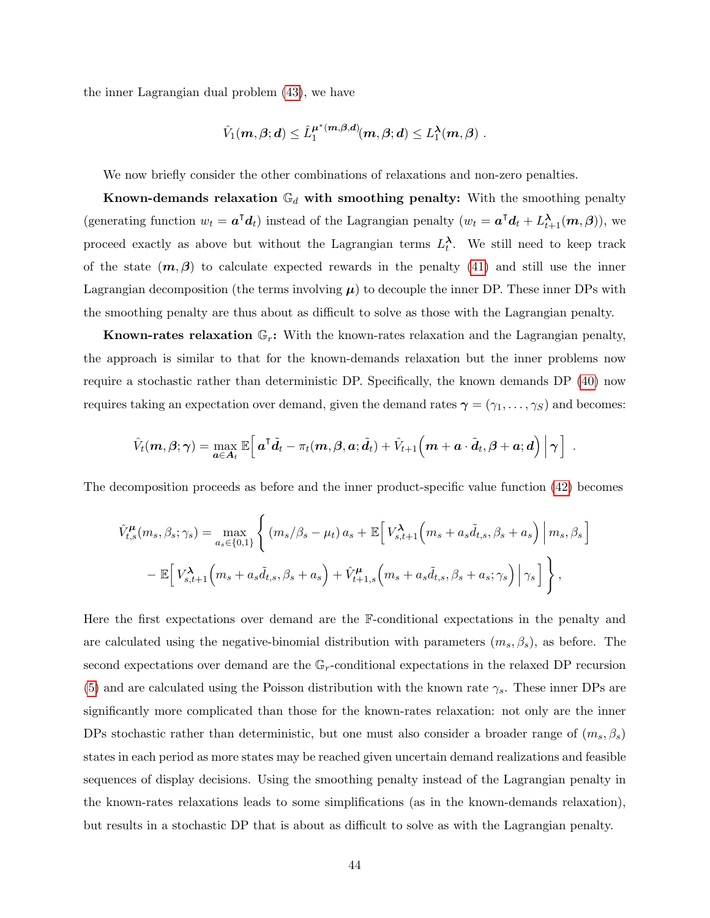the inner Lagrangian dual problem (43), we have

$$\hat{V}_1(\boldsymbol{m}, \boldsymbol{\beta}; \boldsymbol{d}) \leq \hat{L}_1^{\boldsymbol{\mu}^*(\boldsymbol{m},\boldsymbol{\beta},\boldsymbol{d})}(\boldsymbol{m}, \boldsymbol{\beta}; \boldsymbol{d}) \leq L_1^{\boldsymbol{\lambda}}(\boldsymbol{m}, \boldsymbol{\beta}) \ .$$

We now briefly consider the other combinations of relaxations and non-zero penalties.

**Known-demands relaxation $\mathbb{G}_d$ with smoothing penalty:** With the smoothing penalty (generating function $w_t = \boldsymbol{a}^\intercal \boldsymbol{d}_t$) instead of the Lagrangian penalty ($w_t = \boldsymbol{a}^\intercal \boldsymbol{d}_t + L_{t+1}^{\boldsymbol{\lambda}}(\boldsymbol{m}, \boldsymbol{\beta})$), we proceed exactly as above but without the Lagrangian terms $L_t^{\boldsymbol{\lambda}}$. We still need to keep track of the state $(\boldsymbol{m}, \boldsymbol{\beta})$ to calculate expected rewards in the penalty (41) and still use the inner Lagrangian decomposition (the terms involving $\boldsymbol{\mu}$) to decouple the inner DP. These inner DPs with the smoothing penalty are thus about as difficult to solve as those with the Lagrangian penalty.

**Known-rates relaxation $\mathbb{G}_r$:** With the known-rates relaxation and the Lagrangian penalty, the approach is similar to that for the known-demands relaxation but the inner problems now require a stochastic rather than deterministic DP. Specifically, the known demands DP (40) now requires taking an expectation over demand, given the demand rates $\boldsymbol{\gamma} = (\gamma_1, \ldots, \gamma_S)$ and becomes:

$$\hat{V}_t(\boldsymbol{m}, \boldsymbol{\beta}; \boldsymbol{\gamma}) = \max_{\boldsymbol{a} \in \boldsymbol{A}_t} \mathbb{E}\Big[\, \boldsymbol{a}^\intercal \tilde{\boldsymbol{d}}_t - \pi_t(\boldsymbol{m}, \boldsymbol{\beta}, \boldsymbol{a}; \tilde{\boldsymbol{d}}_t) + \hat{V}_{t+1}\Big(\boldsymbol{m} + \boldsymbol{a} \cdot \tilde{\boldsymbol{d}}_t, \boldsymbol{\beta} + \boldsymbol{a}; \boldsymbol{d}\Big) \,\Big|\, \boldsymbol{\gamma} \Big] \ .$$

The decomposition proceeds as before and the inner product-specific value function (42) becomes

$$\begin{aligned} \hat{V}_{t,s}^{\boldsymbol{\mu}}(m_s, \beta_s; \gamma_s) = \max_{a_s \in \{0,1\}} \Bigg\{ & (m_s/\beta_s - \mu_t)\, a_s + \mathbb{E}\Big[\, V_{s,t+1}^{\boldsymbol{\lambda}}\Big(m_s + a_s \tilde{d}_{t,s}, \beta_s + a_s\Big) \,\Big|\, m_s, \beta_s \Big] \\ & - \mathbb{E}\Big[\, V_{s,t+1}^{\boldsymbol{\lambda}}\Big(m_s + a_s \tilde{d}_{t,s}, \beta_s + a_s\Big) + \hat{V}_{t+1,s}^{\boldsymbol{\mu}}\Big(m_s + a_s \tilde{d}_{t,s}, \beta_s + a_s; \gamma_s\Big) \,\Big|\, \gamma_s \Big] \Bigg\}, \end{aligned}$$

Here the first expectations over demand are the $\mathbb{F}$-conditional expectations in the penalty and are calculated using the negative-binomial distribution with parameters $(m_s, \beta_s)$, as before. The second expectations over demand are the $\mathbb{G}_r$-conditional expectations in the relaxed DP recursion (5) and are calculated using the Poisson distribution with the known rate $\gamma_s$. These inner DPs are significantly more complicated than those for the known-rates relaxation: not only are the inner DPs stochastic rather than deterministic, but one must also consider a broader range of $(m_s, \beta_s)$ states in each period as more states may be reached given uncertain demand realizations and feasible sequences of display decisions. Using the smoothing penalty instead of the Lagrangian penalty in the known-rates relaxations leads to some simplifications (as in the known-demands relaxation), but results in a stochastic DP that is about as difficult to solve as with the Lagrangian penalty.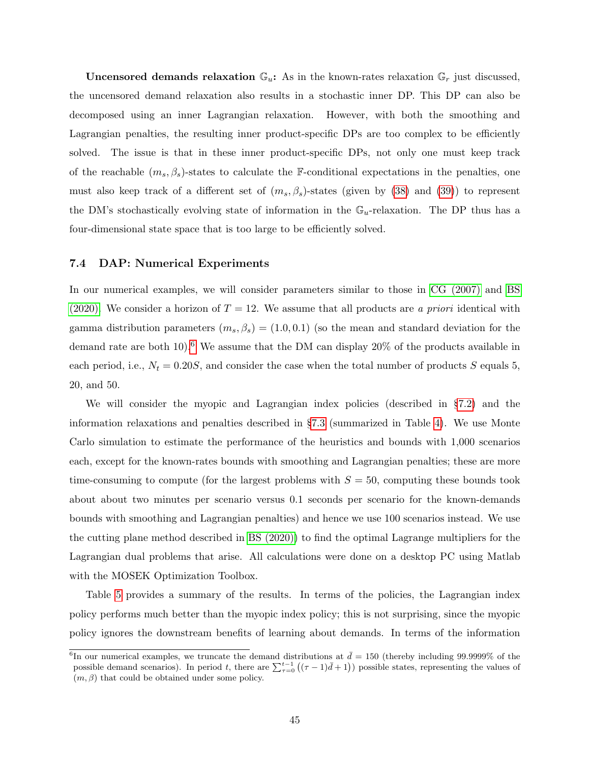**Uncensored demands relaxation $\mathbb{G}_u$:** As in the known-rates relaxation $\mathbb{G}_r$ just discussed, the uncensored demand relaxation also results in a stochastic inner DP. This DP can also be decomposed using an inner Lagrangian relaxation. However, with both the smoothing and Lagrangian penalties, the resulting inner product-specific DPs are too complex to be efficiently solved. The issue is that in these inner product-specific DPs, not only one must keep track of the reachable $(m_s, \beta_s)$-states to calculate the $\mathbb{F}$-conditional expectations in the penalties, one must also keep track of a different set of $(m_s, \beta_s)$-states (given by (38) and (39)) to represent the DM's stochastically evolving state of information in the $\mathbb{G}_u$-relaxation. The DP thus has a four-dimensional state space that is too large to be efficiently solved.

### 7.4 DAP: Numerical Experiments

In our numerical examples, we will consider parameters similar to those in CG (2007) and BS (2020). We consider a horizon of $T = 12$. We assume that all products are *a priori* identical with gamma distribution parameters $(m_s, \beta_s) = (1.0, 0.1)$ (so the mean and standard deviation for the demand rate are both 10).[6] We assume that the DM can display 20% of the products available in each period, i.e., $N_t = 0.20S$, and consider the case when the total number of products $S$ equals 5, 20, and 50.

We will consider the myopic and Lagrangian index policies (described in §7.2) and the information relaxations and penalties described in §7.3 (summarized in Table 4). We use Monte Carlo simulation to estimate the performance of the heuristics and bounds with 1,000 scenarios each, except for the known-rates bounds with smoothing and Lagrangian penalties; these are more time-consuming to compute (for the largest problems with $S = 50$, computing these bounds took about about two minutes per scenario versus 0.1 seconds per scenario for the known-demands bounds with smoothing and Lagrangian penalties) and hence we use 100 scenarios instead. We use the cutting plane method described in BS (2020)) to find the optimal Lagrange multipliers for the Lagrangian dual problems that arise. All calculations were done on a desktop PC using Matlab with the MOSEK Optimization Toolbox.

Table 5 provides a summary of the results. In terms of the policies, the Lagrangian index policy performs much better than the myopic index policy; this is not surprising, since the myopic policy ignores the downstream benefits of learning about demands. In terms of the information

[6] In our numerical examples, we truncate the demand distributions at $\bar{d} = 150$ (thereby including 99.9999% of the possible demand scenarios). In period $t$, there are $\sum_{\tau=0}^{t-1} \left((\tau - 1)\bar{d} + 1\right)$ possible states, representing the values of $(m, \beta)$ that could be obtained under some policy.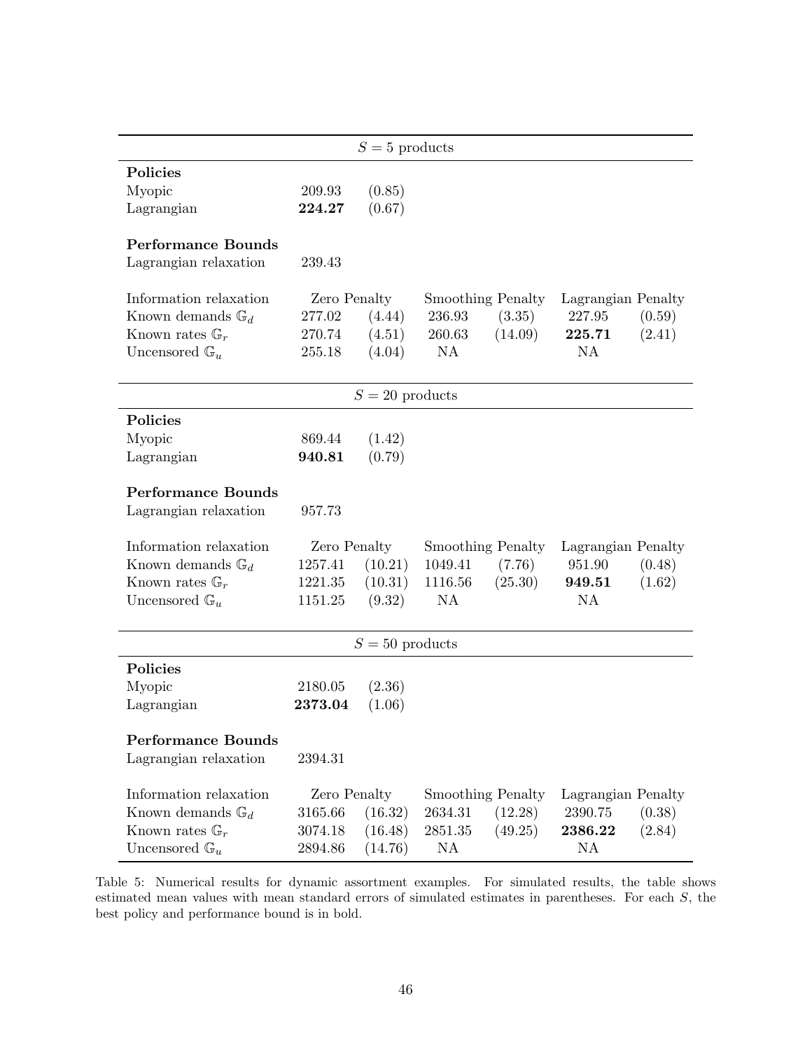| $S = 5$ products | | | | | | |
|---|---|---|---|---|---|---|
| **Policies** | | | | | | |
| Myopic | 209.93 | (0.85) | | | | |
| Lagrangian | **224.27** | (0.67) | | | | |
| | | | | | | |
| **Performance Bounds** | | | | | | |
| Lagrangian relaxation | 239.43 | | | | | |
| | | | | | | |
| Information relaxation | Zero Penalty | | Smoothing Penalty | | Lagrangian Penalty | |
| Known demands $\mathbb{G}_d$ | 277.02 | (4.44) | 236.93 | (3.35) | 227.95 | (0.59) |
| Known rates $\mathbb{G}_r$ | 270.74 | (4.51) | 260.63 | (14.09) | **225.71** | (2.41) |
| Uncensored $\mathbb{G}_u$ | 255.18 | (4.04) | NA | | NA | |

| $S = 20$ products | | | | | | |
|---|---|---|---|---|---|---|
| **Policies** | | | | | | |
| Myopic | 869.44 | (1.42) | | | | |
| Lagrangian | **940.81** | (0.79) | | | | |
| | | | | | | |
| **Performance Bounds** | | | | | | |
| Lagrangian relaxation | 957.73 | | | | | |
| | | | | | | |
| Information relaxation | Zero Penalty | | Smoothing Penalty | | Lagrangian Penalty | |
| Known demands $\mathbb{G}_d$ | 1257.41 | (10.21) | 1049.41 | (7.76) | 951.90 | (0.48) |
| Known rates $\mathbb{G}_r$ | 1221.35 | (10.31) | 1116.56 | (25.30) | **949.51** | (1.62) |
| Uncensored $\mathbb{G}_u$ | 1151.25 | (9.32) | NA | | NA | |

| $S = 50$ products | | | | | | |
|---|---|---|---|---|---|---|
| **Policies** | | | | | | |
| Myopic | 2180.05 | (2.36) | | | | |
| Lagrangian | **2373.04** | (1.06) | | | | |
| | | | | | | |
| **Performance Bounds** | | | | | | |
| Lagrangian relaxation | 2394.31 | | | | | |
| | | | | | | |
| Information relaxation | Zero Penalty | | Smoothing Penalty | | Lagrangian Penalty | |
| Known demands $\mathbb{G}_d$ | 3165.66 | (16.32) | 2634.31 | (12.28) | 2390.75 | (0.38) |
| Known rates $\mathbb{G}_r$ | 3074.18 | (16.48) | 2851.35 | (49.25) | **2386.22** | (2.84) |
| Uncensored $\mathbb{G}_u$ | 2894.86 | (14.76) | NA | | NA | |

Table 5: Numerical results for dynamic assortment examples. For simulated results, the table shows estimated mean values with mean standard errors of simulated estimates in parentheses. For each $S$, the best policy and performance bound is in bold.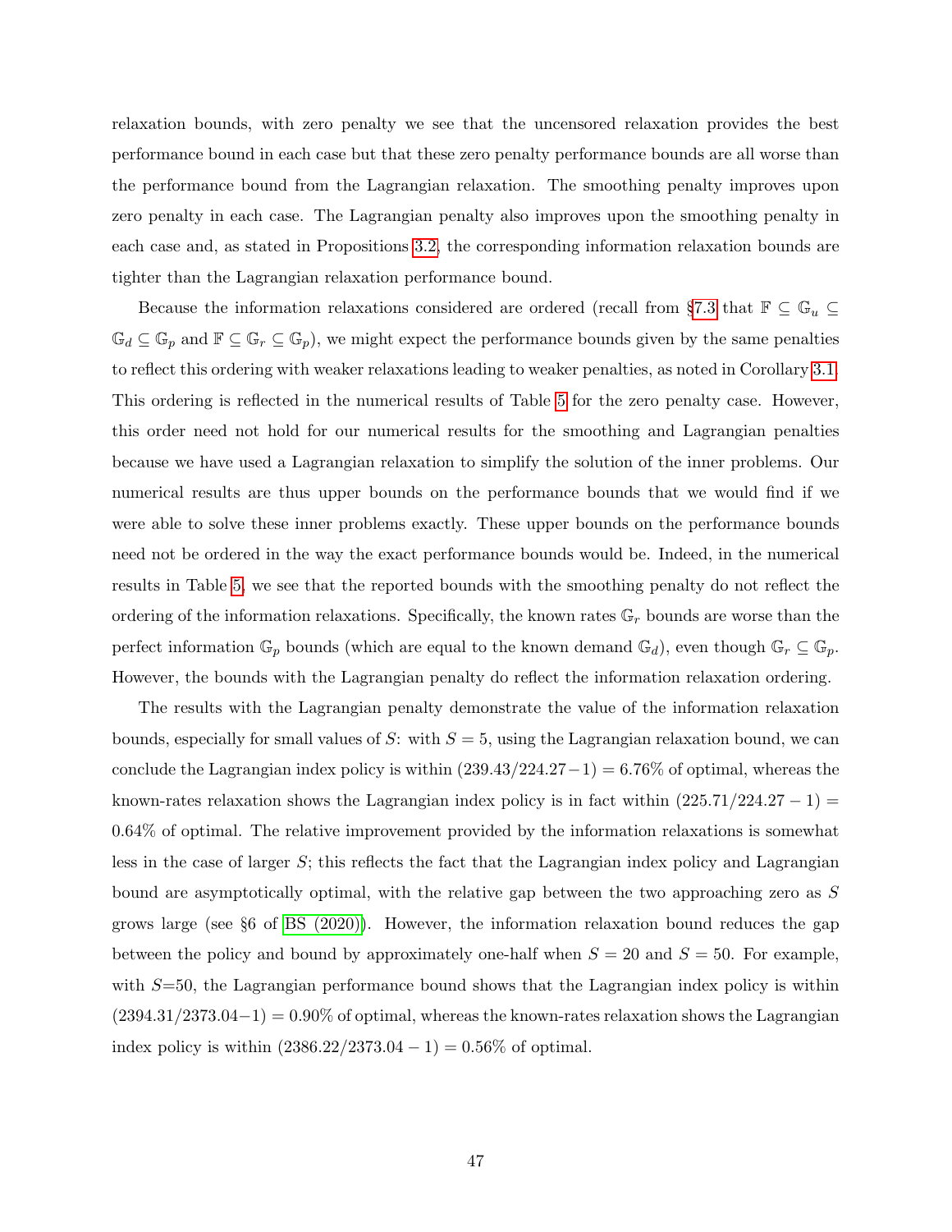relaxation bounds, with zero penalty we see that the uncensored relaxation provides the best performance bound in each case but that these zero penalty performance bounds are all worse than the performance bound from the Lagrangian relaxation. The smoothing penalty improves upon zero penalty in each case. The Lagrangian penalty also improves upon the smoothing penalty in each case and, as stated in Propositions 3.2, the corresponding information relaxation bounds are tighter than the Lagrangian relaxation performance bound.

Because the information relaxations considered are ordered (recall from §7.3 that $\mathbb{F} \subseteq \mathbb{G}_u \subseteq \mathbb{G}_d \subseteq \mathbb{G}_p$ and $\mathbb{F} \subseteq \mathbb{G}_r \subseteq \mathbb{G}_p$), we might expect the performance bounds given by the same penalties to reflect this ordering with weaker relaxations leading to weaker penalties, as noted in Corollary 3.1. This ordering is reflected in the numerical results of Table 5 for the zero penalty case. However, this order need not hold for our numerical results for the smoothing and Lagrangian penalties because we have used a Lagrangian relaxation to simplify the solution of the inner problems. Our numerical results are thus upper bounds on the performance bounds that we would find if we were able to solve these inner problems exactly. These upper bounds on the performance bounds need not be ordered in the way the exact performance bounds would be. Indeed, in the numerical results in Table 5, we see that the reported bounds with the smoothing penalty do not reflect the ordering of the information relaxations. Specifically, the known rates $\mathbb{G}_r$ bounds are worse than the perfect information $\mathbb{G}_p$ bounds (which are equal to the known demand $\mathbb{G}_d$), even though $\mathbb{G}_r \subseteq \mathbb{G}_p$. However, the bounds with the Lagrangian penalty do reflect the information relaxation ordering.

The results with the Lagrangian penalty demonstrate the value of the information relaxation bounds, especially for small values of $S$: with $S = 5$, using the Lagrangian relaxation bound, we can conclude the Lagrangian index policy is within $(239.43/224.27-1) = 6.76\%$ of optimal, whereas the known-rates relaxation shows the Lagrangian index policy is in fact within $(225.71/224.27 - 1) = 0.64\%$ of optimal. The relative improvement provided by the information relaxations is somewhat less in the case of larger $S$; this reflects the fact that the Lagrangian index policy and Lagrangian bound are asymptotically optimal, with the relative gap between the two approaching zero as $S$ grows large (see §6 of BS (2020)). However, the information relaxation bound reduces the gap between the policy and bound by approximately one-half when $S = 20$ and $S = 50$. For example, with $S$=50, the Lagrangian performance bound shows that the Lagrangian index policy is within $(2394.31/2373.04-1) = 0.90\%$ of optimal, whereas the known-rates relaxation shows the Lagrangian index policy is within $(2386.22/2373.04 - 1) = 0.56\%$ of optimal.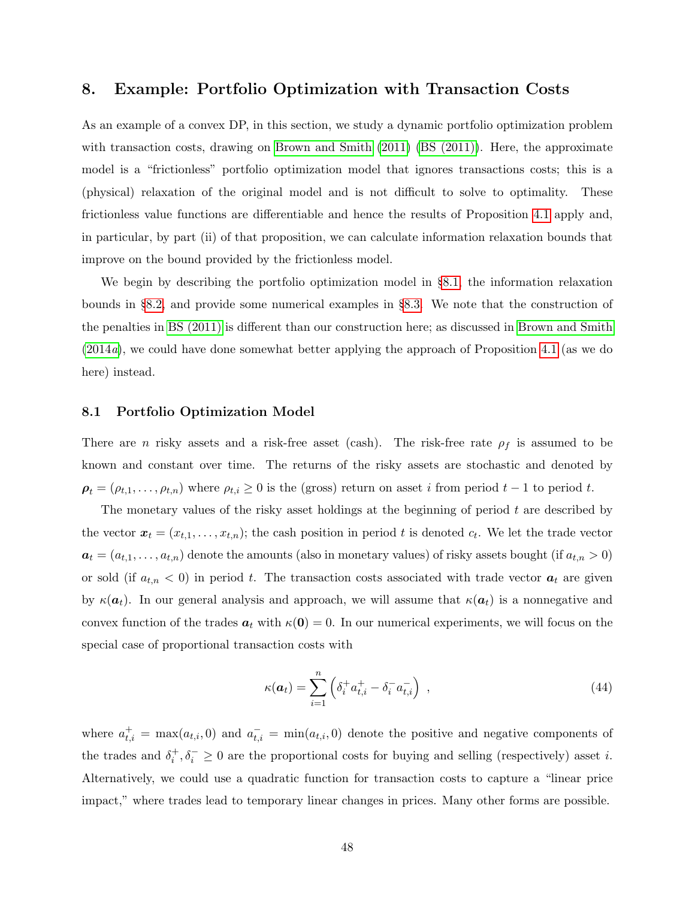## 8. Example: Portfolio Optimization with Transaction Costs

As an example of a convex DP, in this section, we study a dynamic portfolio optimization problem with transaction costs, drawing on Brown and Smith (2011) (BS (2011)). Here, the approximate model is a "frictionless" portfolio optimization model that ignores transactions costs; this is a (physical) relaxation of the original model and is not difficult to solve to optimality. These frictionless value functions are differentiable and hence the results of Proposition 4.1 apply and, in particular, by part (ii) of that proposition, we can calculate information relaxation bounds that improve on the bound provided by the frictionless model.

We begin by describing the portfolio optimization model in §8.1, the information relaxation bounds in §8.2, and provide some numerical examples in §8.3. We note that the construction of the penalties in BS (2011) is different than our construction here; as discussed in Brown and Smith (2014*a*), we could have done somewhat better applying the approach of Proposition 4.1 (as we do here) instead.

### 8.1 Portfolio Optimization Model

There are $n$ risky assets and a risk-free asset (cash). The risk-free rate $\rho_f$ is assumed to be known and constant over time. The returns of the risky assets are stochastic and denoted by $\boldsymbol{\rho}_t = (\rho_{t,1}, \ldots, \rho_{t,n})$ where $\rho_{t,i} \geq 0$ is the (gross) return on asset $i$ from period $t-1$ to period $t$.

The monetary values of the risky asset holdings at the beginning of period $t$ are described by the vector $\boldsymbol{x}_t = (x_{t,1}, \ldots, x_{t,n})$; the cash position in period $t$ is denoted $c_t$. We let the trade vector $\boldsymbol{a}_t = (a_{t,1}, \ldots, a_{t,n})$ denote the amounts (also in monetary values) of risky assets bought (if $a_{t,n} > 0$) or sold (if $a_{t,n} < 0$) in period $t$. The transaction costs associated with trade vector $\boldsymbol{a}_t$ are given by $\kappa(\boldsymbol{a}_t)$. In our general analysis and approach, we will assume that $\kappa(\boldsymbol{a}_t)$ is a nonnegative and convex function of the trades $\boldsymbol{a}_t$ with $\kappa(\boldsymbol{0}) = 0$. In our numerical experiments, we will focus on the special case of proportional transaction costs with

$$\kappa(\boldsymbol{a}_t) = \sum_{i=1}^{n} \left( \delta_i^+ a_{t,i}^+ - \delta_i^- a_{t,i}^- \right) \,, \tag{44}$$

where $a_{t,i}^+ = \max(a_{t,i}, 0)$ and $a_{t,i}^- = \min(a_{t,i}, 0)$ denote the positive and negative components of the trades and $\delta_i^+, \delta_i^- \geq 0$ are the proportional costs for buying and selling (respectively) asset $i$. Alternatively, we could use a quadratic function for transaction costs to capture a "linear price impact," where trades lead to temporary linear changes in prices. Many other forms are possible.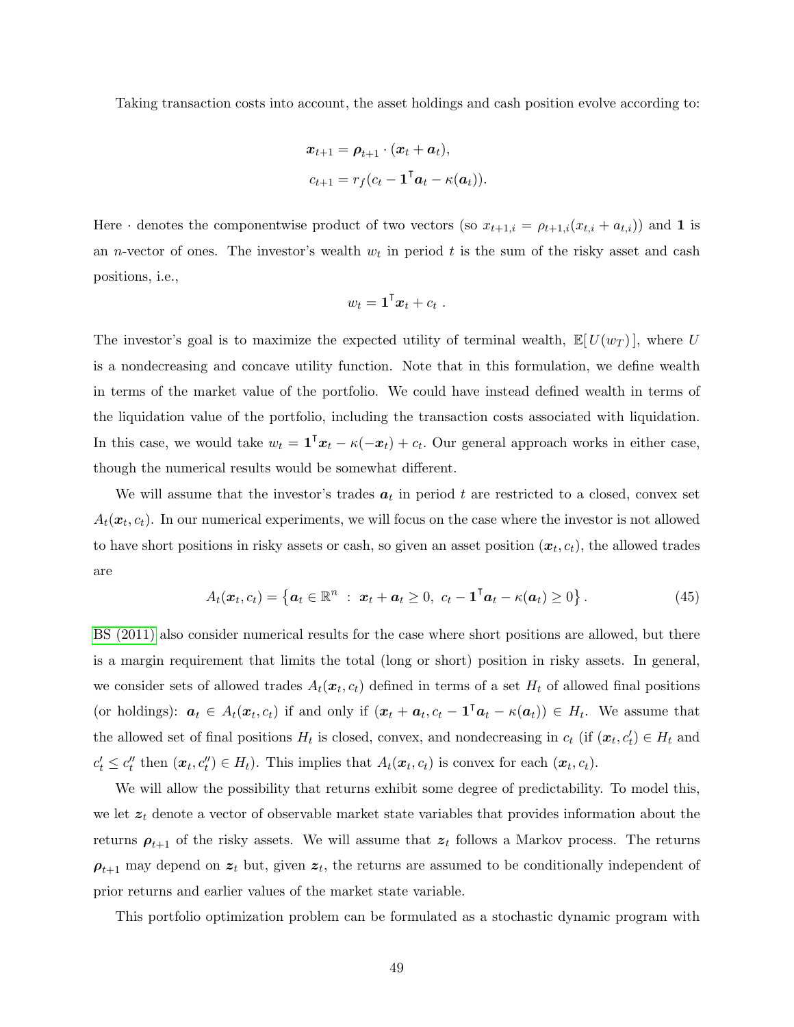Taking transaction costs into account, the asset holdings and cash position evolve according to:

$$
\begin{aligned}
\boldsymbol{x}_{t+1} &= \boldsymbol{\rho}_{t+1} \cdot (\boldsymbol{x}_t + \boldsymbol{a}_t), \\
c_{t+1} &= r_f(c_t - \mathbf{1}^\mathsf{T}\boldsymbol{a}_t - \kappa(\boldsymbol{a}_t)).
\end{aligned}
$$

Here $\cdot$ denotes the componentwise product of two vectors (so $x_{t+1,i} = \rho_{t+1,i}(x_{t,i} + a_{t,i})$) and $\mathbf{1}$ is an $n$-vector of ones. The investor's wealth $w_t$ in period $t$ is the sum of the risky asset and cash positions, i.e.,

$$
w_t = \mathbf{1}^\mathsf{T}\boldsymbol{x}_t + c_t \ .
$$

The investor's goal is to maximize the expected utility of terminal wealth, $\mathbb{E}[\,U(w_T)\,]$, where $U$ is a nondecreasing and concave utility function. Note that in this formulation, we define wealth in terms of the market value of the portfolio. We could have instead defined wealth in terms of the liquidation value of the portfolio, including the transaction costs associated with liquidation. In this case, we would take $w_t = \mathbf{1}^\mathsf{T}\boldsymbol{x}_t - \kappa(-\boldsymbol{x}_t) + c_t$. Our general approach works in either case, though the numerical results would be somewhat different.

We will assume that the investor's trades $\boldsymbol{a}_t$ in period $t$ are restricted to a closed, convex set $A_t(\boldsymbol{x}_t, c_t)$. In our numerical experiments, we will focus on the case where the investor is not allowed to have short positions in risky assets or cash, so given an asset position $(\boldsymbol{x}_t, c_t)$, the allowed trades are

$$
A_t(\boldsymbol{x}_t, c_t) = \left\{ \boldsymbol{a}_t \in \mathbb{R}^n \ : \ \boldsymbol{x}_t + \boldsymbol{a}_t \geq 0, \ c_t - \mathbf{1}^\mathsf{T}\boldsymbol{a}_t - \kappa(\boldsymbol{a}_t) \geq 0 \right\}. \tag{45}
$$

BS (2011) also consider numerical results for the case where short positions are allowed, but there is a margin requirement that limits the total (long or short) position in risky assets. In general, we consider sets of allowed trades $A_t(\boldsymbol{x}_t, c_t)$ defined in terms of a set $H_t$ of allowed final positions (or holdings): $\boldsymbol{a}_t \in A_t(\boldsymbol{x}_t, c_t)$ if and only if $(\boldsymbol{x}_t + \boldsymbol{a}_t, c_t - \mathbf{1}^\mathsf{T}\boldsymbol{a}_t - \kappa(\boldsymbol{a}_t)) \in H_t$. We assume that the allowed set of final positions $H_t$ is closed, convex, and nondecreasing in $c_t$ (if $(\boldsymbol{x}_t, c_t') \in H_t$ and $c_t' \leq c_t''$ then $(\boldsymbol{x}_t, c_t'') \in H_t$). This implies that $A_t(\boldsymbol{x}_t, c_t)$ is convex for each $(\boldsymbol{x}_t, c_t)$.

We will allow the possibility that returns exhibit some degree of predictability. To model this, we let $\boldsymbol{z}_t$ denote a vector of observable market state variables that provides information about the returns $\boldsymbol{\rho}_{t+1}$ of the risky assets. We will assume that $\boldsymbol{z}_t$ follows a Markov process. The returns $\boldsymbol{\rho}_{t+1}$ may depend on $\boldsymbol{z}_t$ but, given $\boldsymbol{z}_t$, the returns are assumed to be conditionally independent of prior returns and earlier values of the market state variable.

This portfolio optimization problem can be formulated as a stochastic dynamic program with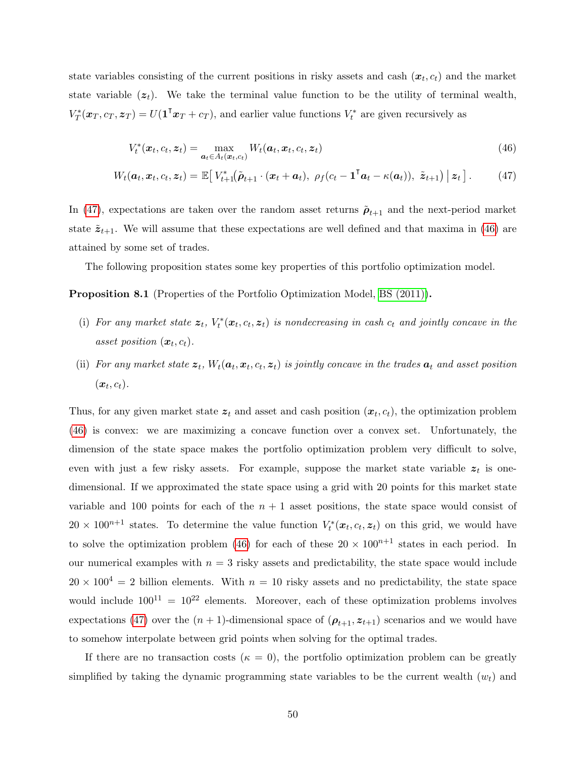state variables consisting of the current positions in risky assets and cash $(\boldsymbol{x}_t, c_t)$ and the market state variable $(\boldsymbol{z}_t)$. We take the terminal value function to be the utility of terminal wealth, $V_T^*(\boldsymbol{x}_T, c_T, \boldsymbol{z}_T) = U(\mathbf{1}^\intercal \boldsymbol{x}_T + c_T)$, and earlier value functions $V_t^*$ are given recursively as

$$V_t^*(\boldsymbol{x}_t, c_t, \boldsymbol{z}_t) = \max_{\boldsymbol{a}_t \in A_t(\boldsymbol{x}_t, c_t)} W_t(\boldsymbol{a}_t, \boldsymbol{x}_t, c_t, \boldsymbol{z}_t) \tag{46}$$

$$W_t(\boldsymbol{a}_t, \boldsymbol{x}_t, c_t, \boldsymbol{z}_t) = \mathbb{E}\big[\, V_{t+1}^*\big(\tilde{\boldsymbol{\rho}}_{t+1} \cdot (\boldsymbol{x}_t + \boldsymbol{a}_t),\ \rho_f(c_t - \mathbf{1}^\intercal \boldsymbol{a}_t - \kappa(\boldsymbol{a}_t)),\ \tilde{\boldsymbol{z}}_{t+1}\big) \,\big|\, \boldsymbol{z}_t \,\big]\,. \tag{47}$$

In (47), expectations are taken over the random asset returns $\tilde{\boldsymbol{\rho}}_{t+1}$ and the next-period market state $\tilde{\boldsymbol{z}}_{t+1}$. We will assume that these expectations are well defined and that maxima in (46) are attained by some set of trades.

The following proposition states some key properties of this portfolio optimization model.

**Proposition 8.1** (Properties of the Portfolio Optimization Model, BS (2011))**.**

(i) *For any market state $\boldsymbol{z}_t$, $V_t^*(\boldsymbol{x}_t, c_t, \boldsymbol{z}_t)$ is nondecreasing in cash $c_t$ and jointly concave in the asset position $(\boldsymbol{x}_t, c_t)$.*

(ii) *For any market state $\boldsymbol{z}_t$, $W_t(\boldsymbol{a}_t, \boldsymbol{x}_t, c_t, \boldsymbol{z}_t)$ is jointly concave in the trades $\boldsymbol{a}_t$ and asset position $(\boldsymbol{x}_t, c_t)$.*

Thus, for any given market state $\boldsymbol{z}_t$ and asset and cash position $(\boldsymbol{x}_t, c_t)$, the optimization problem (46) is convex: we are maximizing a concave function over a convex set. Unfortunately, the dimension of the state space makes the portfolio optimization problem very difficult to solve, even with just a few risky assets. For example, suppose the market state variable $\boldsymbol{z}_t$ is one-dimensional. If we approximated the state space using a grid with 20 points for this market state variable and 100 points for each of the $n+1$ asset positions, the state space would consist of $20 \times 100^{n+1}$ states. To determine the value function $V_t^*(\boldsymbol{x}_t, c_t, \boldsymbol{z}_t)$ on this grid, we would have to solve the optimization problem (46) for each of these $20 \times 100^{n+1}$ states in each period. In our numerical examples with $n = 3$ risky assets and predictability, the state space would include $20 \times 100^4 = 2$ billion elements. With $n = 10$ risky assets and no predictability, the state space would include $100^{11} = 10^{22}$ elements. Moreover, each of these optimization problems involves expectations (47) over the $(n+1)$-dimensional space of $(\boldsymbol{\rho}_{t+1}, \boldsymbol{z}_{t+1})$ scenarios and we would have to somehow interpolate between grid points when solving for the optimal trades.

If there are no transaction costs ($\kappa = 0$), the portfolio optimization problem can be greatly simplified by taking the dynamic programming state variables to be the current wealth $(w_t)$ and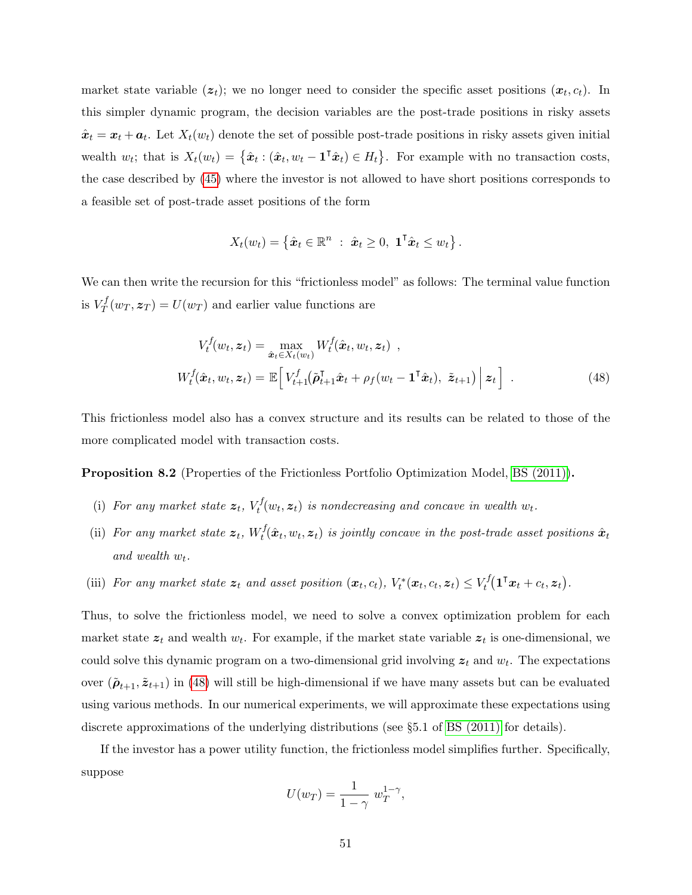market state variable ($\boldsymbol{z}_t$); we no longer need to consider the specific asset positions ($\boldsymbol{x}_t, c_t$). In this simpler dynamic program, the decision variables are the post-trade positions in risky assets $\hat{\boldsymbol{x}}_t = \boldsymbol{x}_t + \boldsymbol{a}_t$. Let $X_t(w_t)$ denote the set of possible post-trade positions in risky assets given initial wealth $w_t$; that is $X_t(w_t) = \left\{\hat{\boldsymbol{x}}_t : (\hat{\boldsymbol{x}}_t, w_t - \mathbf{1}^\intercal \hat{\boldsymbol{x}}_t) \in H_t\right\}$. For example with no transaction costs, the case described by (45) where the investor is not allowed to have short positions corresponds to a feasible set of post-trade asset positions of the form

$$X_t(w_t) = \left\{\hat{\boldsymbol{x}}_t \in \mathbb{R}^n \; : \; \hat{\boldsymbol{x}}_t \geq 0, \; \mathbf{1}^\intercal \hat{\boldsymbol{x}}_t \leq w_t\right\}.$$

We can then write the recursion for this "frictionless model" as follows: The terminal value function is $V_T^f(w_T, \boldsymbol{z}_T) = U(w_T)$ and earlier value functions are

$$\begin{aligned} V_t^f(w_t, \boldsymbol{z}_t) &= \max_{\hat{\boldsymbol{x}}_t \in X_t(w_t)} W_t^f(\hat{\boldsymbol{x}}_t, w_t, \boldsymbol{z}_t) \;, \\ W_t^f(\hat{\boldsymbol{x}}_t, w_t, \boldsymbol{z}_t) &= \mathbb{E}\Big[ V_{t+1}^f\big(\tilde{\boldsymbol{\rho}}_{t+1}^\intercal \hat{\boldsymbol{x}}_t + \rho_f(w_t - \mathbf{1}^\intercal \hat{\boldsymbol{x}}_t), \; \tilde{\boldsymbol{z}}_{t+1}\big) \,\Big|\, \boldsymbol{z}_t \Big] \;. \end{aligned} \tag{48}$$

This frictionless model also has a convex structure and its results can be related to those of the more complicated model with transaction costs.

**Proposition 8.2** (Properties of the Frictionless Portfolio Optimization Model, BS (2011)**).**

(i) *For any market state $\boldsymbol{z}_t$, $V_t^f(w_t, \boldsymbol{z}_t)$ is nondecreasing and concave in wealth $w_t$.*

(ii) *For any market state $\boldsymbol{z}_t$, $W_t^f(\hat{\boldsymbol{x}}_t, w_t, \boldsymbol{z}_t)$ is jointly concave in the post-trade asset positions $\hat{\boldsymbol{x}}_t$ and wealth $w_t$.*

(iii) *For any market state $\boldsymbol{z}_t$ and asset position $(\boldsymbol{x}_t, c_t)$, $V_t^*(\boldsymbol{x}_t, c_t, \boldsymbol{z}_t) \leq V_t^f\big(\mathbf{1}^\intercal \boldsymbol{x}_t + c_t, \boldsymbol{z}_t\big)$.*

Thus, to solve the frictionless model, we need to solve a convex optimization problem for each market state $\boldsymbol{z}_t$ and wealth $w_t$. For example, if the market state variable $\boldsymbol{z}_t$ is one-dimensional, we could solve this dynamic program on a two-dimensional grid involving $\boldsymbol{z}_t$ and $w_t$. The expectations over $(\tilde{\boldsymbol{\rho}}_{t+1}, \tilde{\boldsymbol{z}}_{t+1})$ in (48) will still be high-dimensional if we have many assets but can be evaluated using various methods. In our numerical experiments, we will approximate these expectations using discrete approximations of the underlying distributions (see §5.1 of BS (2011) for details).

If the investor has a power utility function, the frictionless model simplifies further. Specifically, suppose

$$U(w_T) = \frac{1}{1-\gamma} \, w_T^{1-\gamma},$$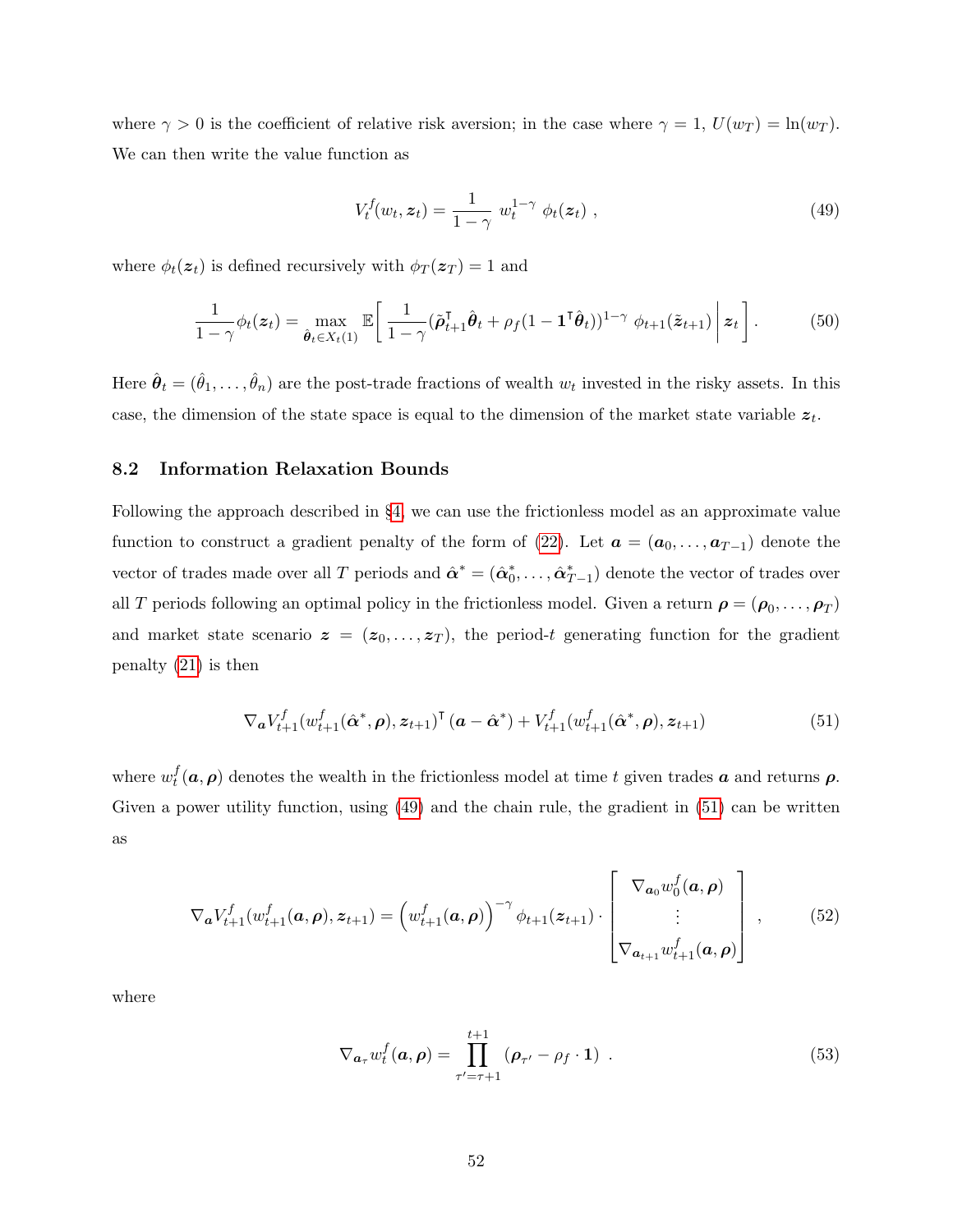where $\gamma > 0$ is the coefficient of relative risk aversion; in the case where $\gamma = 1$, $U(w_T) = \ln(w_T)$. We can then write the value function as

$$V_t^f(w_t, \boldsymbol{z}_t) = \frac{1}{1-\gamma}\; w_t^{1-\gamma}\; \phi_t(\boldsymbol{z}_t)\;, \tag{49}$$

where $\phi_t(\boldsymbol{z}_t)$ is defined recursively with $\phi_T(\boldsymbol{z}_T) = 1$ and

$$\frac{1}{1-\gamma}\phi_t(\boldsymbol{z}_t) = \max_{\hat{\boldsymbol{\theta}}_t \in X_t(1)} \mathbb{E}\left[\, \frac{1}{1-\gamma}(\tilde{\boldsymbol{\rho}}_{t+1}^{\mathsf{T}}\hat{\boldsymbol{\theta}}_t + \rho_f(1-\mathbf{1}^{\mathsf{T}}\hat{\boldsymbol{\theta}}_t))^{1-\gamma}\; \phi_{t+1}(\tilde{\boldsymbol{z}}_{t+1}) \,\middle|\, \boldsymbol{z}_t \right]. \tag{50}$$

Here $\hat{\boldsymbol{\theta}}_t = (\hat{\theta}_1, \ldots, \hat{\theta}_n)$ are the post-trade fractions of wealth $w_t$ invested in the risky assets. In this case, the dimension of the state space is equal to the dimension of the market state variable $\boldsymbol{z}_t$.

## 8.2 Information Relaxation Bounds

Following the approach described in §4, we can use the frictionless model as an approximate value function to construct a gradient penalty of the form of (22). Let $\boldsymbol{a} = (\boldsymbol{a}_0, \ldots, \boldsymbol{a}_{T-1})$ denote the vector of trades made over all $T$ periods and $\hat{\boldsymbol{\alpha}}^* = (\hat{\boldsymbol{\alpha}}_0^*, \ldots, \hat{\boldsymbol{\alpha}}_{T-1}^*)$ denote the vector of trades over all $T$ periods following an optimal policy in the frictionless model. Given a return $\boldsymbol{\rho} = (\boldsymbol{\rho}_0, \ldots, \boldsymbol{\rho}_T)$ and market state scenario $\boldsymbol{z} = (\boldsymbol{z}_0, \ldots, \boldsymbol{z}_T)$, the period-$t$ generating function for the gradient penalty (21) is then

$$\nabla_{\boldsymbol{a}} V_{t+1}^f(w_{t+1}^f(\hat{\boldsymbol{\alpha}}^*, \boldsymbol{\rho}), \boldsymbol{z}_{t+1})^{\mathsf{T}}\,(\boldsymbol{a} - \hat{\boldsymbol{\alpha}}^*) + V_{t+1}^f(w_{t+1}^f(\hat{\boldsymbol{\alpha}}^*, \boldsymbol{\rho}), \boldsymbol{z}_{t+1}) \tag{51}$$

where $w_t^f(\boldsymbol{a}, \boldsymbol{\rho})$ denotes the wealth in the frictionless model at time $t$ given trades $\boldsymbol{a}$ and returns $\boldsymbol{\rho}$. Given a power utility function, using (49) and the chain rule, the gradient in (51) can be written as

$$\nabla_{\boldsymbol{a}} V_{t+1}^f(w_{t+1}^f(\boldsymbol{a}, \boldsymbol{\rho}), \boldsymbol{z}_{t+1}) = \left(w_{t+1}^f(\boldsymbol{a}, \boldsymbol{\rho})\right)^{-\gamma} \phi_{t+1}(\boldsymbol{z}_{t+1}) \cdot \begin{bmatrix} \nabla_{\boldsymbol{a}_0} w_0^f(\boldsymbol{a}, \boldsymbol{\rho}) \\ \vdots \\ \nabla_{\boldsymbol{a}_{t+1}} w_{t+1}^f(\boldsymbol{a}, \boldsymbol{\rho}) \end{bmatrix}, \tag{52}$$

where

$$\nabla_{\boldsymbol{a}_\tau} w_t^f(\boldsymbol{a}, \boldsymbol{\rho}) = \prod_{\tau' = \tau+1}^{t+1} (\boldsymbol{\rho}_{\tau'} - \rho_f \cdot \mathbf{1})\;. \tag{53}$$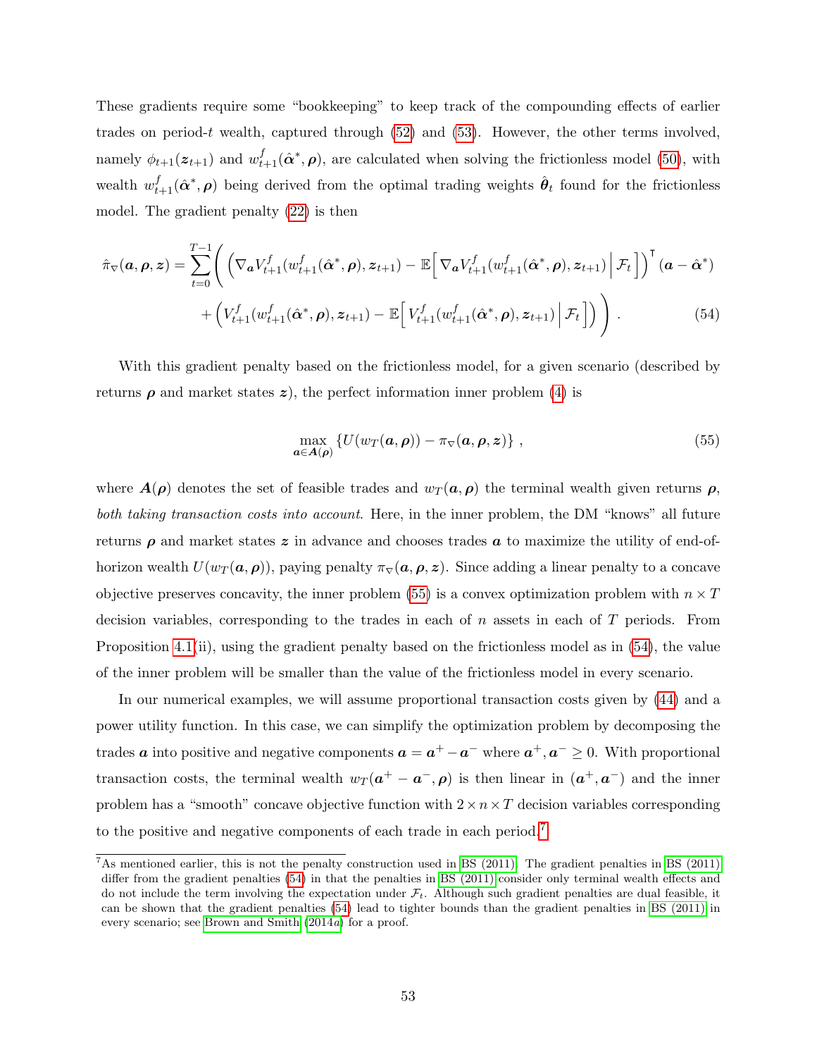These gradients require some "bookkeeping" to keep track of the compounding effects of earlier trades on period-$t$ wealth, captured through (52) and (53). However, the other terms involved, namely $\phi_{t+1}(\boldsymbol{z}_{t+1})$ and $w^f_{t+1}(\hat{\boldsymbol{\alpha}}^*, \boldsymbol{\rho})$, are calculated when solving the frictionless model (50), with wealth $w^f_{t+1}(\hat{\boldsymbol{\alpha}}^*, \boldsymbol{\rho})$ being derived from the optimal trading weights $\hat{\boldsymbol{\theta}}_t$ found for the frictionless model. The gradient penalty (22) is then

$$
\begin{aligned}
\hat{\pi}_{\nabla}(\boldsymbol{a}, \boldsymbol{\rho}, \boldsymbol{z}) = \sum_{t=0}^{T-1} \Bigg( & \left( \nabla_{\boldsymbol{a}} V^f_{t+1}(w^f_{t+1}(\hat{\boldsymbol{\alpha}}^*, \boldsymbol{\rho}), \boldsymbol{z}_{t+1}) - \mathbb{E}\Big[ \nabla_{\boldsymbol{a}} V^f_{t+1}(w^f_{t+1}(\hat{\boldsymbol{\alpha}}^*, \boldsymbol{\rho}), \boldsymbol{z}_{t+1}) \,\Big|\, \mathcal{F}_t \Big] \right)^{\mathsf{T}} (\boldsymbol{a} - \hat{\boldsymbol{\alpha}}^*) \\
& + \left( V^f_{t+1}(w^f_{t+1}(\hat{\boldsymbol{\alpha}}^*, \boldsymbol{\rho}), \boldsymbol{z}_{t+1}) - \mathbb{E}\Big[ V^f_{t+1}(w^f_{t+1}(\hat{\boldsymbol{\alpha}}^*, \boldsymbol{\rho}), \boldsymbol{z}_{t+1}) \,\Big|\, \mathcal{F}_t \Big] \right) \Bigg) . \qquad (54)
\end{aligned}
$$

With this gradient penalty based on the frictionless model, for a given scenario (described by returns $\boldsymbol{\rho}$ and market states $\boldsymbol{z}$), the perfect information inner problem (4) is

$$
\max_{\boldsymbol{a} \in \boldsymbol{A}(\boldsymbol{\rho})} \left\{ U(w_T(\boldsymbol{a}, \boldsymbol{\rho})) - \pi_{\nabla}(\boldsymbol{a}, \boldsymbol{\rho}, \boldsymbol{z}) \right\} , \qquad (55)
$$

where $\boldsymbol{A}(\boldsymbol{\rho})$ denotes the set of feasible trades and $w_T(\boldsymbol{a}, \boldsymbol{\rho})$ the terminal wealth given returns $\boldsymbol{\rho}$, *both taking transaction costs into account*. Here, in the inner problem, the DM "knows" all future returns $\boldsymbol{\rho}$ and market states $\boldsymbol{z}$ in advance and chooses trades $\boldsymbol{a}$ to maximize the utility of end-of-horizon wealth $U(w_T(\boldsymbol{a}, \boldsymbol{\rho}))$, paying penalty $\pi_{\nabla}(\boldsymbol{a}, \boldsymbol{\rho}, \boldsymbol{z})$. Since adding a linear penalty to a concave objective preserves concavity, the inner problem (55) is a convex optimization problem with $n \times T$ decision variables, corresponding to the trades in each of $n$ assets in each of $T$ periods. From Proposition 4.1(ii), using the gradient penalty based on the frictionless model as in (54), the value of the inner problem will be smaller than the value of the frictionless model in every scenario.

In our numerical examples, we will assume proportional transaction costs given by (44) and a power utility function. In this case, we can simplify the optimization problem by decomposing the trades $\boldsymbol{a}$ into positive and negative components $\boldsymbol{a} = \boldsymbol{a}^+ - \boldsymbol{a}^-$ where $\boldsymbol{a}^+, \boldsymbol{a}^- \geq 0$. With proportional transaction costs, the terminal wealth $w_T(\boldsymbol{a}^+ - \boldsymbol{a}^-, \boldsymbol{\rho})$ is then linear in $(\boldsymbol{a}^+, \boldsymbol{a}^-)$ and the inner problem has a "smooth" concave objective function with $2 \times n \times T$ decision variables corresponding to the positive and negative components of each trade in each period.[7]

[7] As mentioned earlier, this is not the penalty construction used in BS (2011). The gradient penalties in BS (2011) differ from the gradient penalties (54) in that the penalties in BS (2011) consider only terminal wealth effects and do not include the term involving the expectation under $\mathcal{F}_t$. Although such gradient penalties are dual feasible, it can be shown that the gradient penalties (54) lead to tighter bounds than the gradient penalties in BS (2011) in every scenario; see Brown and Smith (2014*a*) for a proof.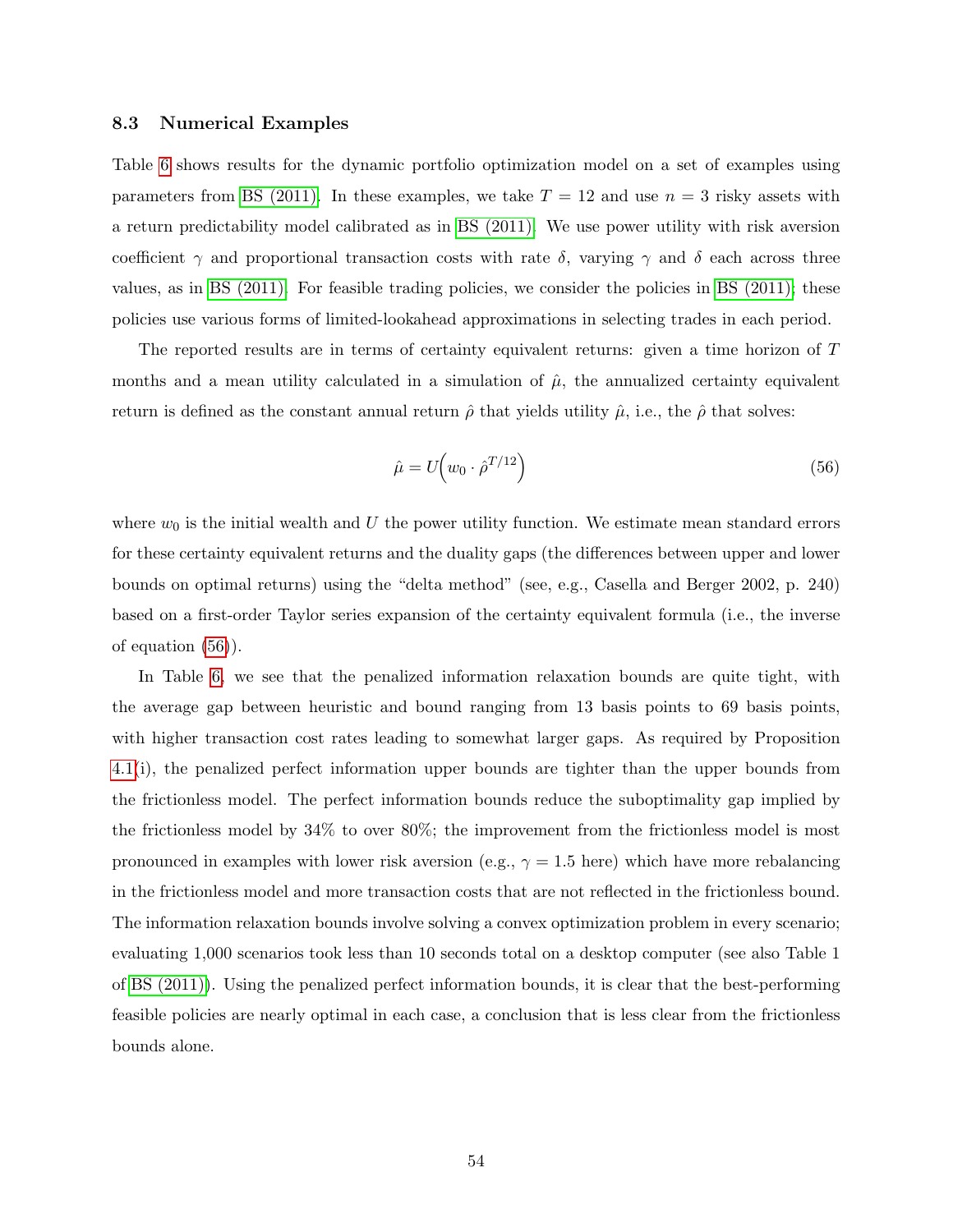### 8.3 Numerical Examples

Table 6 shows results for the dynamic portfolio optimization model on a set of examples using parameters from BS (2011). In these examples, we take $T = 12$ and use $n = 3$ risky assets with a return predictability model calibrated as in BS (2011). We use power utility with risk aversion coefficient $\gamma$ and proportional transaction costs with rate $\delta$, varying $\gamma$ and $\delta$ each across three values, as in BS (2011). For feasible trading policies, we consider the policies in BS (2011); these policies use various forms of limited-lookahead approximations in selecting trades in each period.

The reported results are in terms of certainty equivalent returns: given a time horizon of $T$ months and a mean utility calculated in a simulation of $\hat{\mu}$, the annualized certainty equivalent return is defined as the constant annual return $\hat{\rho}$ that yields utility $\hat{\mu}$, i.e., the $\hat{\rho}$ that solves:

$$\hat{\mu} = U\Big(w_0 \cdot \hat{\rho}^{T/12}\Big) \tag{56}$$

where $w_0$ is the initial wealth and $U$ the power utility function. We estimate mean standard errors for these certainty equivalent returns and the duality gaps (the differences between upper and lower bounds on optimal returns) using the "delta method" (see, e.g., Casella and Berger 2002, p. 240) based on a first-order Taylor series expansion of the certainty equivalent formula (i.e., the inverse of equation (56)).

In Table 6, we see that the penalized information relaxation bounds are quite tight, with the average gap between heuristic and bound ranging from 13 basis points to 69 basis points, with higher transaction cost rates leading to somewhat larger gaps. As required by Proposition 4.1(i), the penalized perfect information upper bounds are tighter than the upper bounds from the frictionless model. The perfect information bounds reduce the suboptimality gap implied by the frictionless model by 34% to over 80%; the improvement from the frictionless model is most pronounced in examples with lower risk aversion (e.g., $\gamma = 1.5$ here) which have more rebalancing in the frictionless model and more transaction costs that are not reflected in the frictionless bound. The information relaxation bounds involve solving a convex optimization problem in every scenario; evaluating 1,000 scenarios took less than 10 seconds total on a desktop computer (see also Table 1 of BS (2011)). Using the penalized perfect information bounds, it is clear that the best-performing feasible policies are nearly optimal in each case, a conclusion that is less clear from the frictionless bounds alone.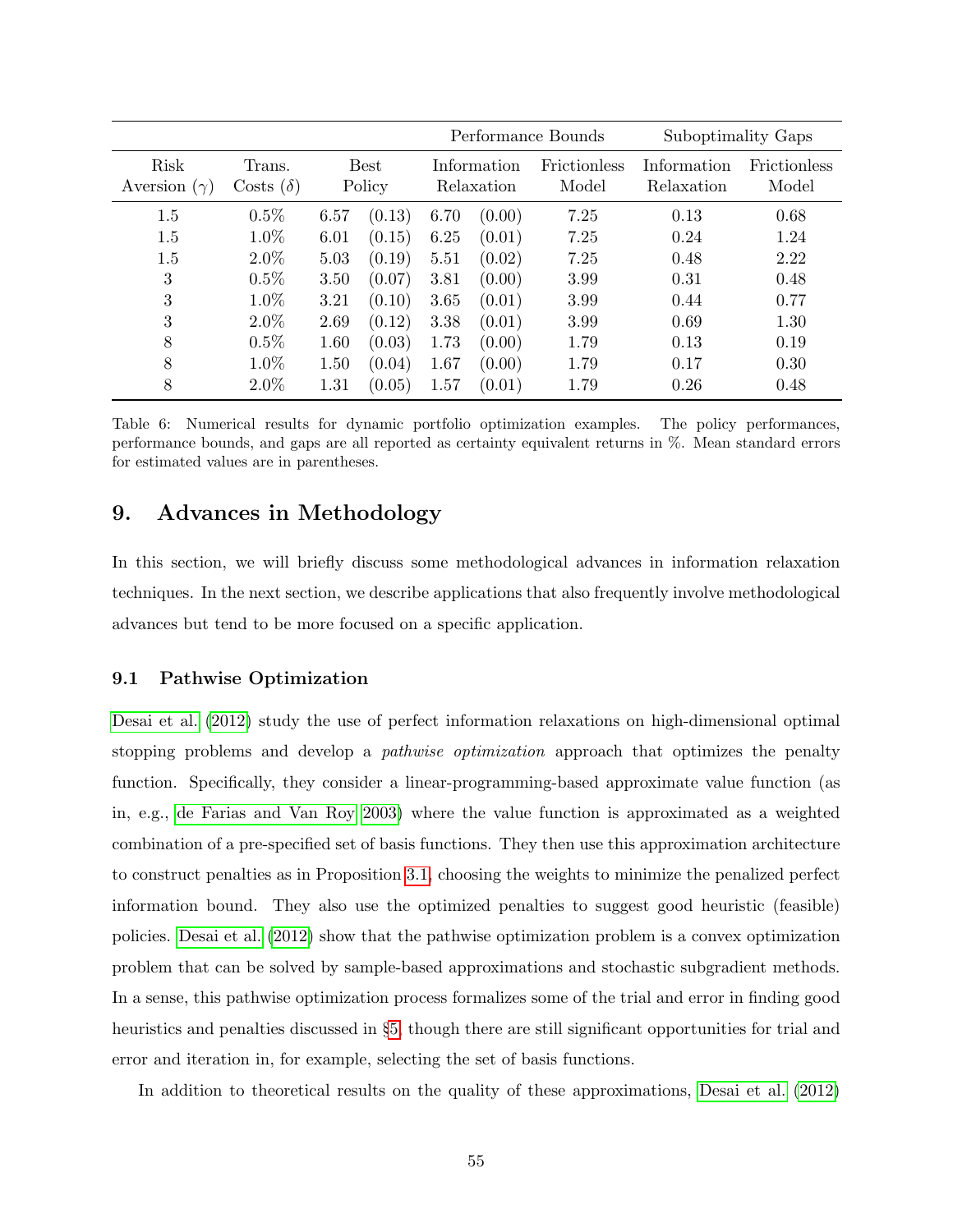| | | | Performance Bounds | | Suboptimality Gaps | |
|---|---|---|---|---|---|---|
| Risk Aversion ($\gamma$) | Trans. Costs ($\delta$) | Best Policy | Information Relaxation | Frictionless Model | Information Relaxation | Frictionless Model |
| 1.5 | 0.5% | 6.57 (0.13) | 6.70 (0.00) | 7.25 | 0.13 | 0.68 |
| 1.5 | 1.0% | 6.01 (0.15) | 6.25 (0.01) | 7.25 | 0.24 | 1.24 |
| 1.5 | 2.0% | 5.03 (0.19) | 5.51 (0.02) | 7.25 | 0.48 | 2.22 |
| 3 | 0.5% | 3.50 (0.07) | 3.81 (0.00) | 3.99 | 0.31 | 0.48 |
| 3 | 1.0% | 3.21 (0.10) | 3.65 (0.01) | 3.99 | 0.44 | 0.77 |
| 3 | 2.0% | 2.69 (0.12) | 3.38 (0.01) | 3.99 | 0.69 | 1.30 |
| 8 | 0.5% | 1.60 (0.03) | 1.73 (0.00) | 1.79 | 0.13 | 0.19 |
| 8 | 1.0% | 1.50 (0.04) | 1.67 (0.00) | 1.79 | 0.17 | 0.30 |
| 8 | 2.0% | 1.31 (0.05) | 1.57 (0.01) | 1.79 | 0.26 | 0.48 |

Table 6: Numerical results for dynamic portfolio optimization examples. The policy performances, performance bounds, and gaps are all reported as certainty equivalent returns in %. Mean standard errors for estimated values are in parentheses.

## 9. Advances in Methodology

In this section, we will briefly discuss some methodological advances in information relaxation techniques. In the next section, we describe applications that also frequently involve methodological advances but tend to be more focused on a specific application.

### 9.1 Pathwise Optimization

Desai et al. (2012) study the use of perfect information relaxations on high-dimensional optimal stopping problems and develop a *pathwise optimization* approach that optimizes the penalty function. Specifically, they consider a linear-programming-based approximate value function (as in, e.g., de Farias and Van Roy 2003) where the value function is approximated as a weighted combination of a pre-specified set of basis functions. They then use this approximation architecture to construct penalties as in Proposition 3.1, choosing the weights to minimize the penalized perfect information bound. They also use the optimized penalties to suggest good heuristic (feasible) policies. Desai et al. (2012) show that the pathwise optimization problem is a convex optimization problem that can be solved by sample-based approximations and stochastic subgradient methods. In a sense, this pathwise optimization process formalizes some of the trial and error in finding good heuristics and penalties discussed in §5, though there are still significant opportunities for trial and error and iteration in, for example, selecting the set of basis functions.

In addition to theoretical results on the quality of these approximations, Desai et al. (2012)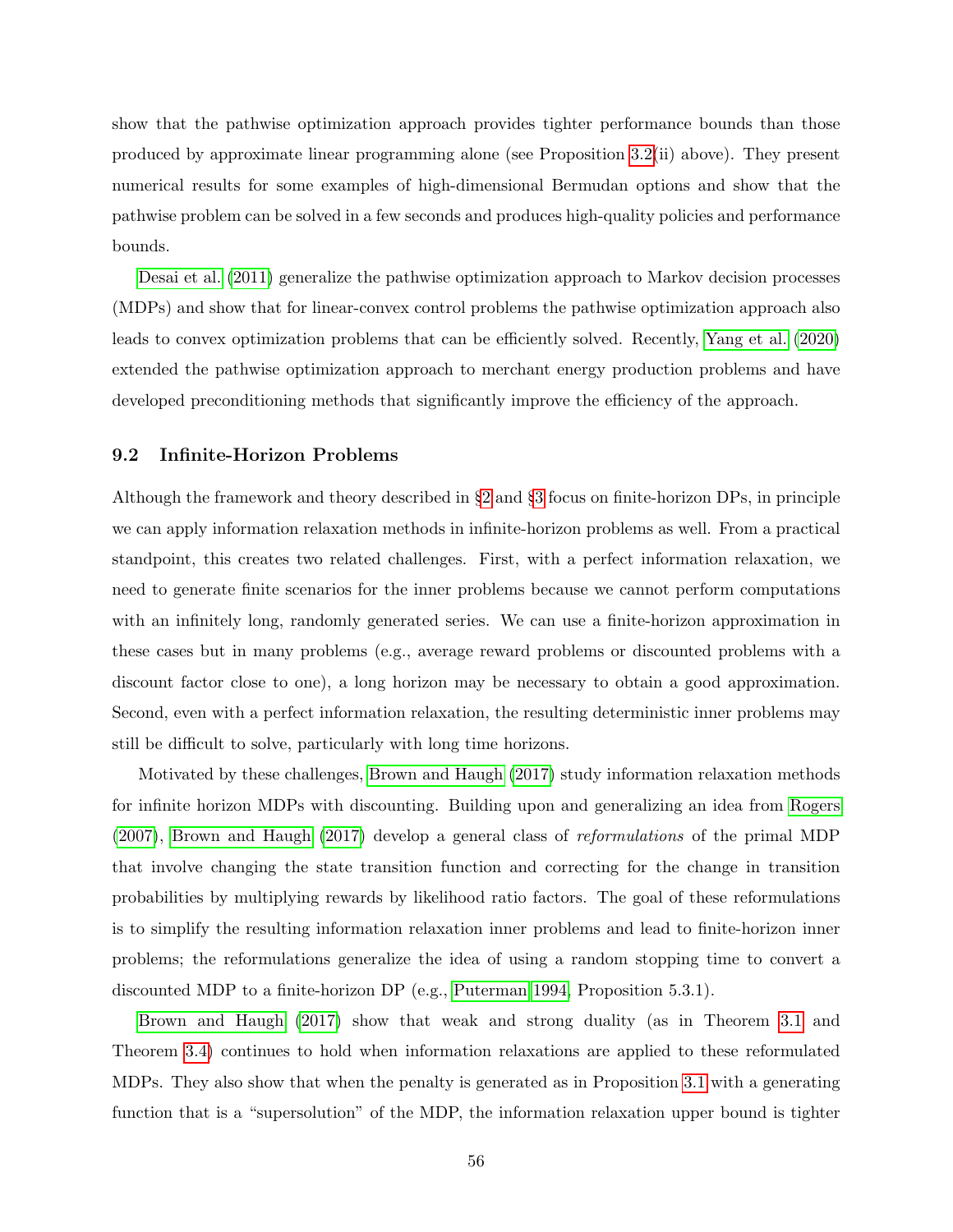show that the pathwise optimization approach provides tighter performance bounds than those produced by approximate linear programming alone (see Proposition 3.2(ii) above). They present numerical results for some examples of high-dimensional Bermudan options and show that the pathwise problem can be solved in a few seconds and produces high-quality policies and performance bounds.

Desai et al. (2011) generalize the pathwise optimization approach to Markov decision processes (MDPs) and show that for linear-convex control problems the pathwise optimization approach also leads to convex optimization problems that can be efficiently solved. Recently, Yang et al. (2020) extended the pathwise optimization approach to merchant energy production problems and have developed preconditioning methods that significantly improve the efficiency of the approach.

### 9.2 Infinite-Horizon Problems

Although the framework and theory described in §2 and §3 focus on finite-horizon DPs, in principle we can apply information relaxation methods in infinite-horizon problems as well. From a practical standpoint, this creates two related challenges. First, with a perfect information relaxation, we need to generate finite scenarios for the inner problems because we cannot perform computations with an infinitely long, randomly generated series. We can use a finite-horizon approximation in these cases but in many problems (e.g., average reward problems or discounted problems with a discount factor close to one), a long horizon may be necessary to obtain a good approximation. Second, even with a perfect information relaxation, the resulting deterministic inner problems may still be difficult to solve, particularly with long time horizons.

Motivated by these challenges, Brown and Haugh (2017) study information relaxation methods for infinite horizon MDPs with discounting. Building upon and generalizing an idea from Rogers (2007), Brown and Haugh (2017) develop a general class of *reformulations* of the primal MDP that involve changing the state transition function and correcting for the change in transition probabilities by multiplying rewards by likelihood ratio factors. The goal of these reformulations is to simplify the resulting information relaxation inner problems and lead to finite-horizon inner problems; the reformulations generalize the idea of using a random stopping time to convert a discounted MDP to a finite-horizon DP (e.g., Puterman 1994, Proposition 5.3.1).

Brown and Haugh (2017) show that weak and strong duality (as in Theorem 3.1 and Theorem 3.4) continues to hold when information relaxations are applied to these reformulated MDPs. They also show that when the penalty is generated as in Proposition 3.1 with a generating function that is a "supersolution" of the MDP, the information relaxation upper bound is tighter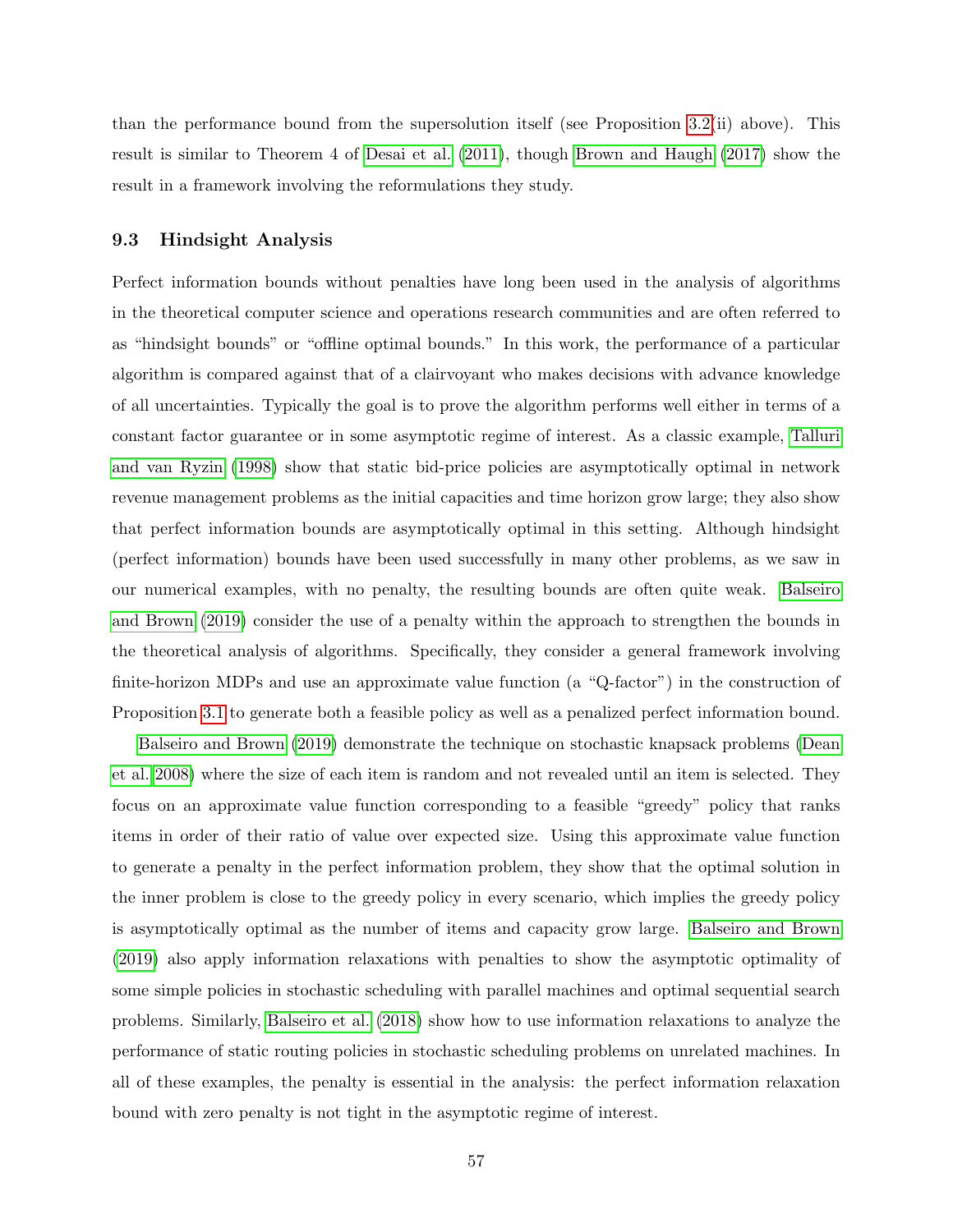than the performance bound from the supersolution itself (see Proposition 3.2(ii) above). This result is similar to Theorem 4 of Desai et al. (2011), though Brown and Haugh (2017) show the result in a framework involving the reformulations they study.

### 9.3 Hindsight Analysis

Perfect information bounds without penalties have long been used in the analysis of algorithms in the theoretical computer science and operations research communities and are often referred to as "hindsight bounds" or "offline optimal bounds." In this work, the performance of a particular algorithm is compared against that of a clairvoyant who makes decisions with advance knowledge of all uncertainties. Typically the goal is to prove the algorithm performs well either in terms of a constant factor guarantee or in some asymptotic regime of interest. As a classic example, Talluri and van Ryzin (1998) show that static bid-price policies are asymptotically optimal in network revenue management problems as the initial capacities and time horizon grow large; they also show that perfect information bounds are asymptotically optimal in this setting. Although hindsight (perfect information) bounds have been used successfully in many other problems, as we saw in our numerical examples, with no penalty, the resulting bounds are often quite weak. Balseiro and Brown (2019) consider the use of a penalty within the approach to strengthen the bounds in the theoretical analysis of algorithms. Specifically, they consider a general framework involving finite-horizon MDPs and use an approximate value function (a "Q-factor") in the construction of Proposition 3.1 to generate both a feasible policy as well as a penalized perfect information bound.

Balseiro and Brown (2019) demonstrate the technique on stochastic knapsack problems (Dean et al. 2008) where the size of each item is random and not revealed until an item is selected. They focus on an approximate value function corresponding to a feasible "greedy" policy that ranks items in order of their ratio of value over expected size. Using this approximate value function to generate a penalty in the perfect information problem, they show that the optimal solution in the inner problem is close to the greedy policy in every scenario, which implies the greedy policy is asymptotically optimal as the number of items and capacity grow large. Balseiro and Brown (2019) also apply information relaxations with penalties to show the asymptotic optimality of some simple policies in stochastic scheduling with parallel machines and optimal sequential search problems. Similarly, Balseiro et al. (2018) show how to use information relaxations to analyze the performance of static routing policies in stochastic scheduling problems on unrelated machines. In all of these examples, the penalty is essential in the analysis: the perfect information relaxation bound with zero penalty is not tight in the asymptotic regime of interest.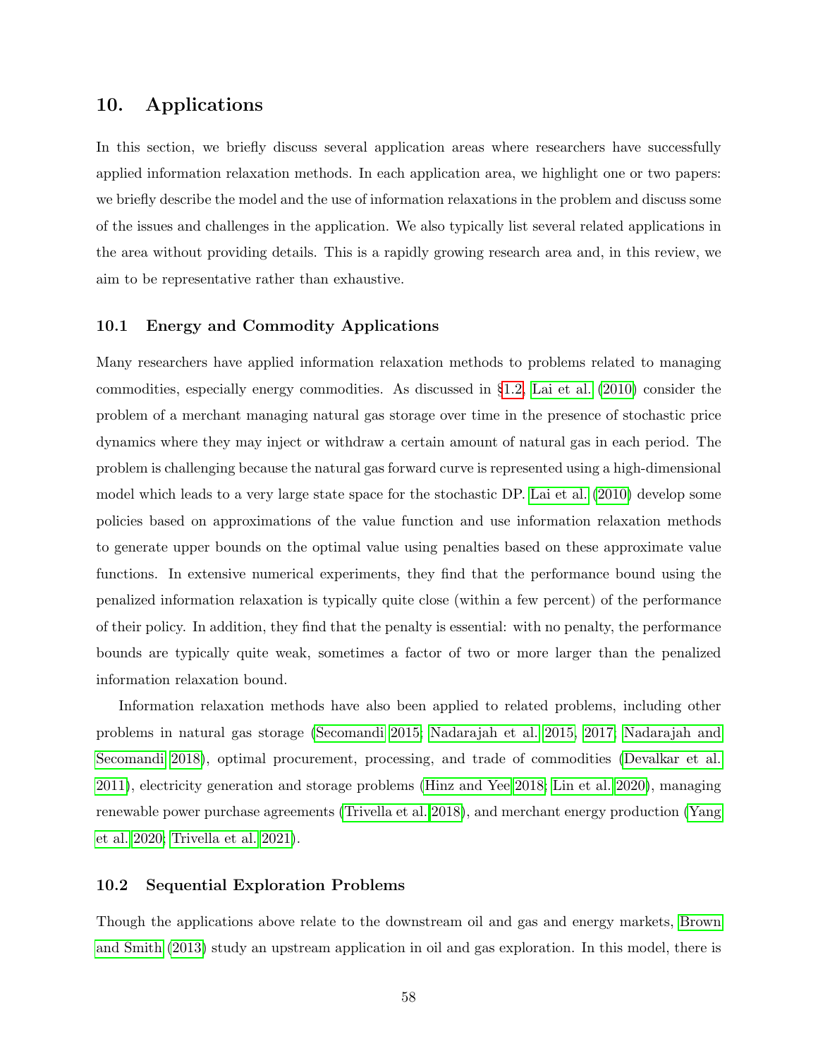## 10. Applications

In this section, we briefly discuss several application areas where researchers have successfully applied information relaxation methods. In each application area, we highlight one or two papers: we briefly describe the model and the use of information relaxations in the problem and discuss some of the issues and challenges in the application. We also typically list several related applications in the area without providing details. This is a rapidly growing research area and, in this review, we aim to be representative rather than exhaustive.

### 10.1 Energy and Commodity Applications

Many researchers have applied information relaxation methods to problems related to managing commodities, especially energy commodities. As discussed in §1.2, Lai et al. (2010) consider the problem of a merchant managing natural gas storage over time in the presence of stochastic price dynamics where they may inject or withdraw a certain amount of natural gas in each period. The problem is challenging because the natural gas forward curve is represented using a high-dimensional model which leads to a very large state space for the stochastic DP. Lai et al. (2010) develop some policies based on approximations of the value function and use information relaxation methods to generate upper bounds on the optimal value using penalties based on these approximate value functions. In extensive numerical experiments, they find that the performance bound using the penalized information relaxation is typically quite close (within a few percent) of the performance of their policy. In addition, they find that the penalty is essential: with no penalty, the performance bounds are typically quite weak, sometimes a factor of two or more larger than the penalized information relaxation bound.

Information relaxation methods have also been applied to related problems, including other problems in natural gas storage (Secomandi 2015; Nadarajah et al. 2015, 2017; Nadarajah and Secomandi 2018), optimal procurement, processing, and trade of commodities (Devalkar et al. 2011), electricity generation and storage problems (Hinz and Yee 2018; Lin et al. 2020), managing renewable power purchase agreements (Trivella et al. 2018), and merchant energy production (Yang et al. 2020; Trivella et al. 2021).

### 10.2 Sequential Exploration Problems

Though the applications above relate to the downstream oil and gas and energy markets, Brown and Smith (2013) study an upstream application in oil and gas exploration. In this model, there is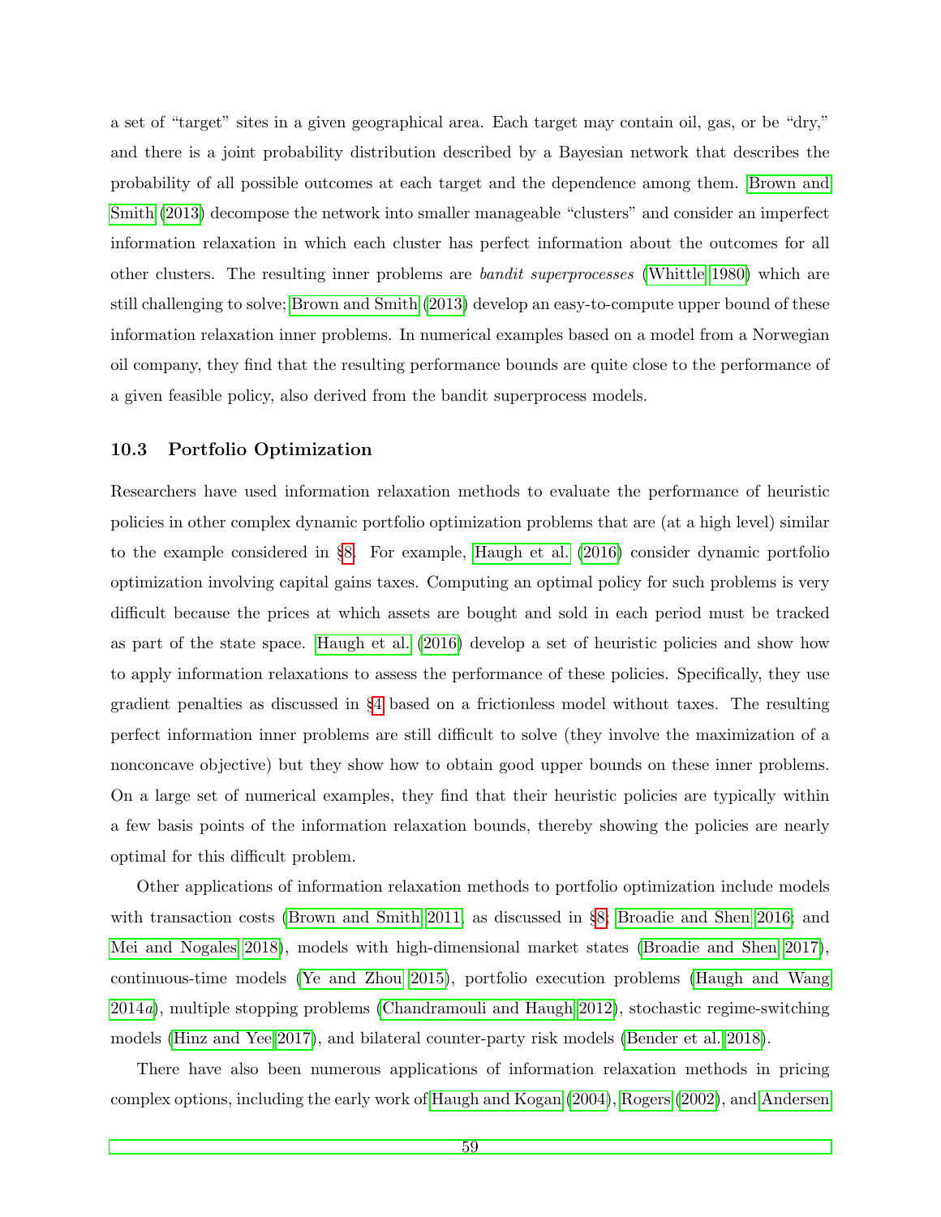a set of "target" sites in a given geographical area. Each target may contain oil, gas, or be "dry," and there is a joint probability distribution described by a Bayesian network that describes the probability of all possible outcomes at each target and the dependence among them. Brown and Smith (2013) decompose the network into smaller manageable "clusters" and consider an imperfect information relaxation in which each cluster has perfect information about the outcomes for all other clusters. The resulting inner problems are *bandit superprocesses* (Whittle 1980) which are still challenging to solve; Brown and Smith (2013) develop an easy-to-compute upper bound of these information relaxation inner problems. In numerical examples based on a model from a Norwegian oil company, they find that the resulting performance bounds are quite close to the performance of a given feasible policy, also derived from the bandit superprocess models.

### 10.3 Portfolio Optimization

Researchers have used information relaxation methods to evaluate the performance of heuristic policies in other complex dynamic portfolio optimization problems that are (at a high level) similar to the example considered in §8. For example, Haugh et al. (2016) consider dynamic portfolio optimization involving capital gains taxes. Computing an optimal policy for such problems is very difficult because the prices at which assets are bought and sold in each period must be tracked as part of the state space. Haugh et al. (2016) develop a set of heuristic policies and show how to apply information relaxations to assess the performance of these policies. Specifically, they use gradient penalties as discussed in §4 based on a frictionless model without taxes. The resulting perfect information inner problems are still difficult to solve (they involve the maximization of a nonconcave objective) but they show how to obtain good upper bounds on these inner problems. On a large set of numerical examples, they find that their heuristic policies are typically within a few basis points of the information relaxation bounds, thereby showing the policies are nearly optimal for this difficult problem.

Other applications of information relaxation methods to portfolio optimization include models with transaction costs (Brown and Smith 2011, as discussed in §8; Broadie and Shen 2016; and Mei and Nogales 2018), models with high-dimensional market states (Broadie and Shen 2017), continuous-time models (Ye and Zhou 2015), portfolio execution problems (Haugh and Wang 2014*a*), multiple stopping problems (Chandramouli and Haugh 2012), stochastic regime-switching models (Hinz and Yee 2017), and bilateral counter-party risk models (Bender et al. 2018).

There have also been numerous applications of information relaxation methods in pricing complex options, including the early work of Haugh and Kogan (2004), Rogers (2002), and Andersen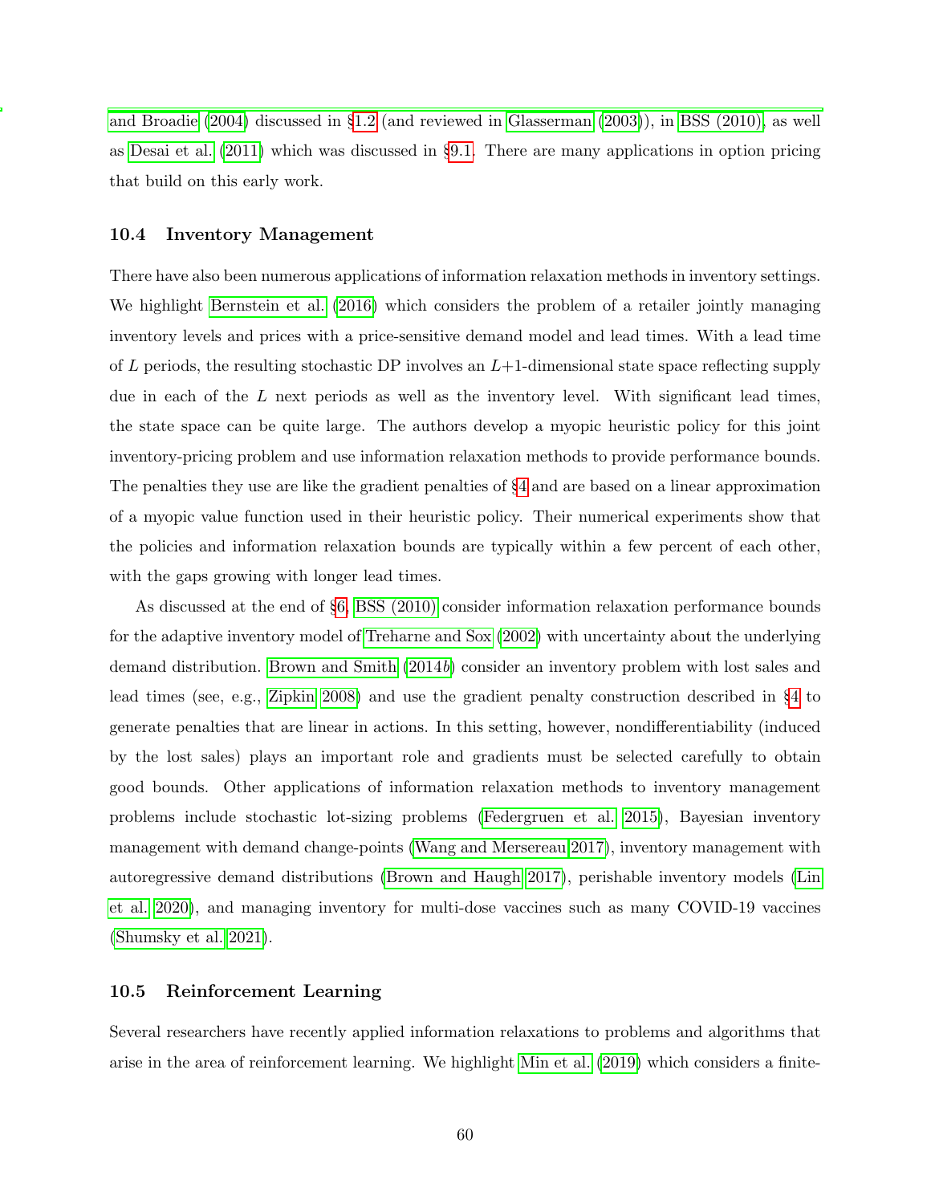and Broadie (2004) discussed in §1.2 (and reviewed in Glasserman (2003)), in BSS (2010), as well as Desai et al. (2011) which was discussed in §9.1. There are many applications in option pricing that build on this early work.

### 10.4 Inventory Management

There have also been numerous applications of information relaxation methods in inventory settings. We highlight Bernstein et al. (2016) which considers the problem of a retailer jointly managing inventory levels and prices with a price-sensitive demand model and lead times. With a lead time of $L$ periods, the resulting stochastic DP involves an $L+1$-dimensional state space reflecting supply due in each of the $L$ next periods as well as the inventory level. With significant lead times, the state space can be quite large. The authors develop a myopic heuristic policy for this joint inventory-pricing problem and use information relaxation methods to provide performance bounds. The penalties they use are like the gradient penalties of §4 and are based on a linear approximation of a myopic value function used in their heuristic policy. Their numerical experiments show that the policies and information relaxation bounds are typically within a few percent of each other, with the gaps growing with longer lead times.

As discussed at the end of §6, BSS (2010) consider information relaxation performance bounds for the adaptive inventory model of Treharne and Sox (2002) with uncertainty about the underlying demand distribution. Brown and Smith (2014*b*) consider an inventory problem with lost sales and lead times (see, e.g., Zipkin 2008) and use the gradient penalty construction described in §4 to generate penalties that are linear in actions. In this setting, however, nondifferentiability (induced by the lost sales) plays an important role and gradients must be selected carefully to obtain good bounds. Other applications of information relaxation methods to inventory management problems include stochastic lot-sizing problems (Federgruen et al. 2015), Bayesian inventory management with demand change-points (Wang and Mersereau 2017), inventory management with autoregressive demand distributions (Brown and Haugh 2017), perishable inventory models (Lin et al. 2020), and managing inventory for multi-dose vaccines such as many COVID-19 vaccines (Shumsky et al. 2021).

### 10.5 Reinforcement Learning

Several researchers have recently applied information relaxations to problems and algorithms that arise in the area of reinforcement learning. We highlight Min et al. (2019) which considers a finite-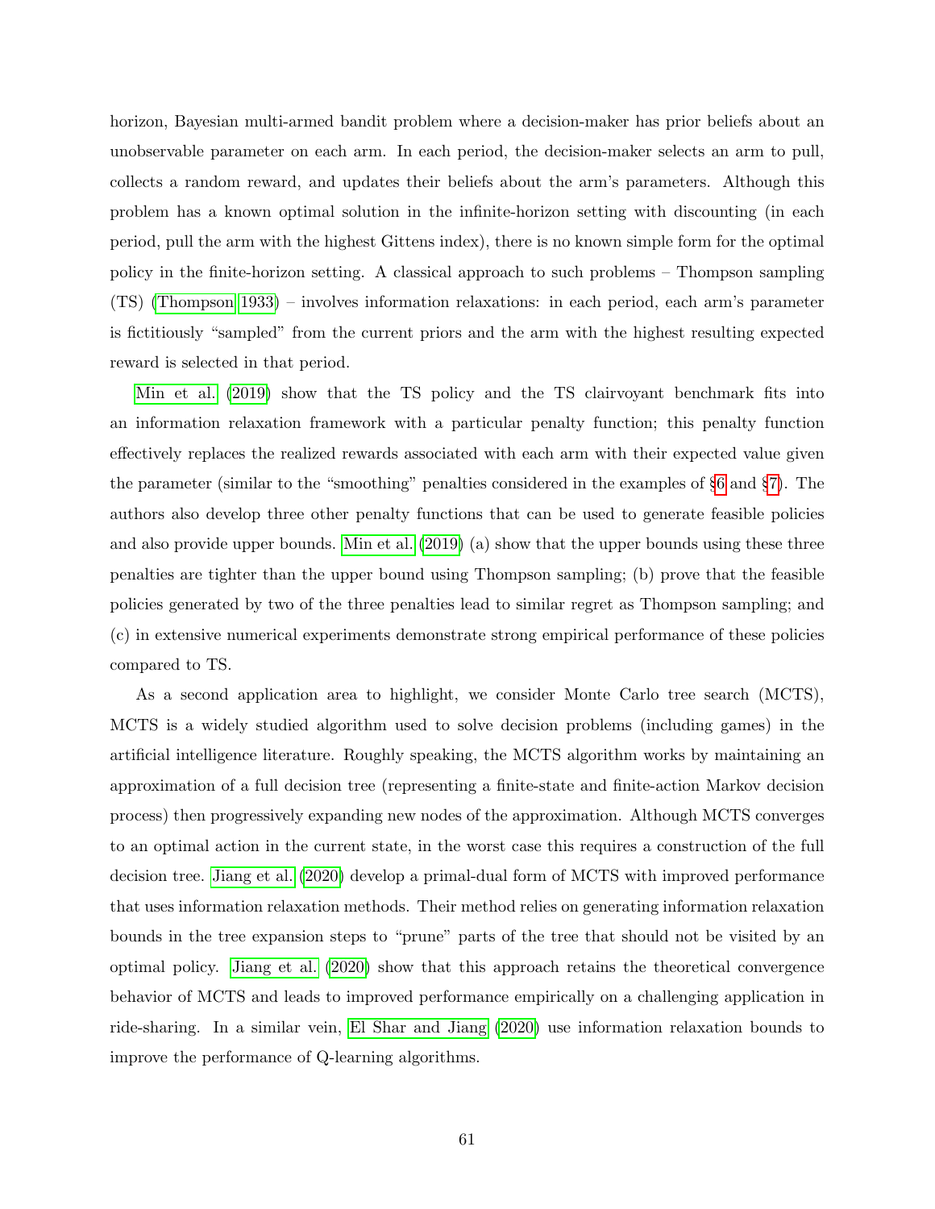horizon, Bayesian multi-armed bandit problem where a decision-maker has prior beliefs about an unobservable parameter on each arm. In each period, the decision-maker selects an arm to pull, collects a random reward, and updates their beliefs about the arm's parameters. Although this problem has a known optimal solution in the infinite-horizon setting with discounting (in each period, pull the arm with the highest Gittens index), there is no known simple form for the optimal policy in the finite-horizon setting. A classical approach to such problems – Thompson sampling (TS) (Thompson 1933) – involves information relaxations: in each period, each arm's parameter is fictitiously "sampled" from the current priors and the arm with the highest resulting expected reward is selected in that period.

Min et al. (2019) show that the TS policy and the TS clairvoyant benchmark fits into an information relaxation framework with a particular penalty function; this penalty function effectively replaces the realized rewards associated with each arm with their expected value given the parameter (similar to the "smoothing" penalties considered in the examples of §6 and §7). The authors also develop three other penalty functions that can be used to generate feasible policies and also provide upper bounds. Min et al. (2019) (a) show that the upper bounds using these three penalties are tighter than the upper bound using Thompson sampling; (b) prove that the feasible policies generated by two of the three penalties lead to similar regret as Thompson sampling; and (c) in extensive numerical experiments demonstrate strong empirical performance of these policies compared to TS.

As a second application area to highlight, we consider Monte Carlo tree search (MCTS), MCTS is a widely studied algorithm used to solve decision problems (including games) in the artificial intelligence literature. Roughly speaking, the MCTS algorithm works by maintaining an approximation of a full decision tree (representing a finite-state and finite-action Markov decision process) then progressively expanding new nodes of the approximation. Although MCTS converges to an optimal action in the current state, in the worst case this requires a construction of the full decision tree. Jiang et al. (2020) develop a primal-dual form of MCTS with improved performance that uses information relaxation methods. Their method relies on generating information relaxation bounds in the tree expansion steps to "prune" parts of the tree that should not be visited by an optimal policy. Jiang et al. (2020) show that this approach retains the theoretical convergence behavior of MCTS and leads to improved performance empirically on a challenging application in ride-sharing. In a similar vein, El Shar and Jiang (2020) use information relaxation bounds to improve the performance of Q-learning algorithms.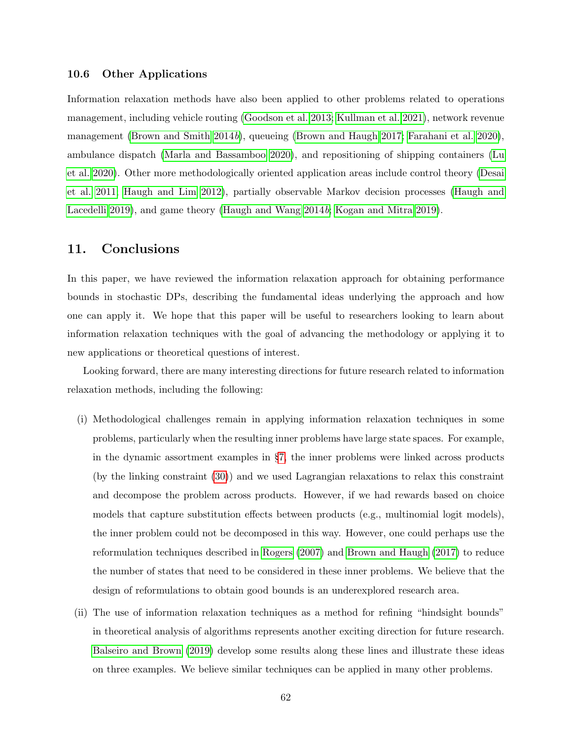### 10.6 Other Applications

Information relaxation methods have also been applied to other problems related to operations management, including vehicle routing (Goodson et al. 2013; Kullman et al. 2021), network revenue management (Brown and Smith 2014b), queueing (Brown and Haugh 2017; Farahani et al. 2020), ambulance dispatch (Marla and Bassamboo 2020), and repositioning of shipping containers (Lu et al. 2020). Other more methodologically oriented application areas include control theory (Desai et al. 2011; Haugh and Lim 2012), partially observable Markov decision processes (Haugh and Lacedelli 2019), and game theory (Haugh and Wang 2014b; Kogan and Mitra 2019).

## 11. Conclusions

In this paper, we have reviewed the information relaxation approach for obtaining performance bounds in stochastic DPs, describing the fundamental ideas underlying the approach and how one can apply it. We hope that this paper will be useful to researchers looking to learn about information relaxation techniques with the goal of advancing the methodology or applying it to new applications or theoretical questions of interest.

Looking forward, there are many interesting directions for future research related to information relaxation methods, including the following:

(i) Methodological challenges remain in applying information relaxation techniques in some problems, particularly when the resulting inner problems have large state spaces. For example, in the dynamic assortment examples in §7, the inner problems were linked across products (by the linking constraint (30)) and we used Lagrangian relaxations to relax this constraint and decompose the problem across products. However, if we had rewards based on choice models that capture substitution effects between products (e.g., multinomial logit models), the inner problem could not be decomposed in this way. However, one could perhaps use the reformulation techniques described in Rogers (2007) and Brown and Haugh (2017) to reduce the number of states that need to be considered in these inner problems. We believe that the design of reformulations to obtain good bounds is an underexplored research area.

(ii) The use of information relaxation techniques as a method for refining "hindsight bounds" in theoretical analysis of algorithms represents another exciting direction for future research. Balseiro and Brown (2019) develop some results along these lines and illustrate these ideas on three examples. We believe similar techniques can be applied in many other problems.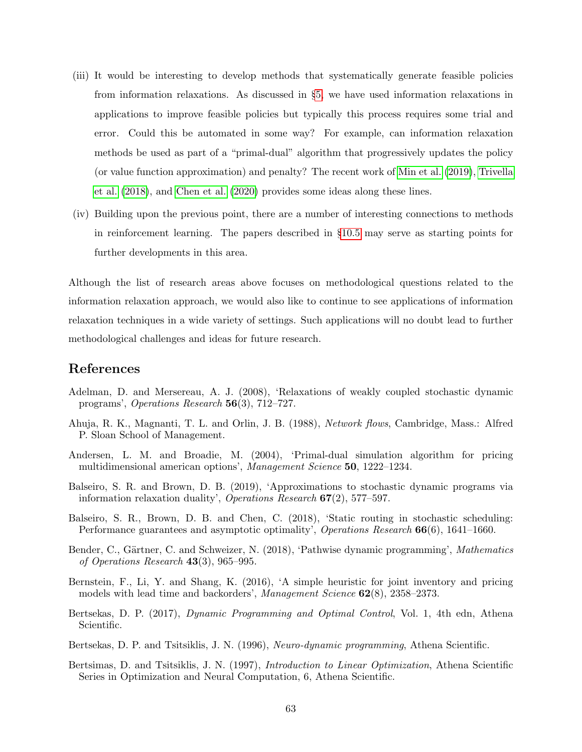(iii) It would be interesting to develop methods that systematically generate feasible policies from information relaxations. As discussed in §5, we have used information relaxations in applications to improve feasible policies but typically this process requires some trial and error. Could this be automated in some way? For example, can information relaxation methods be used as part of a "primal-dual" algorithm that progressively updates the policy (or value function approximation) and penalty? The recent work of Min et al. (2019), Trivella et al. (2018), and Chen et al. (2020) provides some ideas along these lines.

(iv) Building upon the previous point, there are a number of interesting connections to methods in reinforcement learning. The papers described in §10.5 may serve as starting points for further developments in this area.

Although the list of research areas above focuses on methodological questions related to the information relaxation approach, we would also like to continue to see applications of information relaxation techniques in a wide variety of settings. Such applications will no doubt lead to further methodological challenges and ideas for future research.

## References

Adelman, D. and Mersereau, A. J. (2008), 'Relaxations of weakly coupled stochastic dynamic programs', *Operations Research* **56**(3), 712–727.

Ahuja, R. K., Magnanti, T. L. and Orlin, J. B. (1988), *Network flows*, Cambridge, Mass.: Alfred P. Sloan School of Management.

Andersen, L. M. and Broadie, M. (2004), 'Primal-dual simulation algorithm for pricing multidimensional american options', *Management Science* **50**, 1222–1234.

Balseiro, S. R. and Brown, D. B. (2019), 'Approximations to stochastic dynamic programs via information relaxation duality', *Operations Research* **67**(2), 577–597.

Balseiro, S. R., Brown, D. B. and Chen, C. (2018), 'Static routing in stochastic scheduling: Performance guarantees and asymptotic optimality', *Operations Research* **66**(6), 1641–1660.

Bender, C., Gärtner, C. and Schweizer, N. (2018), 'Pathwise dynamic programming', *Mathematics of Operations Research* **43**(3), 965–995.

Bernstein, F., Li, Y. and Shang, K. (2016), 'A simple heuristic for joint inventory and pricing models with lead time and backorders', *Management Science* **62**(8), 2358–2373.

Bertsekas, D. P. (2017), *Dynamic Programming and Optimal Control*, Vol. 1, 4th edn, Athena Scientific.

Bertsekas, D. P. and Tsitsiklis, J. N. (1996), *Neuro-dynamic programming*, Athena Scientific.

Bertsimas, D. and Tsitsiklis, J. N. (1997), *Introduction to Linear Optimization*, Athena Scientific Series in Optimization and Neural Computation, 6, Athena Scientific.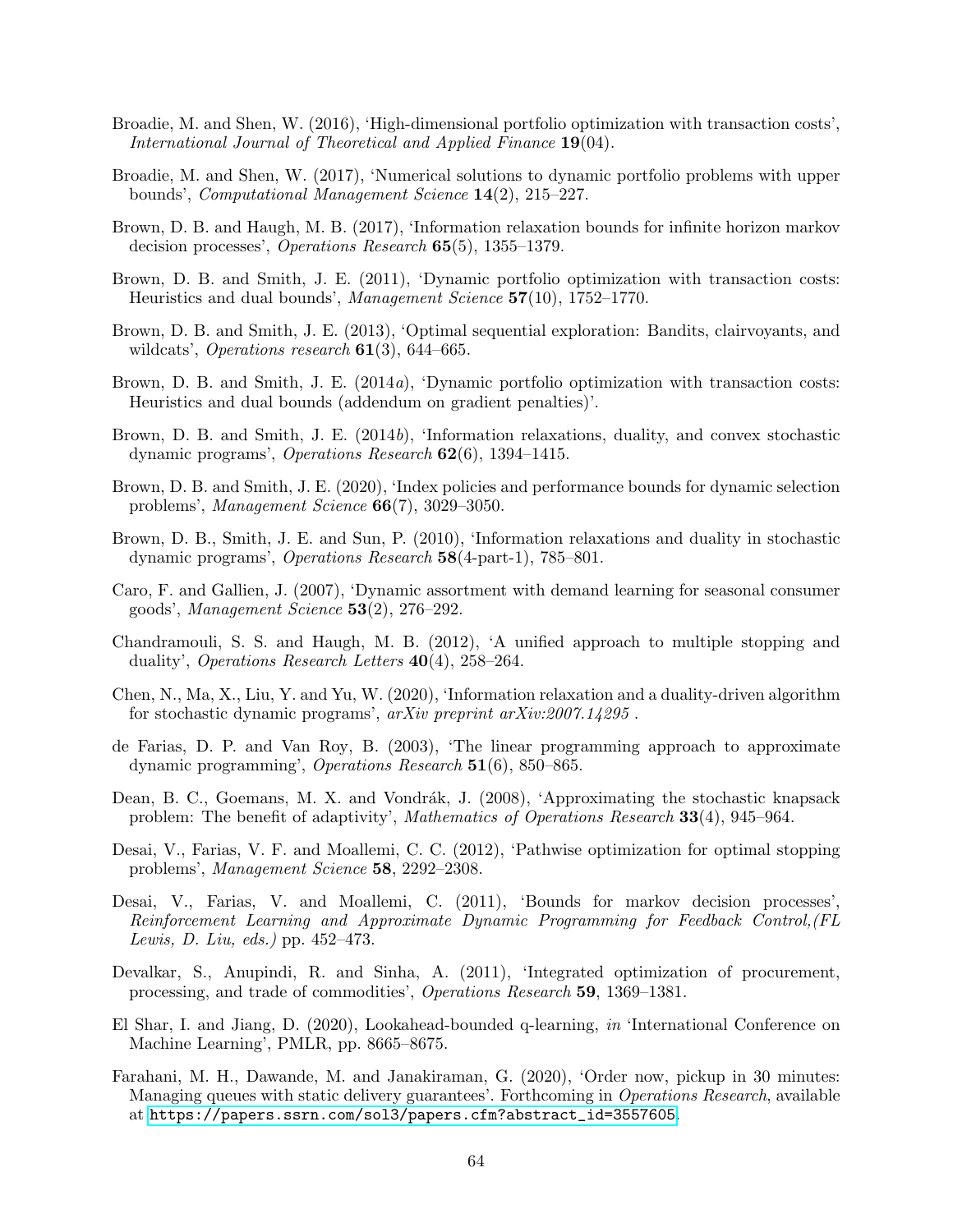Broadie, M. and Shen, W. (2016), 'High-dimensional portfolio optimization with transaction costs', *International Journal of Theoretical and Applied Finance* **19**(04).

Broadie, M. and Shen, W. (2017), 'Numerical solutions to dynamic portfolio problems with upper bounds', *Computational Management Science* **14**(2), 215–227.

Brown, D. B. and Haugh, M. B. (2017), 'Information relaxation bounds for infinite horizon markov decision processes', *Operations Research* **65**(5), 1355–1379.

Brown, D. B. and Smith, J. E. (2011), 'Dynamic portfolio optimization with transaction costs: Heuristics and dual bounds', *Management Science* **57**(10), 1752–1770.

Brown, D. B. and Smith, J. E. (2013), 'Optimal sequential exploration: Bandits, clairvoyants, and wildcats', *Operations research* **61**(3), 644–665.

Brown, D. B. and Smith, J. E. (2014*a*), 'Dynamic portfolio optimization with transaction costs: Heuristics and dual bounds (addendum on gradient penalties)'.

Brown, D. B. and Smith, J. E. (2014*b*), 'Information relaxations, duality, and convex stochastic dynamic programs', *Operations Research* **62**(6), 1394–1415.

Brown, D. B. and Smith, J. E. (2020), 'Index policies and performance bounds for dynamic selection problems', *Management Science* **66**(7), 3029–3050.

Brown, D. B., Smith, J. E. and Sun, P. (2010), 'Information relaxations and duality in stochastic dynamic programs', *Operations Research* **58**(4-part-1), 785–801.

Caro, F. and Gallien, J. (2007), 'Dynamic assortment with demand learning for seasonal consumer goods', *Management Science* **53**(2), 276–292.

Chandramouli, S. S. and Haugh, M. B. (2012), 'A unified approach to multiple stopping and duality', *Operations Research Letters* **40**(4), 258–264.

Chen, N., Ma, X., Liu, Y. and Yu, W. (2020), 'Information relaxation and a duality-driven algorithm for stochastic dynamic programs', *arXiv preprint arXiv:2007.14295* .

de Farias, D. P. and Van Roy, B. (2003), 'The linear programming approach to approximate dynamic programming', *Operations Research* **51**(6), 850–865.

Dean, B. C., Goemans, M. X. and Vondrák, J. (2008), 'Approximating the stochastic knapsack problem: The benefit of adaptivity', *Mathematics of Operations Research* **33**(4), 945–964.

Desai, V., Farias, V. F. and Moallemi, C. C. (2012), 'Pathwise optimization for optimal stopping problems', *Management Science* **58**, 2292–2308.

Desai, V., Farias, V. and Moallemi, C. (2011), 'Bounds for markov decision processes', *Reinforcement Learning and Approximate Dynamic Programming for Feedback Control,(FL Lewis, D. Liu, eds.)* pp. 452–473.

Devalkar, S., Anupindi, R. and Sinha, A. (2011), 'Integrated optimization of procurement, processing, and trade of commodities', *Operations Research* **59**, 1369–1381.

El Shar, I. and Jiang, D. (2020), Lookahead-bounded q-learning, *in* 'International Conference on Machine Learning', PMLR, pp. 8665–8675.

Farahani, M. H., Dawande, M. and Janakiraman, G. (2020), 'Order now, pickup in 30 minutes: Managing queues with static delivery guarantees'. Forthcoming in *Operations Research*, available at https://papers.ssrn.com/sol3/papers.cfm?abstract_id=3557605.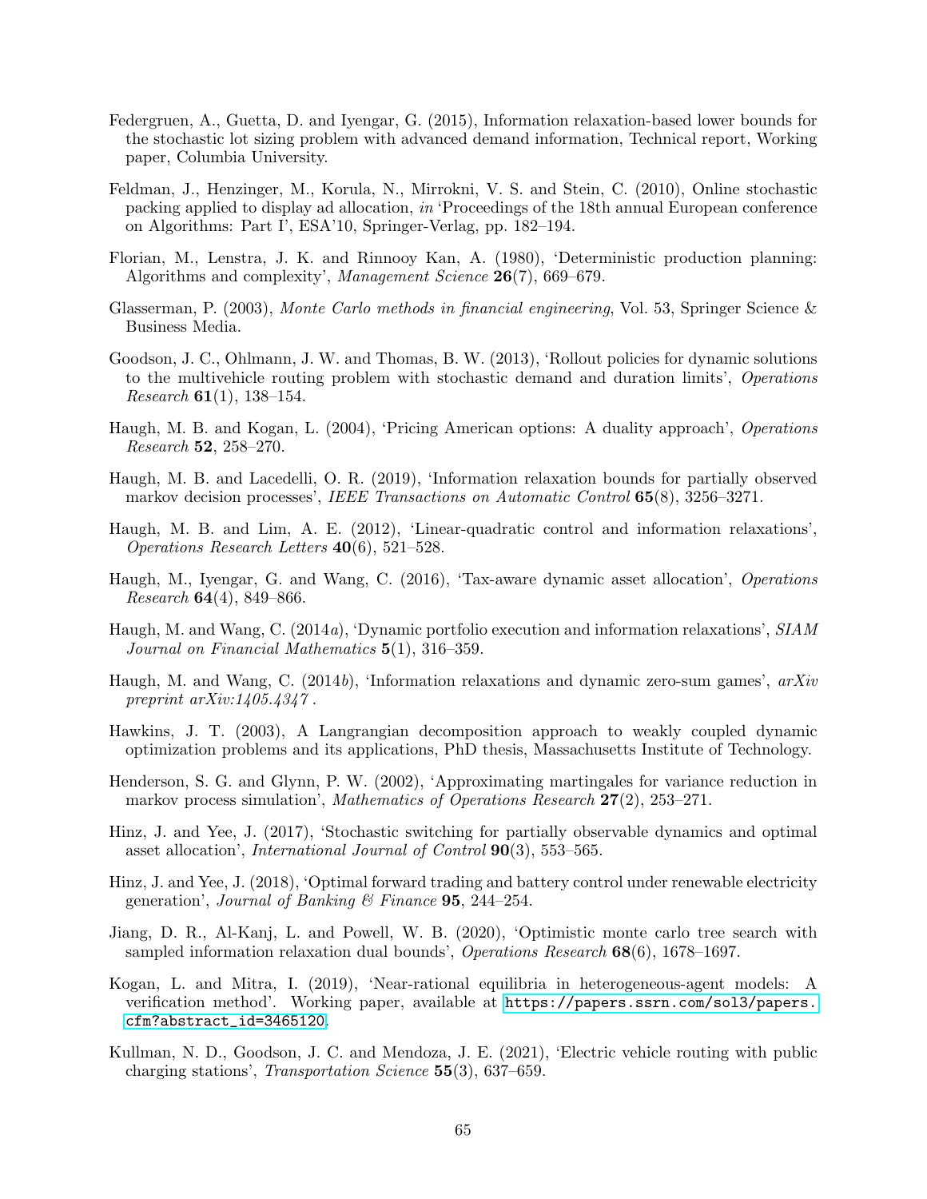Federgruen, A., Guetta, D. and Iyengar, G. (2015), Information relaxation-based lower bounds for the stochastic lot sizing problem with advanced demand information, Technical report, Working paper, Columbia University.

Feldman, J., Henzinger, M., Korula, N., Mirrokni, V. S. and Stein, C. (2010), Online stochastic packing applied to display ad allocation, *in* 'Proceedings of the 18th annual European conference on Algorithms: Part I', ESA'10, Springer-Verlag, pp. 182–194.

Florian, M., Lenstra, J. K. and Rinnooy Kan, A. (1980), 'Deterministic production planning: Algorithms and complexity', *Management Science* **26**(7), 669–679.

Glasserman, P. (2003), *Monte Carlo methods in financial engineering*, Vol. 53, Springer Science & Business Media.

Goodson, J. C., Ohlmann, J. W. and Thomas, B. W. (2013), 'Rollout policies for dynamic solutions to the multivehicle routing problem with stochastic demand and duration limits', *Operations Research* **61**(1), 138–154.

Haugh, M. B. and Kogan, L. (2004), 'Pricing American options: A duality approach', *Operations Research* **52**, 258–270.

Haugh, M. B. and Lacedelli, O. R. (2019), 'Information relaxation bounds for partially observed markov decision processes', *IEEE Transactions on Automatic Control* **65**(8), 3256–3271.

Haugh, M. B. and Lim, A. E. (2012), 'Linear-quadratic control and information relaxations', *Operations Research Letters* **40**(6), 521–528.

Haugh, M., Iyengar, G. and Wang, C. (2016), 'Tax-aware dynamic asset allocation', *Operations Research* **64**(4), 849–866.

Haugh, M. and Wang, C. (2014*a*), 'Dynamic portfolio execution and information relaxations', *SIAM Journal on Financial Mathematics* **5**(1), 316–359.

Haugh, M. and Wang, C. (2014*b*), 'Information relaxations and dynamic zero-sum games', *arXiv preprint arXiv:1405.4347* .

Hawkins, J. T. (2003), A Langrangian decomposition approach to weakly coupled dynamic optimization problems and its applications, PhD thesis, Massachusetts Institute of Technology.

Henderson, S. G. and Glynn, P. W. (2002), 'Approximating martingales for variance reduction in markov process simulation', *Mathematics of Operations Research* **27**(2), 253–271.

Hinz, J. and Yee, J. (2017), 'Stochastic switching for partially observable dynamics and optimal asset allocation', *International Journal of Control* **90**(3), 553–565.

Hinz, J. and Yee, J. (2018), 'Optimal forward trading and battery control under renewable electricity generation', *Journal of Banking & Finance* **95**, 244–254.

Jiang, D. R., Al-Kanj, L. and Powell, W. B. (2020), 'Optimistic monte carlo tree search with sampled information relaxation dual bounds', *Operations Research* **68**(6), 1678–1697.

Kogan, L. and Mitra, I. (2019), 'Near-rational equilibria in heterogeneous-agent models: A verification method'. Working paper, available at https://papers.ssrn.com/sol3/papers.cfm?abstract_id=3465120.

Kullman, N. D., Goodson, J. C. and Mendoza, J. E. (2021), 'Electric vehicle routing with public charging stations', *Transportation Science* **55**(3), 637–659.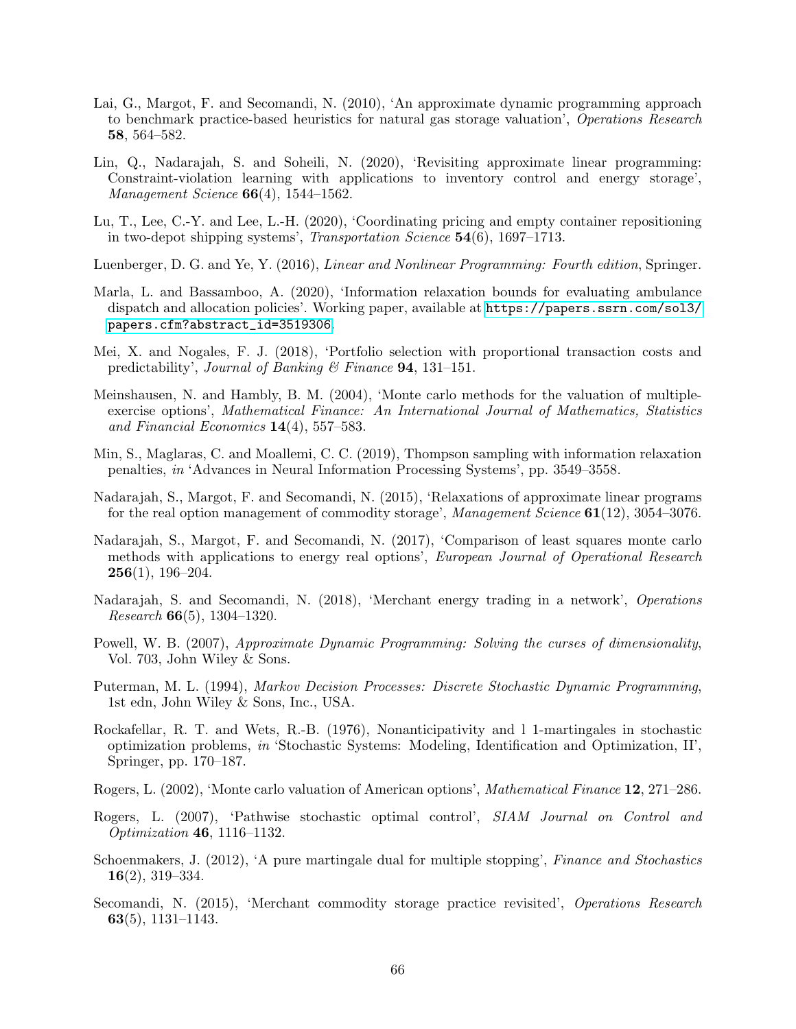Lai, G., Margot, F. and Secomandi, N. (2010), 'An approximate dynamic programming approach to benchmark practice-based heuristics for natural gas storage valuation', *Operations Research* **58**, 564–582.

Lin, Q., Nadarajah, S. and Soheili, N. (2020), 'Revisiting approximate linear programming: Constraint-violation learning with applications to inventory control and energy storage', *Management Science* **66**(4), 1544–1562.

Lu, T., Lee, C.-Y. and Lee, L.-H. (2020), 'Coordinating pricing and empty container repositioning in two-depot shipping systems', *Transportation Science* **54**(6), 1697–1713.

Luenberger, D. G. and Ye, Y. (2016), *Linear and Nonlinear Programming: Fourth edition*, Springer.

Marla, L. and Bassamboo, A. (2020), 'Information relaxation bounds for evaluating ambulance dispatch and allocation policies'. Working paper, available at https://papers.ssrn.com/sol3/papers.cfm?abstract_id=3519306.

Mei, X. and Nogales, F. J. (2018), 'Portfolio selection with proportional transaction costs and predictability', *Journal of Banking & Finance* **94**, 131–151.

Meinshausen, N. and Hambly, B. M. (2004), 'Monte carlo methods for the valuation of multiple-exercise options', *Mathematical Finance: An International Journal of Mathematics, Statistics and Financial Economics* **14**(4), 557–583.

Min, S., Maglaras, C. and Moallemi, C. C. (2019), Thompson sampling with information relaxation penalties, *in* 'Advances in Neural Information Processing Systems', pp. 3549–3558.

Nadarajah, S., Margot, F. and Secomandi, N. (2015), 'Relaxations of approximate linear programs for the real option management of commodity storage', *Management Science* **61**(12), 3054–3076.

Nadarajah, S., Margot, F. and Secomandi, N. (2017), 'Comparison of least squares monte carlo methods with applications to energy real options', *European Journal of Operational Research* **256**(1), 196–204.

Nadarajah, S. and Secomandi, N. (2018), 'Merchant energy trading in a network', *Operations Research* **66**(5), 1304–1320.

Powell, W. B. (2007), *Approximate Dynamic Programming: Solving the curses of dimensionality*, Vol. 703, John Wiley & Sons.

Puterman, M. L. (1994), *Markov Decision Processes: Discrete Stochastic Dynamic Programming*, 1st edn, John Wiley & Sons, Inc., USA.

Rockafellar, R. T. and Wets, R.-B. (1976), Nonanticipativity and l 1-martingales in stochastic optimization problems, *in* 'Stochastic Systems: Modeling, Identification and Optimization, II', Springer, pp. 170–187.

Rogers, L. (2002), 'Monte carlo valuation of American options', *Mathematical Finance* **12**, 271–286.

Rogers, L. (2007), 'Pathwise stochastic optimal control', *SIAM Journal on Control and Optimization* **46**, 1116–1132.

Schoenmakers, J. (2012), 'A pure martingale dual for multiple stopping', *Finance and Stochastics* **16**(2), 319–334.

Secomandi, N. (2015), 'Merchant commodity storage practice revisited', *Operations Research* **63**(5), 1131–1143.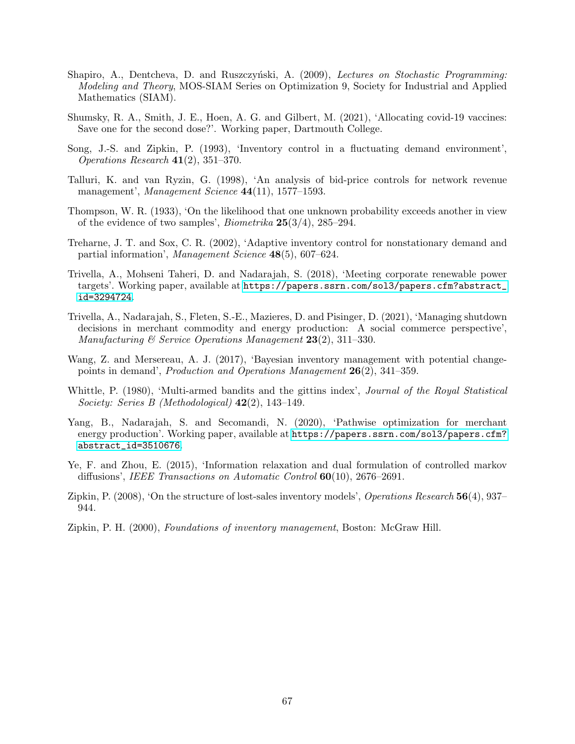Shapiro, A., Dentcheva, D. and Ruszczyński, A. (2009), *Lectures on Stochastic Programming: Modeling and Theory*, MOS-SIAM Series on Optimization 9, Society for Industrial and Applied Mathematics (SIAM).

Shumsky, R. A., Smith, J. E., Hoen, A. G. and Gilbert, M. (2021), 'Allocating covid-19 vaccines: Save one for the second dose?'. Working paper, Dartmouth College.

Song, J.-S. and Zipkin, P. (1993), 'Inventory control in a fluctuating demand environment', *Operations Research* **41**(2), 351–370.

Talluri, K. and van Ryzin, G. (1998), 'An analysis of bid-price controls for network revenue management', *Management Science* **44**(11), 1577–1593.

Thompson, W. R. (1933), 'On the likelihood that one unknown probability exceeds another in view of the evidence of two samples', *Biometrika* **25**(3/4), 285–294.

Treharne, J. T. and Sox, C. R. (2002), 'Adaptive inventory control for nonstationary demand and partial information', *Management Science* **48**(5), 607–624.

Trivella, A., Mohseni Taheri, D. and Nadarajah, S. (2018), 'Meeting corporate renewable power targets'. Working paper, available at https://papers.ssrn.com/sol3/papers.cfm?abstract_id=3294724.

Trivella, A., Nadarajah, S., Fleten, S.-E., Mazieres, D. and Pisinger, D. (2021), 'Managing shutdown decisions in merchant commodity and energy production: A social commerce perspective', *Manufacturing & Service Operations Management* **23**(2), 311–330.

Wang, Z. and Mersereau, A. J. (2017), 'Bayesian inventory management with potential change-points in demand', *Production and Operations Management* **26**(2), 341–359.

Whittle, P. (1980), 'Multi-armed bandits and the gittins index', *Journal of the Royal Statistical Society: Series B (Methodological)* **42**(2), 143–149.

Yang, B., Nadarajah, S. and Secomandi, N. (2020), 'Pathwise optimization for merchant energy production'. Working paper, available at https://papers.ssrn.com/sol3/papers.cfm?abstract_id=3510676.

Ye, F. and Zhou, E. (2015), 'Information relaxation and dual formulation of controlled markov diffusions', *IEEE Transactions on Automatic Control* **60**(10), 2676–2691.

Zipkin, P. (2008), 'On the structure of lost-sales inventory models', *Operations Research* **56**(4), 937–944.

Zipkin, P. H. (2000), *Foundations of inventory management*, Boston: McGraw Hill.